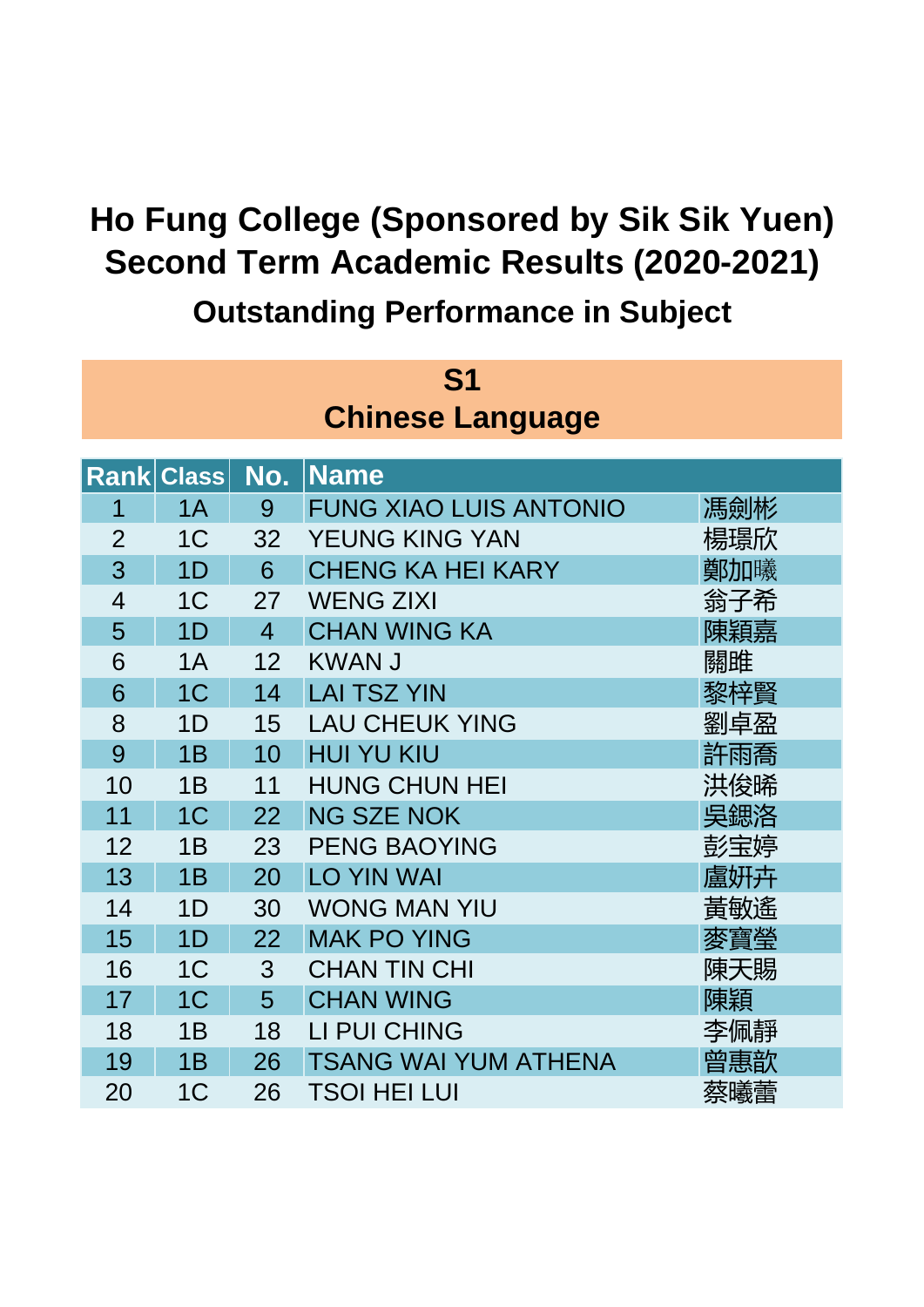# Ho Fung College (Sponsored by Sik Sik Yuen)
# Second Term Academic Results (2020-2021)
## Outstanding Performance in Subject

### S1
### Chinese Language

| Rank | Class | No. | Name | |
|---|---|---|---|---|
| 1 | 1A | 9 | FUNG XIAO LUIS ANTONIO | 馮劍彬 |
| 2 | 1C | 32 | YEUNG KING YAN | 楊璟欣 |
| 3 | 1D | 6 | CHENG KA HEI KARY | 鄭加曦 |
| 4 | 1C | 27 | WENG ZIXI | 翁子希 |
| 5 | 1D | 4 | CHAN WING KA | 陳穎嘉 |
| 6 | 1A | 12 | KWAN J | 關雎 |
| 6 | 1C | 14 | LAI TSZ YIN | 黎梓賢 |
| 8 | 1D | 15 | LAU CHEUK YING | 劉卓盈 |
| 9 | 1B | 10 | HUI YU KIU | 許雨喬 |
| 10 | 1B | 11 | HUNG CHUN HEI | 洪俊晞 |
| 11 | 1C | 22 | NG SZE NOK | 吳鍶洛 |
| 12 | 1B | 23 | PENG BAOYING | 彭宝婷 |
| 13 | 1B | 20 | LO YIN WAI | 盧妍卉 |
| 14 | 1D | 30 | WONG MAN YIU | 黃敏遙 |
| 15 | 1D | 22 | MAK PO YING | 麥寶瑩 |
| 16 | 1C | 3 | CHAN TIN CHI | 陳天賜 |
| 17 | 1C | 5 | CHAN WING | 陳穎 |
| 18 | 1B | 18 | LI PUI CHING | 李佩靜 |
| 19 | 1B | 26 | TSANG WAI YUM ATHENA | 曾惠歆 |
| 20 | 1C | 26 | TSOI HEI LUI | 蔡曦蕾 |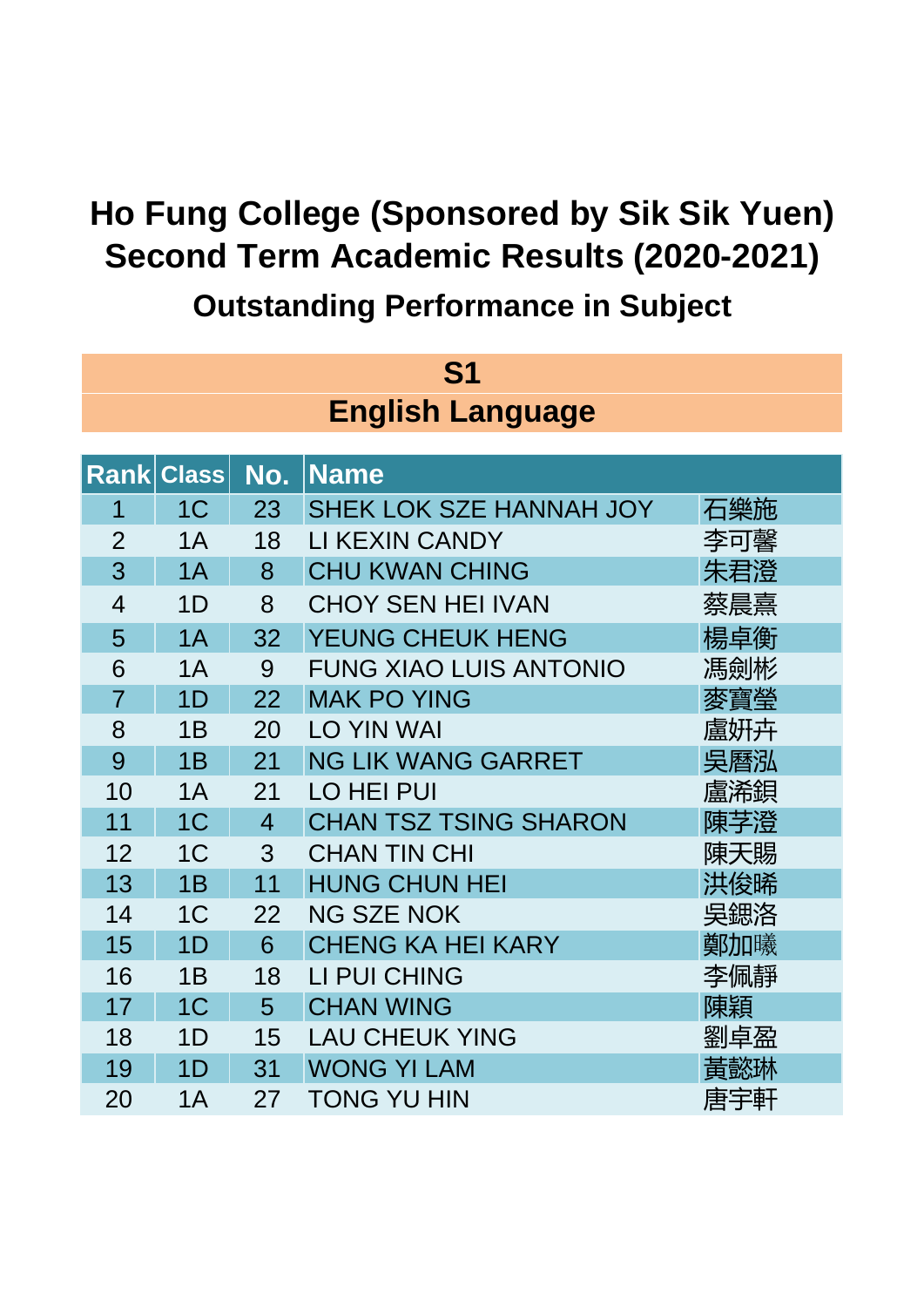# Ho Fung College (Sponsored by Sik Sik Yuen)
# Second Term Academic Results (2020-2021)
## Outstanding Performance in Subject

### S1
### English Language

| Rank | Class | No. | Name | |
|---|---|---|---|---|
| 1 | 1C | 23 | SHEK LOK SZE HANNAH JOY | 石樂施 |
| 2 | 1A | 18 | LI KEXIN CANDY | 李可馨 |
| 3 | 1A | 8 | CHU KWAN CHING | 朱君澄 |
| 4 | 1D | 8 | CHOY SEN HEI IVAN | 蔡晨熹 |
| 5 | 1A | 32 | YEUNG CHEUK HENG | 楊卓衡 |
| 6 | 1A | 9 | FUNG XIAO LUIS ANTONIO | 馮劍彬 |
| 7 | 1D | 22 | MAK PO YING | 麥寶瑩 |
| 8 | 1B | 20 | LO YIN WAI | 盧妍卉 |
| 9 | 1B | 21 | NG LIK WANG GARRET | 吳曆泓 |
| 10 | 1A | 21 | LO HEI PUI | 盧浠錍 |
| 11 | 1C | 4 | CHAN TSZ TSING SHARON | 陳芓澄 |
| 12 | 1C | 3 | CHAN TIN CHI | 陳天賜 |
| 13 | 1B | 11 | HUNG CHUN HEI | 洪俊晞 |
| 14 | 1C | 22 | NG SZE NOK | 吳鍶洛 |
| 15 | 1D | 6 | CHENG KA HEI KARY | 鄭加曦 |
| 16 | 1B | 18 | LI PUI CHING | 李佩靜 |
| 17 | 1C | 5 | CHAN WING | 陳穎 |
| 18 | 1D | 15 | LAU CHEUK YING | 劉卓盈 |
| 19 | 1D | 31 | WONG YI LAM | 黃懿琳 |
| 20 | 1A | 27 | TONG YU HIN | 唐宇軒 |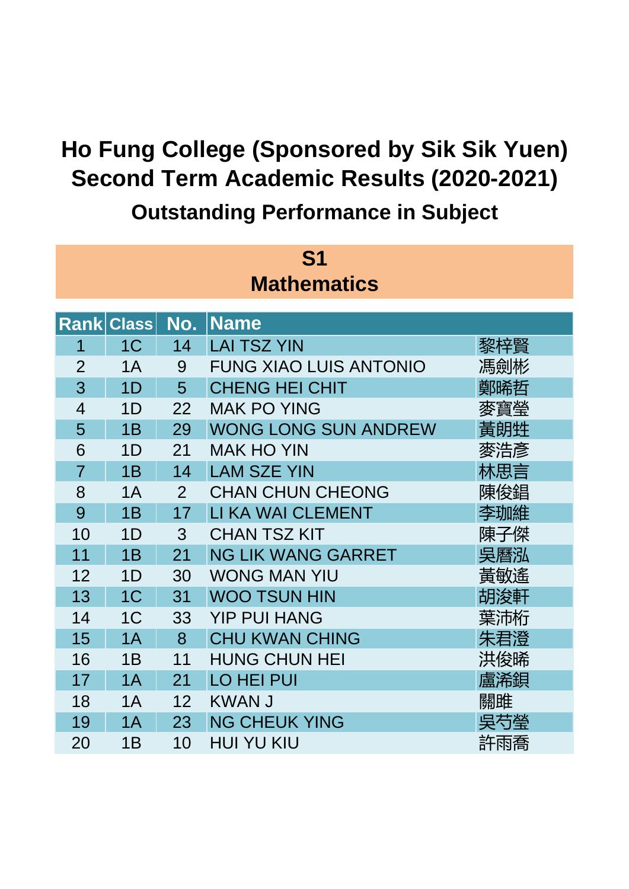# Ho Fung College (Sponsored by Sik Sik Yuen)
# Second Term Academic Results (2020-2021)
## Outstanding Performance in Subject

### S1
### Mathematics

| Rank | Class | No. | Name | |
|---|---|---|---|---|
| 1 | 1C | 14 | LAI TSZ YIN | 黎梓賢 |
| 2 | 1A | 9 | FUNG XIAO LUIS ANTONIO | 馮劍彬 |
| 3 | 1D | 5 | CHENG HEI CHIT | 鄭晞哲 |
| 4 | 1D | 22 | MAK PO YING | 麥寶瑩 |
| 5 | 1B | 29 | WONG LONG SUN ANDREW | 黃朗甡 |
| 6 | 1D | 21 | MAK HO YIN | 麥浩彥 |
| 7 | 1B | 14 | LAM SZE YIN | 林思言 |
| 8 | 1A | 2 | CHAN CHUN CHEONG | 陳俊錩 |
| 9 | 1B | 17 | LI KA WAI CLEMENT | 李珈維 |
| 10 | 1D | 3 | CHAN TSZ KIT | 陳子傑 |
| 11 | 1B | 21 | NG LIK WANG GARRET | 吳曆泓 |
| 12 | 1D | 30 | WONG MAN YIU | 黃敏遙 |
| 13 | 1C | 31 | WOO TSUN HIN | 胡浚軒 |
| 14 | 1C | 33 | YIP PUI HANG | 葉沛桁 |
| 15 | 1A | 8 | CHU KWAN CHING | 朱君澄 |
| 16 | 1B | 11 | HUNG CHUN HEI | 洪俊晞 |
| 17 | 1A | 21 | LO HEI PUI | 盧浠鋇 |
| 18 | 1A | 12 | KWAN J | 關雎 |
| 19 | 1A | 23 | NG CHEUK YING | 吳芍瑩 |
| 20 | 1B | 10 | HUI YU KIU | 許雨喬 |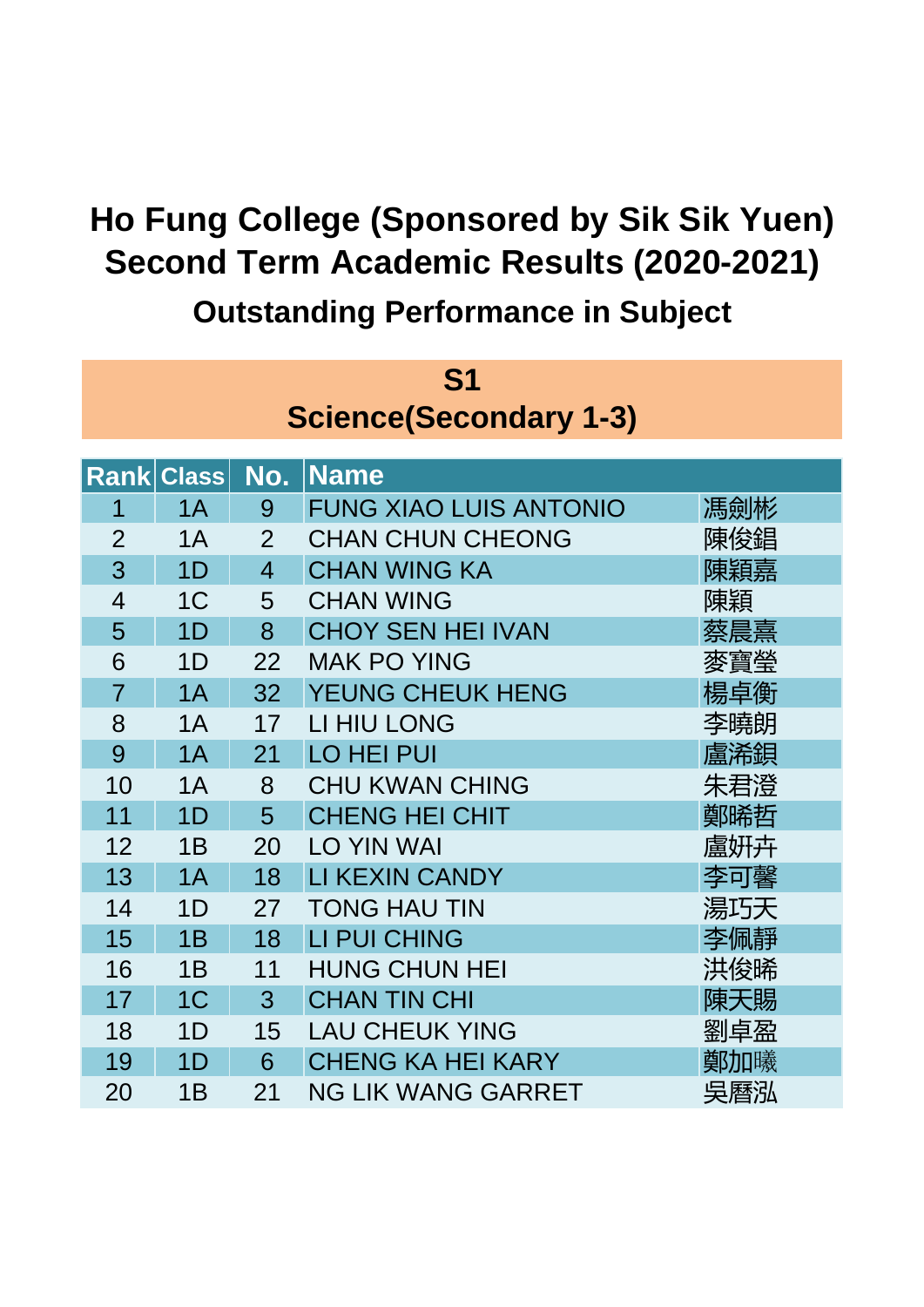# Ho Fung College (Sponsored by Sik Sik Yuen)
# Second Term Academic Results (2020-2021)
## Outstanding Performance in Subject

### S1
### Science(Secondary 1-3)

| Rank | Class | No. | Name | |
|---|---|---|---|---|
| 1 | 1A | 9 | FUNG XIAO LUIS ANTONIO | 馮劍彬 |
| 2 | 1A | 2 | CHAN CHUN CHEONG | 陳俊錩 |
| 3 | 1D | 4 | CHAN WING KA | 陳穎嘉 |
| 4 | 1C | 5 | CHAN WING | 陳穎 |
| 5 | 1D | 8 | CHOY SEN HEI IVAN | 蔡晨熹 |
| 6 | 1D | 22 | MAK PO YING | 麥寶瑩 |
| 7 | 1A | 32 | YEUNG CHEUK HENG | 楊卓衡 |
| 8 | 1A | 17 | LI HIU LONG | 李曉朗 |
| 9 | 1A | 21 | LO HEI PUI | 盧浠鋇 |
| 10 | 1A | 8 | CHU KWAN CHING | 朱君澄 |
| 11 | 1D | 5 | CHENG HEI CHIT | 鄭晞哲 |
| 12 | 1B | 20 | LO YIN WAI | 盧妍卉 |
| 13 | 1A | 18 | LI KEXIN CANDY | 李可馨 |
| 14 | 1D | 27 | TONG HAU TIN | 湯巧天 |
| 15 | 1B | 18 | LI PUI CHING | 李佩靜 |
| 16 | 1B | 11 | HUNG CHUN HEI | 洪俊晞 |
| 17 | 1C | 3 | CHAN TIN CHI | 陳天賜 |
| 18 | 1D | 15 | LAU CHEUK YING | 劉卓盈 |
| 19 | 1D | 6 | CHENG KA HEI KARY | 鄭加曦 |
| 20 | 1B | 21 | NG LIK WANG GARRET | 吳曆泓 |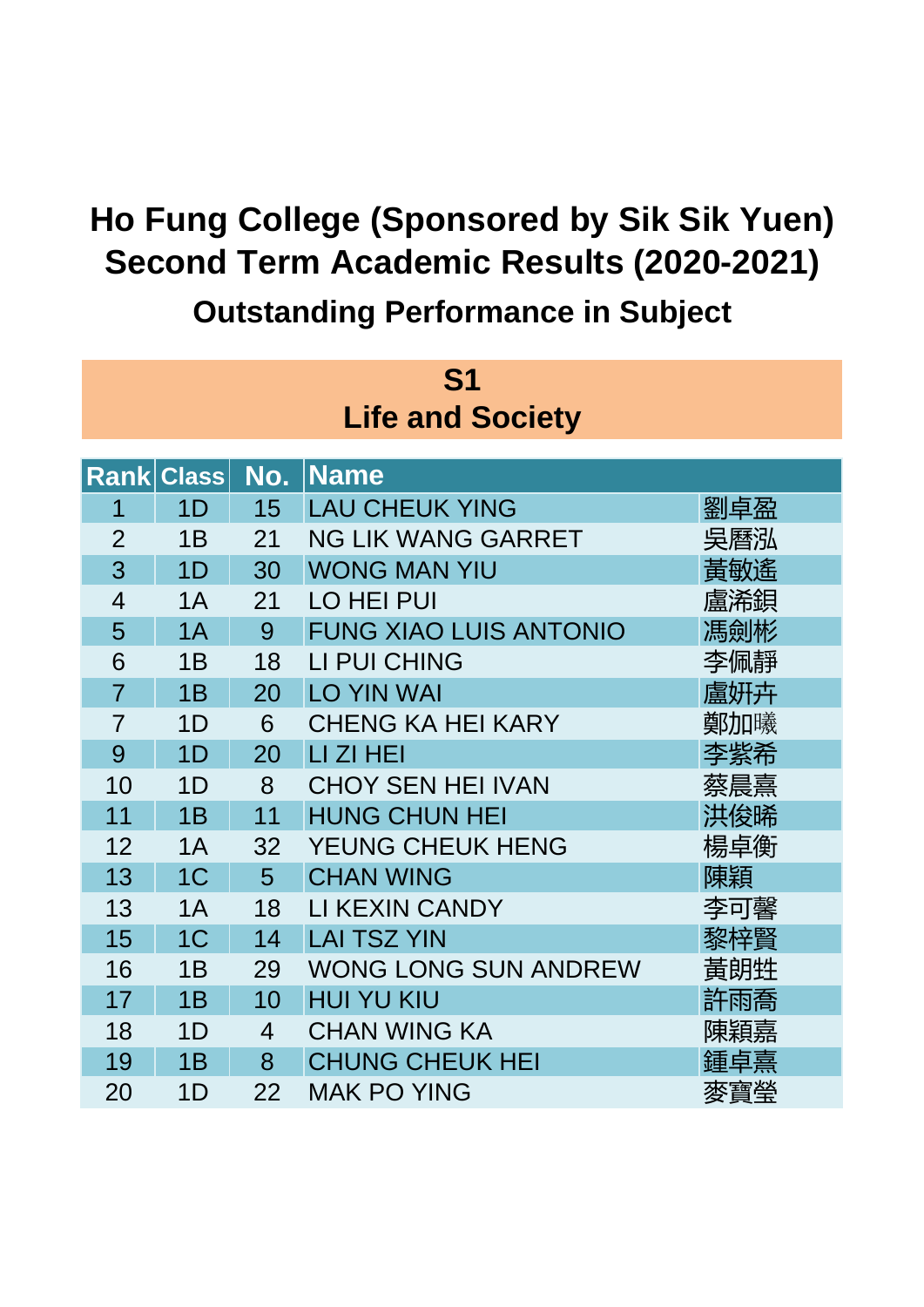# Ho Fung College (Sponsored by Sik Sik Yuen)
# Second Term Academic Results (2020-2021)
## Outstanding Performance in Subject

### S1
### Life and Society

| Rank | Class | No. | Name | |
|---|---|---|---|---|
| 1 | 1D | 15 | LAU CHEUK YING | 劉卓盈 |
| 2 | 1B | 21 | NG LIK WANG GARRET | 吳曆泓 |
| 3 | 1D | 30 | WONG MAN YIU | 黃敏遙 |
| 4 | 1A | 21 | LO HEI PUI | 盧浠錤 |
| 5 | 1A | 9 | FUNG XIAO LUIS ANTONIO | 馮劍彬 |
| 6 | 1B | 18 | LI PUI CHING | 李佩靜 |
| 7 | 1B | 20 | LO YIN WAI | 盧妍卉 |
| 7 | 1D | 6 | CHENG KA HEI KARY | 鄭加曦 |
| 9 | 1D | 20 | LI ZI HEI | 李紫希 |
| 10 | 1D | 8 | CHOY SEN HEI IVAN | 蔡晨熹 |
| 11 | 1B | 11 | HUNG CHUN HEI | 洪俊晞 |
| 12 | 1A | 32 | YEUNG CHEUK HENG | 楊卓衡 |
| 13 | 1C | 5 | CHAN WING | 陳穎 |
| 13 | 1A | 18 | LI KEXIN CANDY | 李可馨 |
| 15 | 1C | 14 | LAI TSZ YIN | 黎梓賢 |
| 16 | 1B | 29 | WONG LONG SUN ANDREW | 黃朗甡 |
| 17 | 1B | 10 | HUI YU KIU | 許雨喬 |
| 18 | 1D | 4 | CHAN WING KA | 陳穎嘉 |
| 19 | 1B | 8 | CHUNG CHEUK HEI | 鍾卓熹 |
| 20 | 1D | 22 | MAK PO YING | 麥寶瑩 |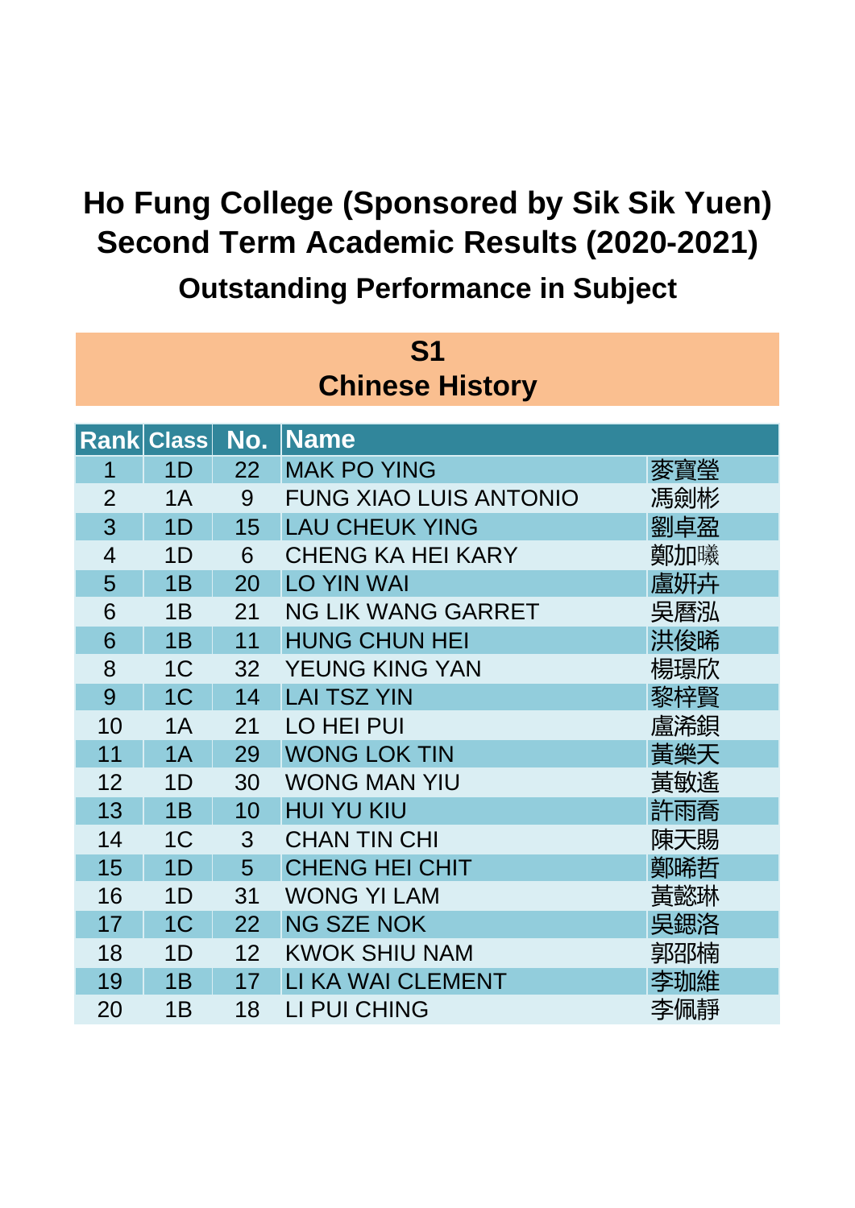# Ho Fung College (Sponsored by Sik Sik Yuen)
# Second Term Academic Results (2020-2021)
## Outstanding Performance in Subject

### S1
### Chinese History

| Rank | Class | No. | Name | |
|---|---|---|---|---|
| 1 | 1D | 22 | MAK PO YING | 麥寶瑩 |
| 2 | 1A | 9 | FUNG XIAO LUIS ANTONIO | 馮劍彬 |
| 3 | 1D | 15 | LAU CHEUK YING | 劉卓盈 |
| 4 | 1D | 6 | CHENG KA HEI KARY | 鄭加曦 |
| 5 | 1B | 20 | LO YIN WAI | 盧妍卉 |
| 6 | 1B | 21 | NG LIK WANG GARRET | 吳曆泓 |
| 6 | 1B | 11 | HUNG CHUN HEI | 洪俊晞 |
| 8 | 1C | 32 | YEUNG KING YAN | 楊璟欣 |
| 9 | 1C | 14 | LAI TSZ YIN | 黎梓賢 |
| 10 | 1A | 21 | LO HEI PUI | 盧浠鋇 |
| 11 | 1A | 29 | WONG LOK TIN | 黃樂天 |
| 12 | 1D | 30 | WONG MAN YIU | 黃敏遙 |
| 13 | 1B | 10 | HUI YU KIU | 許雨喬 |
| 14 | 1C | 3 | CHAN TIN CHI | 陳天賜 |
| 15 | 1D | 5 | CHENG HEI CHIT | 鄭晞哲 |
| 16 | 1D | 31 | WONG YI LAM | 黃懿琳 |
| 17 | 1C | 22 | NG SZE NOK | 吳鍶洛 |
| 18 | 1D | 12 | KWOK SHIU NAM | 郭卲楠 |
| 19 | 1B | 17 | LI KA WAI CLEMENT | 李珈維 |
| 20 | 1B | 18 | LI PUI CHING | 李佩靜 |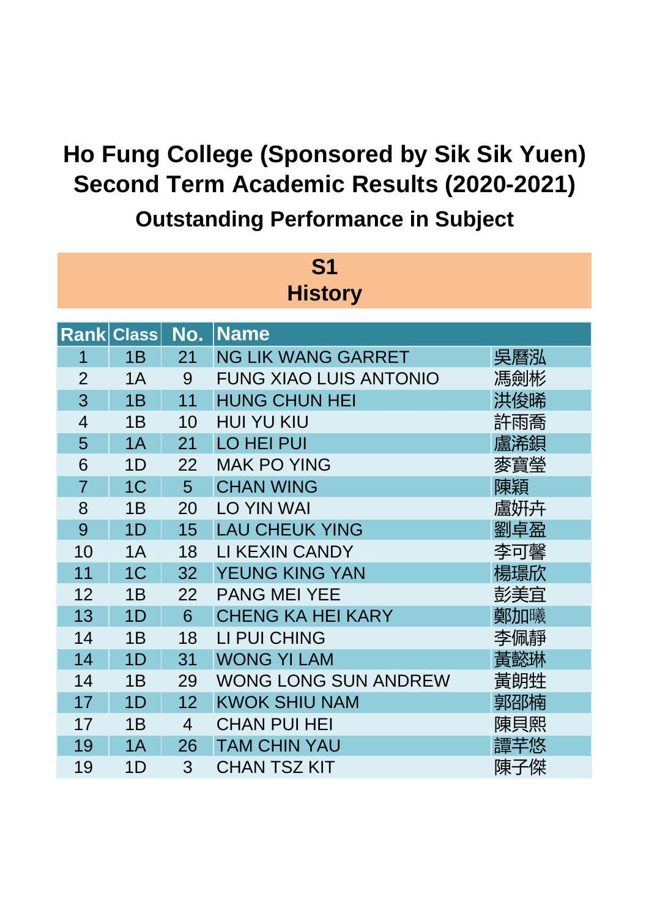# Ho Fung College (Sponsored by Sik Sik Yuen)
# Second Term Academic Results (2020-2021)
## Outstanding Performance in Subject

### S1
### History

| Rank | Class | No. | Name | |
|---|---|---|---|---|
| 1 | 1B | 21 | NG LIK WANG GARRET | 吳曆泓 |
| 2 | 1A | 9 | FUNG XIAO LUIS ANTONIO | 馮劍彬 |
| 3 | 1B | 11 | HUNG CHUN HEI | 洪俊晞 |
| 4 | 1B | 10 | HUI YU KIU | 許雨喬 |
| 5 | 1A | 21 | LO HEI PUI | 盧浠鋇 |
| 6 | 1D | 22 | MAK PO YING | 麥寶瑩 |
| 7 | 1C | 5 | CHAN WING | 陳穎 |
| 8 | 1B | 20 | LO YIN WAI | 盧妍卉 |
| 9 | 1D | 15 | LAU CHEUK YING | 劉卓盈 |
| 10 | 1A | 18 | LI KEXIN CANDY | 李可馨 |
| 11 | 1C | 32 | YEUNG KING YAN | 楊璟欣 |
| 12 | 1B | 22 | PANG MEI YEE | 彭美宜 |
| 13 | 1D | 6 | CHENG KA HEI KARY | 鄭加曦 |
| 14 | 1B | 18 | LI PUI CHING | 李佩靜 |
| 14 | 1D | 31 | WONG YI LAM | 黃懿琳 |
| 14 | 1B | 29 | WONG LONG SUN ANDREW | 黃朗甡 |
| 17 | 1D | 12 | KWOK SHIU NAM | 郭邵楠 |
| 17 | 1B | 4 | CHAN PUI HEI | 陳貝熙 |
| 19 | 1A | 26 | TAM CHIN YAU | 譚芊悠 |
| 19 | 1D | 3 | CHAN TSZ KIT | 陳子傑 |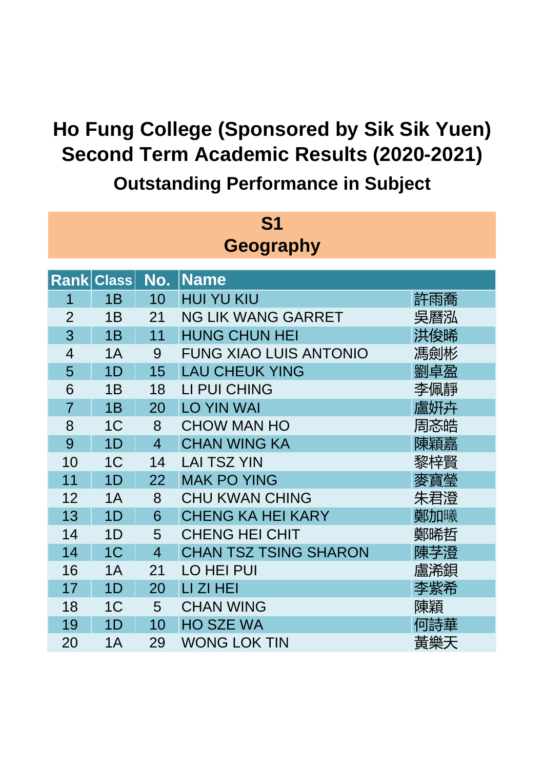# Ho Fung College (Sponsored by Sik Sik Yuen)
# Second Term Academic Results (2020-2021)
## Outstanding Performance in Subject

### S1
### Geography

| Rank | Class | No. | Name | |
|---|---|---|---|---|
| 1 | 1B | 10 | HUI YU KIU | 許雨喬 |
| 2 | 1B | 21 | NG LIK WANG GARRET | 吳曆泓 |
| 3 | 1B | 11 | HUNG CHUN HEI | 洪俊晞 |
| 4 | 1A | 9 | FUNG XIAO LUIS ANTONIO | 馮劍彬 |
| 5 | 1D | 15 | LAU CHEUK YING | 劉卓盈 |
| 6 | 1B | 18 | LI PUI CHING | 李佩靜 |
| 7 | 1B | 20 | LO YIN WAI | 盧妍卉 |
| 8 | 1C | 8 | CHOW MAN HO | 周忞皓 |
| 9 | 1D | 4 | CHAN WING KA | 陳穎嘉 |
| 10 | 1C | 14 | LAI TSZ YIN | 黎梓賢 |
| 11 | 1D | 22 | MAK PO YING | 麥寶瑩 |
| 12 | 1A | 8 | CHU KWAN CHING | 朱君澄 |
| 13 | 1D | 6 | CHENG KA HEI KARY | 鄭加曦 |
| 14 | 1D | 5 | CHENG HEI CHIT | 鄭晞哲 |
| 14 | 1C | 4 | CHAN TSZ TSING SHARON | 陳芓澄 |
| 16 | 1A | 21 | LO HEI PUI | 盧浠錤 |
| 17 | 1D | 20 | LI ZI HEI | 李紫希 |
| 18 | 1C | 5 | CHAN WING | 陳穎 |
| 19 | 1D | 10 | HO SZE WA | 何詩華 |
| 20 | 1A | 29 | WONG LOK TIN | 黃樂天 |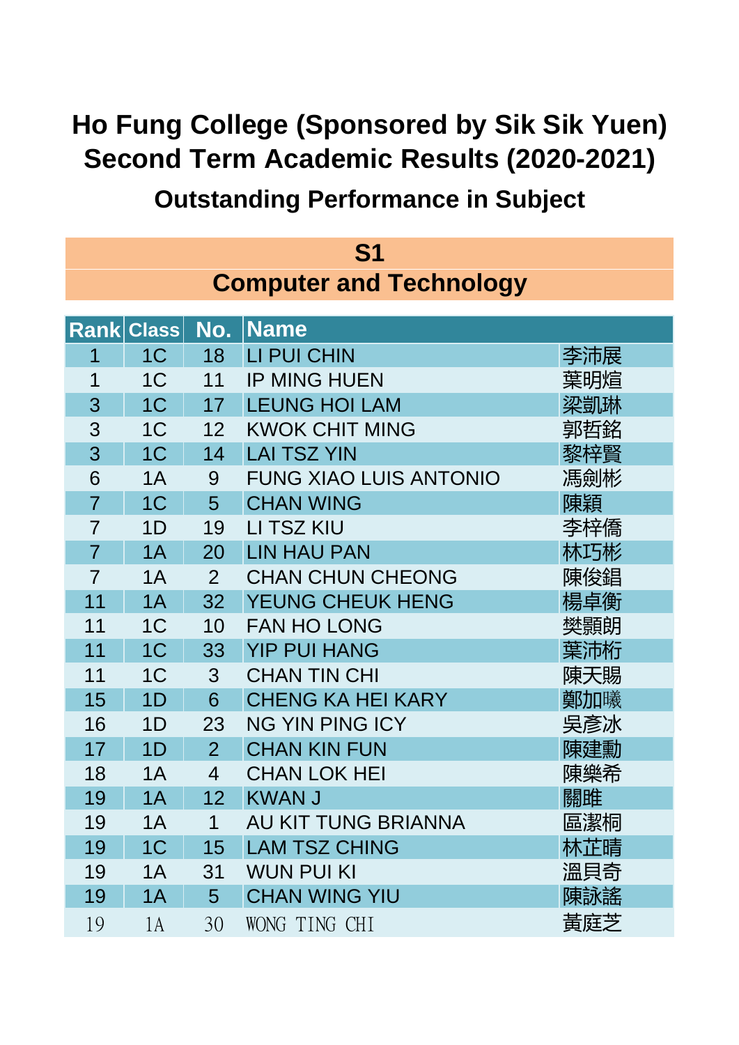# Ho Fung College (Sponsored by Sik Sik Yuen)
# Second Term Academic Results (2020-2021)
## Outstanding Performance in Subject

### S1
### Computer and Technology

| Rank | Class | No. | Name | |
|---|---|---|---|---|
| 1 | 1C | 18 | LI PUI CHIN | 李沛展 |
| 1 | 1C | 11 | IP MING HUEN | 葉明煊 |
| 3 | 1C | 17 | LEUNG HOI LAM | 梁凱琳 |
| 3 | 1C | 12 | KWOK CHIT MING | 郭哲銘 |
| 3 | 1C | 14 | LAI TSZ YIN | 黎梓賢 |
| 6 | 1A | 9 | FUNG XIAO LUIS ANTONIO | 馮劍彬 |
| 7 | 1C | 5 | CHAN WING | 陳穎 |
| 7 | 1D | 19 | LI TSZ KIU | 李梓僑 |
| 7 | 1A | 20 | LIN HAU PAN | 林巧彬 |
| 7 | 1A | 2 | CHAN CHUN CHEONG | 陳俊錩 |
| 11 | 1A | 32 | YEUNG CHEUK HENG | 楊卓衡 |
| 11 | 1C | 10 | FAN HO LONG | 樊顥朗 |
| 11 | 1C | 33 | YIP PUI HANG | 葉沛桁 |
| 11 | 1C | 3 | CHAN TIN CHI | 陳天賜 |
| 15 | 1D | 6 | CHENG KA HEI KARY | 鄭加曦 |
| 16 | 1D | 23 | NG YIN PING ICY | 吳彥冰 |
| 17 | 1D | 2 | CHAN KIN FUN | 陳建勳 |
| 18 | 1A | 4 | CHAN LOK HEI | 陳樂希 |
| 19 | 1A | 12 | KWAN J | 關睢 |
| 19 | 1A | 1 | AU KIT TUNG BRIANNA | 區潔桐 |
| 19 | 1C | 15 | LAM TSZ CHING | 林芷晴 |
| 19 | 1A | 31 | WUN PUI KI | 溫貝奇 |
| 19 | 1A | 5 | CHAN WING YIU | 陳詠謠 |
| 19 | 1A | 30 | WONG TING CHI | 黃庭芝 |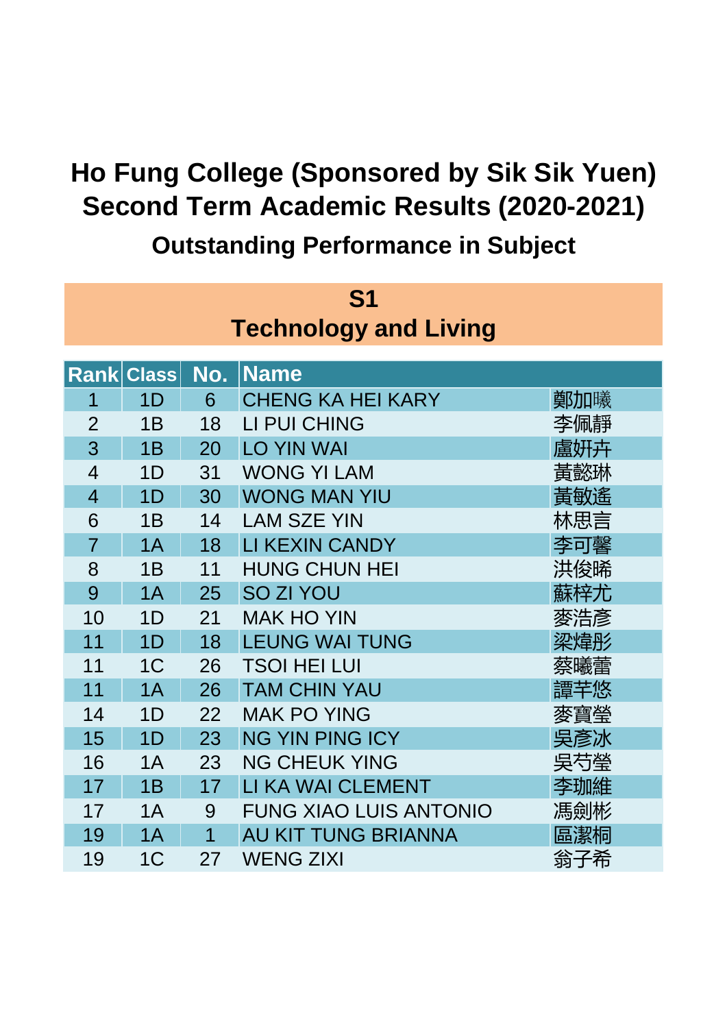# Ho Fung College (Sponsored by Sik Sik Yuen)
# Second Term Academic Results (2020-2021)
## Outstanding Performance in Subject

### S1
### Technology and Living

| Rank | Class | No. | Name | |
|---|---|---|---|---|
| 1 | 1D | 6 | CHENG KA HEI KARY | 鄭加曦 |
| 2 | 1B | 18 | LI PUI CHING | 李佩靜 |
| 3 | 1B | 20 | LO YIN WAI | 盧妍卉 |
| 4 | 1D | 31 | WONG YI LAM | 黃懿琳 |
| 4 | 1D | 30 | WONG MAN YIU | 黃敏遙 |
| 6 | 1B | 14 | LAM SZE YIN | 林思言 |
| 7 | 1A | 18 | LI KEXIN CANDY | 李可馨 |
| 8 | 1B | 11 | HUNG CHUN HEI | 洪俊晞 |
| 9 | 1A | 25 | SO ZI YOU | 蘇梓尤 |
| 10 | 1D | 21 | MAK HO YIN | 麥浩彥 |
| 11 | 1D | 18 | LEUNG WAI TUNG | 梁煒彤 |
| 11 | 1C | 26 | TSOI HEI LUI | 蔡曦蕾 |
| 11 | 1A | 26 | TAM CHIN YAU | 譚芊悠 |
| 14 | 1D | 22 | MAK PO YING | 麥寶瑩 |
| 15 | 1D | 23 | NG YIN PING ICY | 吳彥冰 |
| 16 | 1A | 23 | NG CHEUK YING | 吳芍瑩 |
| 17 | 1B | 17 | LI KA WAI CLEMENT | 李珈維 |
| 17 | 1A | 9 | FUNG XIAO LUIS ANTONIO | 馮劍彬 |
| 19 | 1A | 1 | AU KIT TUNG BRIANNA | 區潔桐 |
| 19 | 1C | 27 | WENG ZIXI | 翁子希 |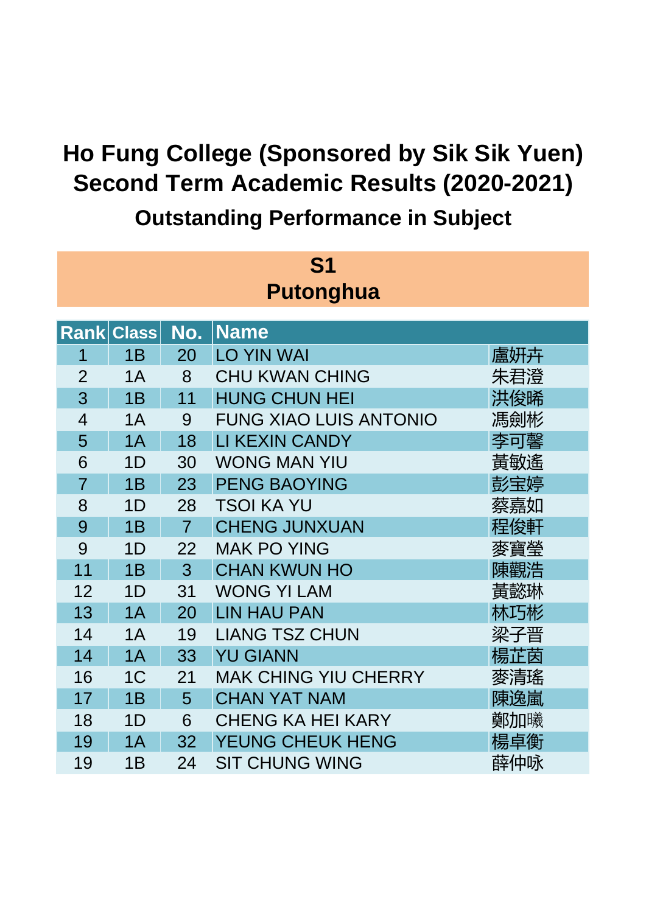# Ho Fung College (Sponsored by Sik Sik Yuen)
# Second Term Academic Results (2020-2021)
## Outstanding Performance in Subject

### S1
### Putonghua

| Rank | Class | No. | Name | |
|---|---|---|---|---|
| 1 | 1B | 20 | LO YIN WAI | 盧妍卉 |
| 2 | 1A | 8 | CHU KWAN CHING | 朱君澄 |
| 3 | 1B | 11 | HUNG CHUN HEI | 洪俊晞 |
| 4 | 1A | 9 | FUNG XIAO LUIS ANTONIO | 馮劍彬 |
| 5 | 1A | 18 | LI KEXIN CANDY | 李可馨 |
| 6 | 1D | 30 | WONG MAN YIU | 黃敏遙 |
| 7 | 1B | 23 | PENG BAOYING | 彭宝婷 |
| 8 | 1D | 28 | TSOI KA YU | 蔡嘉如 |
| 9 | 1B | 7 | CHENG JUNXUAN | 程俊軒 |
| 9 | 1D | 22 | MAK PO YING | 麥寶瑩 |
| 11 | 1B | 3 | CHAN KWUN HO | 陳觀浩 |
| 12 | 1D | 31 | WONG YI LAM | 黃懿琳 |
| 13 | 1A | 20 | LIN HAU PAN | 林巧彬 |
| 14 | 1A | 19 | LIANG TSZ CHUN | 梁子晋 |
| 14 | 1A | 33 | YU GIANN | 楊芷茵 |
| 16 | 1C | 21 | MAK CHING YIU CHERRY | 麥清瑤 |
| 17 | 1B | 5 | CHAN YAT NAM | 陳逸嵐 |
| 18 | 1D | 6 | CHENG KA HEI KARY | 鄭加曦 |
| 19 | 1A | 32 | YEUNG CHEUK HENG | 楊卓衡 |
| 19 | 1B | 24 | SIT CHUNG WING | 薛仲咏 |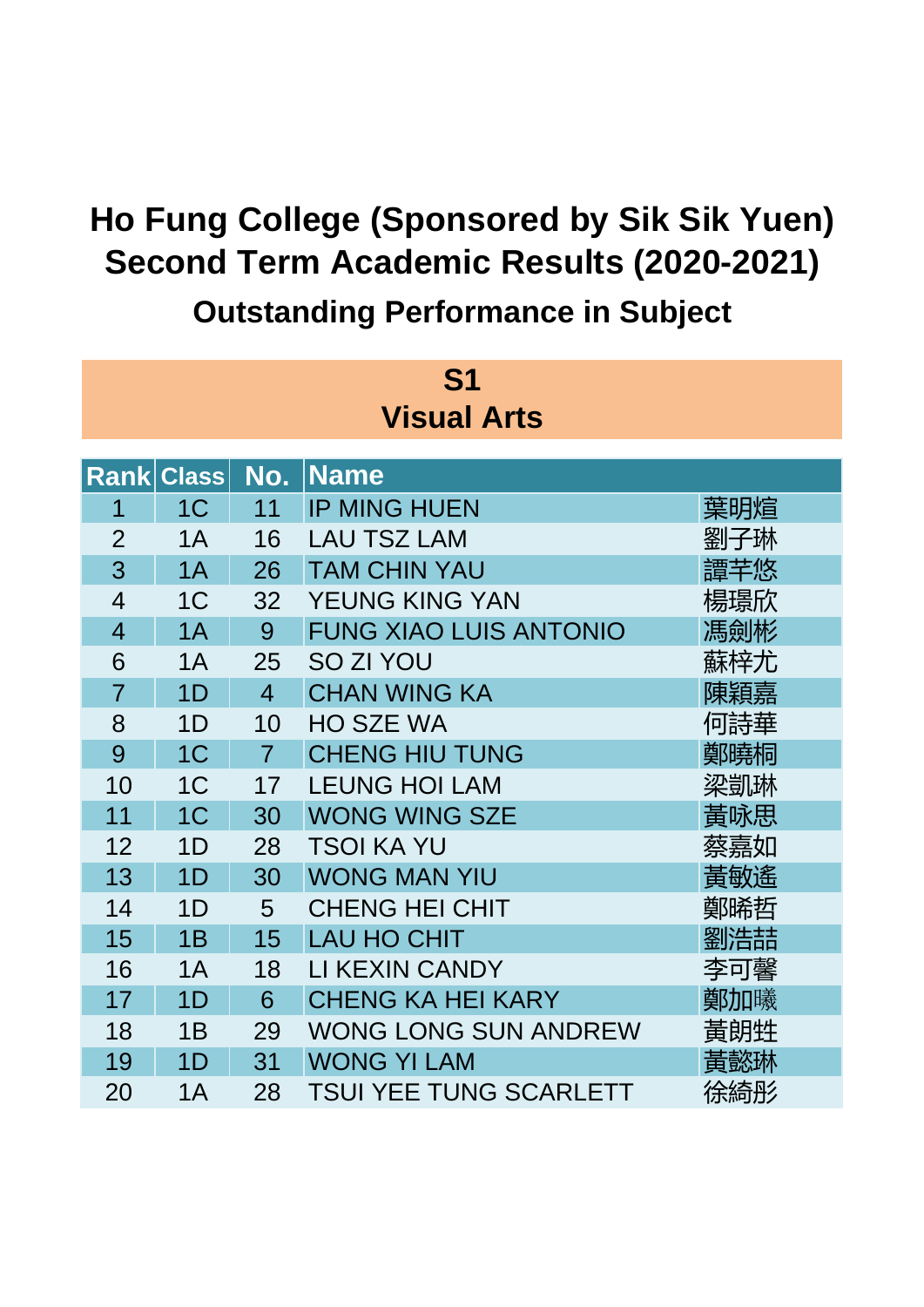# Ho Fung College (Sponsored by Sik Sik Yuen)
# Second Term Academic Results (2020-2021)
## Outstanding Performance in Subject

### S1
### Visual Arts

| Rank | Class | No. | Name | |
|---|---|---|---|---|
| 1 | 1C | 11 | IP MING HUEN | 葉明煊 |
| 2 | 1A | 16 | LAU TSZ LAM | 劉子琳 |
| 3 | 1A | 26 | TAM CHIN YAU | 譚芊悠 |
| 4 | 1C | 32 | YEUNG KING YAN | 楊璟欣 |
| 4 | 1A | 9 | FUNG XIAO LUIS ANTONIO | 馮劍彬 |
| 6 | 1A | 25 | SO ZI YOU | 蘇梓尤 |
| 7 | 1D | 4 | CHAN WING KA | 陳穎嘉 |
| 8 | 1D | 10 | HO SZE WA | 何詩華 |
| 9 | 1C | 7 | CHENG HIU TUNG | 鄭曉桐 |
| 10 | 1C | 17 | LEUNG HOI LAM | 梁凱琳 |
| 11 | 1C | 30 | WONG WING SZE | 黃咏思 |
| 12 | 1D | 28 | TSOI KA YU | 蔡嘉如 |
| 13 | 1D | 30 | WONG MAN YIU | 黃敏遙 |
| 14 | 1D | 5 | CHENG HEI CHIT | 鄭晞哲 |
| 15 | 1B | 15 | LAU HO CHIT | 劉浩喆 |
| 16 | 1A | 18 | LI KEXIN CANDY | 李可馨 |
| 17 | 1D | 6 | CHENG KA HEI KARY | 鄭加曦 |
| 18 | 1B | 29 | WONG LONG SUN ANDREW | 黃朗甡 |
| 19 | 1D | 31 | WONG YI LAM | 黃懿琳 |
| 20 | 1A | 28 | TSUI YEE TUNG SCARLETT | 徐綺彤 |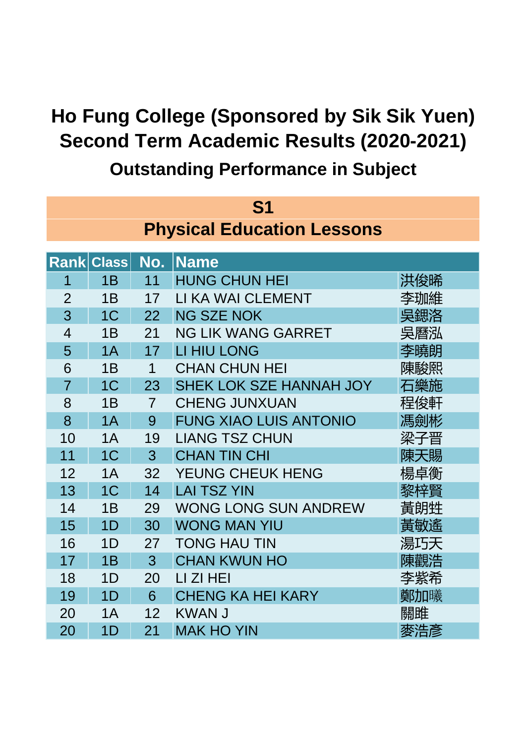# Ho Fung College (Sponsored by Sik Sik Yuen)
# Second Term Academic Results (2020-2021)
## Outstanding Performance in Subject

### S1
### Physical Education Lessons

| Rank | Class | No. | Name | |
|---|---|---|---|---|
| 1 | 1B | 11 | HUNG CHUN HEI | 洪俊晞 |
| 2 | 1B | 17 | LI KA WAI CLEMENT | 李珈維 |
| 3 | 1C | 22 | NG SZE NOK | 吳鍶洛 |
| 4 | 1B | 21 | NG LIK WANG GARRET | 吳曆泓 |
| 5 | 1A | 17 | LI HIU LONG | 李曉朗 |
| 6 | 1B | 1 | CHAN CHUN HEI | 陳駿熙 |
| 7 | 1C | 23 | SHEK LOK SZE HANNAH JOY | 石樂施 |
| 8 | 1B | 7 | CHENG JUNXUAN | 程俊軒 |
| 8 | 1A | 9 | FUNG XIAO LUIS ANTONIO | 馮劍彬 |
| 10 | 1A | 19 | LIANG TSZ CHUN | 梁子晉 |
| 11 | 1C | 3 | CHAN TIN CHI | 陳天賜 |
| 12 | 1A | 32 | YEUNG CHEUK HENG | 楊卓衡 |
| 13 | 1C | 14 | LAI TSZ YIN | 黎梓賢 |
| 14 | 1B | 29 | WONG LONG SUN ANDREW | 黃朗甡 |
| 15 | 1D | 30 | WONG MAN YIU | 黃敏遙 |
| 16 | 1D | 27 | TONG HAU TIN | 湯巧天 |
| 17 | 1B | 3 | CHAN KWUN HO | 陳觀浩 |
| 18 | 1D | 20 | LI ZI HEI | 李紫希 |
| 19 | 1D | 6 | CHENG KA HEI KARY | 鄭加曦 |
| 20 | 1A | 12 | KWAN J | 關雎 |
| 20 | 1D | 21 | MAK HO YIN | 麥浩彥 |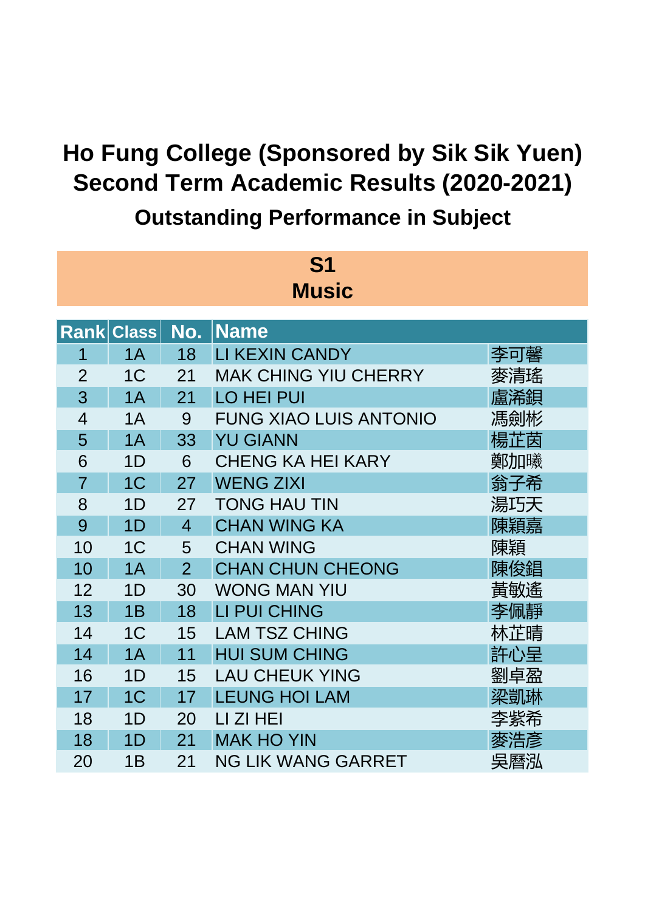# Ho Fung College (Sponsored by Sik Sik Yuen)
# Second Term Academic Results (2020-2021)
## Outstanding Performance in Subject

### S1
### Music

| Rank | Class | No. | Name | |
|---|---|---|---|---|
| 1 | 1A | 18 | LI KEXIN CANDY | 李可馨 |
| 2 | 1C | 21 | MAK CHING YIU CHERRY | 麥清瑤 |
| 3 | 1A | 21 | LO HEI PUI | 盧浠錍 |
| 4 | 1A | 9 | FUNG XIAO LUIS ANTONIO | 馮劍彬 |
| 5 | 1A | 33 | YU GIANN | 楊芷茵 |
| 6 | 1D | 6 | CHENG KA HEI KARY | 鄭加曦 |
| 7 | 1C | 27 | WENG ZIXI | 翁子希 |
| 8 | 1D | 27 | TONG HAU TIN | 湯巧天 |
| 9 | 1D | 4 | CHAN WING KA | 陳穎嘉 |
| 10 | 1C | 5 | CHAN WING | 陳穎 |
| 10 | 1A | 2 | CHAN CHUN CHEONG | 陳俊錩 |
| 12 | 1D | 30 | WONG MAN YIU | 黃敏遙 |
| 13 | 1B | 18 | LI PUI CHING | 李佩靜 |
| 14 | 1C | 15 | LAM TSZ CHING | 林芷晴 |
| 14 | 1A | 11 | HUI SUM CHING | 許心呈 |
| 16 | 1D | 15 | LAU CHEUK YING | 劉卓盈 |
| 17 | 1C | 17 | LEUNG HOI LAM | 梁凱琳 |
| 18 | 1D | 20 | LI ZI HEI | 李紫希 |
| 18 | 1D | 21 | MAK HO YIN | 麥浩彥 |
| 20 | 1B | 21 | NG LIK WANG GARRET | 吳曆泓 |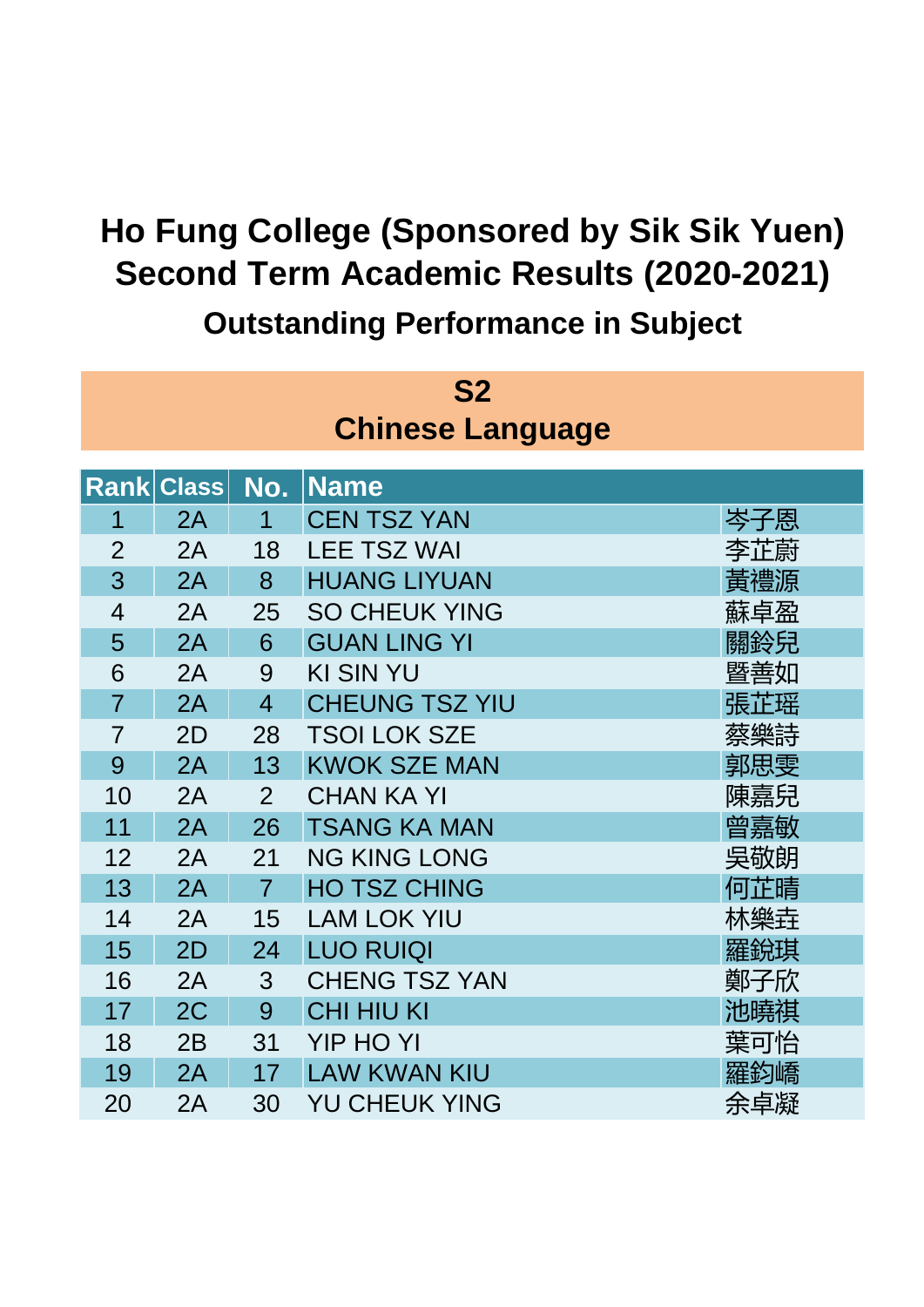# Ho Fung College (Sponsored by Sik Sik Yuen)
# Second Term Academic Results (2020-2021)
## Outstanding Performance in Subject

### S2
### Chinese Language

| Rank | Class | No. | Name | |
|---|---|---|---|---|
| 1 | 2A | 1 | CEN TSZ YAN | 岑子恩 |
| 2 | 2A | 18 | LEE TSZ WAI | 李芷蔚 |
| 3 | 2A | 8 | HUANG LIYUAN | 黃禮源 |
| 4 | 2A | 25 | SO CHEUK YING | 蘇卓盈 |
| 5 | 2A | 6 | GUAN LING YI | 關鈴兒 |
| 6 | 2A | 9 | KI SIN YU | 暨善如 |
| 7 | 2A | 4 | CHEUNG TSZ YIU | 張芷瑶 |
| 7 | 2D | 28 | TSOI LOK SZE | 蔡樂詩 |
| 9 | 2A | 13 | KWOK SZE MAN | 郭思雯 |
| 10 | 2A | 2 | CHAN KA YI | 陳嘉兒 |
| 11 | 2A | 26 | TSANG KA MAN | 曾嘉敏 |
| 12 | 2A | 21 | NG KING LONG | 吳敬朗 |
| 13 | 2A | 7 | HO TSZ CHING | 何芷晴 |
| 14 | 2A | 15 | LAM LOK YIU | 林樂垚 |
| 15 | 2D | 24 | LUO RUIQI | 羅銳琪 |
| 16 | 2A | 3 | CHENG TSZ YAN | 鄭子欣 |
| 17 | 2C | 9 | CHI HIU KI | 池曉祺 |
| 18 | 2B | 31 | YIP HO YI | 葉可怡 |
| 19 | 2A | 17 | LAW KWAN KIU | 羅鈞嶠 |
| 20 | 2A | 30 | YU CHEUK YING | 余卓凝 |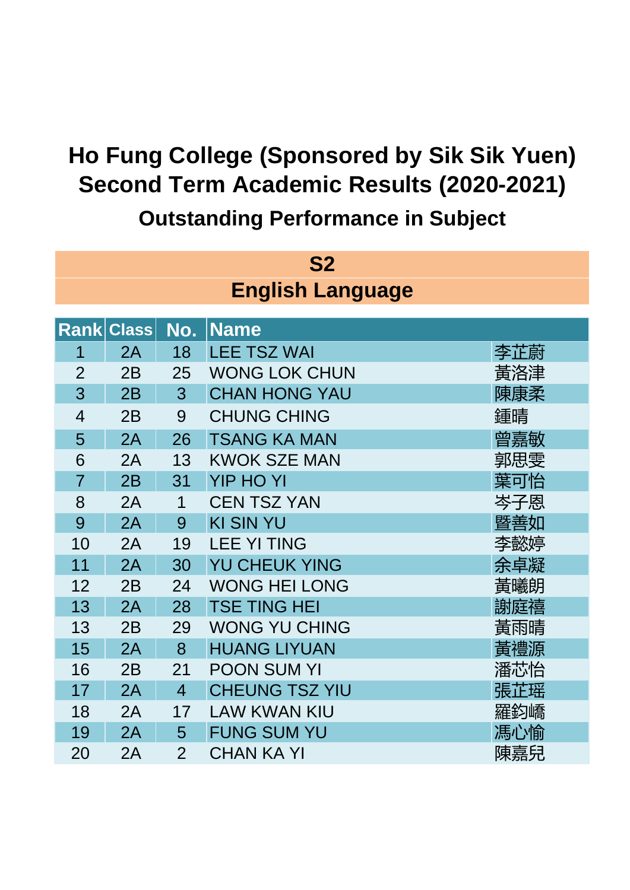# Ho Fung College (Sponsored by Sik Sik Yuen)
# Second Term Academic Results (2020-2021)
## Outstanding Performance in Subject

### S2
### English Language

| Rank | Class | No. | Name | |
|---|---|---|---|---|
| 1 | 2A | 18 | LEE TSZ WAI | 李芷蔚 |
| 2 | 2B | 25 | WONG LOK CHUN | 黃洛津 |
| 3 | 2B | 3 | CHAN HONG YAU | 陳康柔 |
| 4 | 2B | 9 | CHUNG CHING | 鍾晴 |
| 5 | 2A | 26 | TSANG KA MAN | 曾嘉敏 |
| 6 | 2A | 13 | KWOK SZE MAN | 郭思雯 |
| 7 | 2B | 31 | YIP HO YI | 葉可怡 |
| 8 | 2A | 1 | CEN TSZ YAN | 岑子恩 |
| 9 | 2A | 9 | KI SIN YU | 暨善如 |
| 10 | 2A | 19 | LEE YI TING | 李懿婷 |
| 11 | 2A | 30 | YU CHEUK YING | 余卓凝 |
| 12 | 2B | 24 | WONG HEI LONG | 黃曦朗 |
| 13 | 2A | 28 | TSE TING HEI | 謝庭禧 |
| 13 | 2B | 29 | WONG YU CHING | 黃雨晴 |
| 15 | 2A | 8 | HUANG LIYUAN | 黃禮源 |
| 16 | 2B | 21 | POON SUM YI | 潘芯怡 |
| 17 | 2A | 4 | CHEUNG TSZ YIU | 張芷瑤 |
| 18 | 2A | 17 | LAW KWAN KIU | 羅鈞嶠 |
| 19 | 2A | 5 | FUNG SUM YU | 馮心愉 |
| 20 | 2A | 2 | CHAN KA YI | 陳嘉兒 |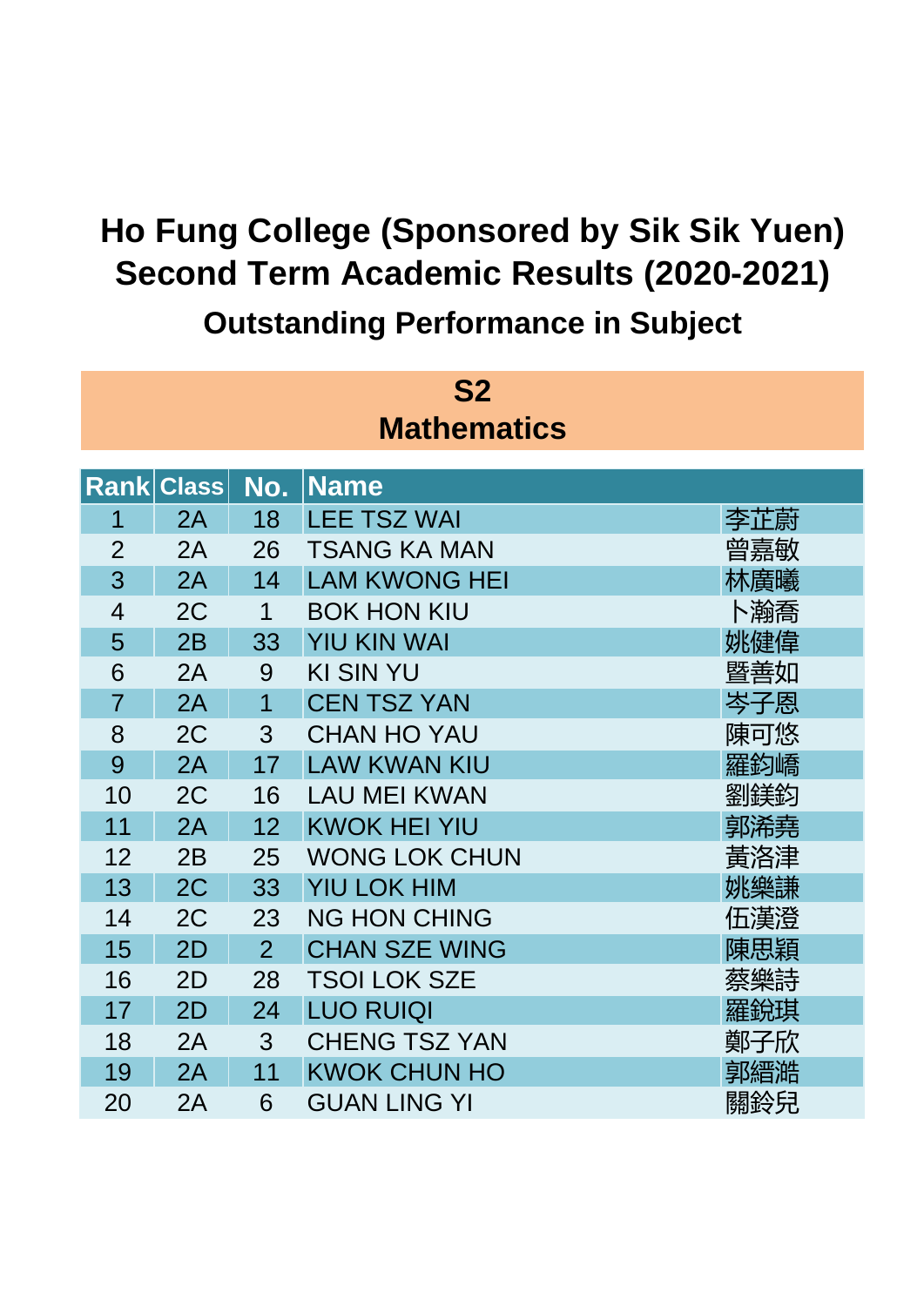# Ho Fung College (Sponsored by Sik Sik Yuen)
# Second Term Academic Results (2020-2021)
## Outstanding Performance in Subject

### S2
### Mathematics

| Rank | Class | No. | Name | |
|---|---|---|---|---|
| 1 | 2A | 18 | LEE TSZ WAI | 李芷蔚 |
| 2 | 2A | 26 | TSANG KA MAN | 曾嘉敏 |
| 3 | 2A | 14 | LAM KWONG HEI | 林廣曦 |
| 4 | 2C | 1 | BOK HON KIU | 卜瀚喬 |
| 5 | 2B | 33 | YIU KIN WAI | 姚健偉 |
| 6 | 2A | 9 | KI SIN YU | 暨善如 |
| 7 | 2A | 1 | CEN TSZ YAN | 岑子恩 |
| 8 | 2C | 3 | CHAN HO YAU | 陳可悠 |
| 9 | 2A | 17 | LAW KWAN KIU | 羅鈞嶠 |
| 10 | 2C | 16 | LAU MEI KWAN | 劉鎂鈞 |
| 11 | 2A | 12 | KWOK HEI YIU | 郭浠堯 |
| 12 | 2B | 25 | WONG LOK CHUN | 黃洛津 |
| 13 | 2C | 33 | YIU LOK HIM | 姚樂謙 |
| 14 | 2C | 23 | NG HON CHING | 伍漢澄 |
| 15 | 2D | 2 | CHAN SZE WING | 陳思穎 |
| 16 | 2D | 28 | TSOI LOK SZE | 蔡樂詩 |
| 17 | 2D | 24 | LUO RUIQI | 羅銳琪 |
| 18 | 2A | 3 | CHENG TSZ YAN | 鄭子欣 |
| 19 | 2A | 11 | KWOK CHUN HO | 郭縉澔 |
| 20 | 2A | 6 | GUAN LING YI | 關鈴兒 |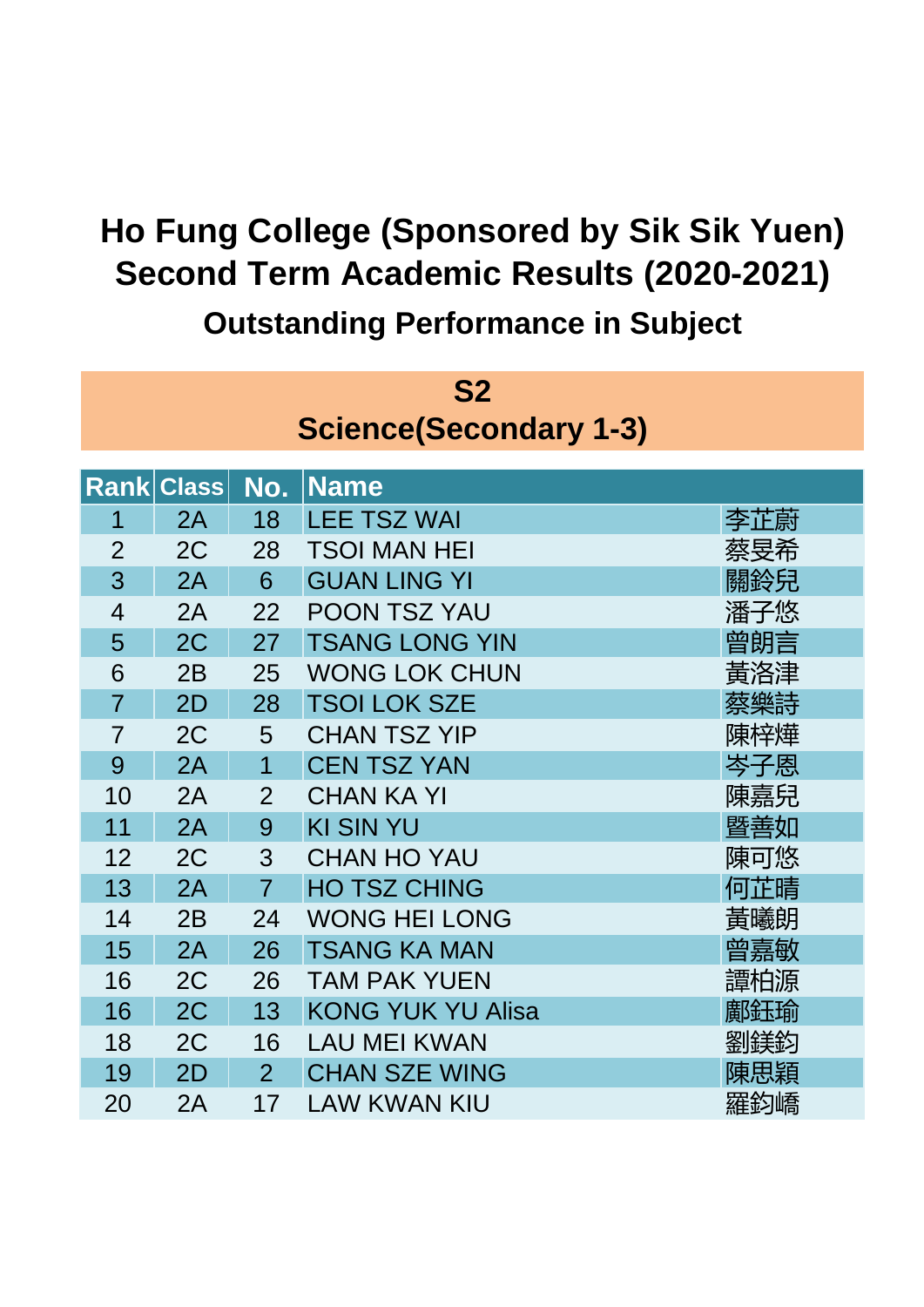# Ho Fung College (Sponsored by Sik Sik Yuen)
# Second Term Academic Results (2020-2021)
## Outstanding Performance in Subject

### S2
### Science(Secondary 1-3)

| Rank | Class | No. | Name | |
|---|---|---|---|---|
| 1 | 2A | 18 | LEE TSZ WAI | 李芷蔚 |
| 2 | 2C | 28 | TSOI MAN HEI | 蔡旻希 |
| 3 | 2A | 6 | GUAN LING YI | 關鈴兒 |
| 4 | 2A | 22 | POON TSZ YAU | 潘子悠 |
| 5 | 2C | 27 | TSANG LONG YIN | 曾朗言 |
| 6 | 2B | 25 | WONG LOK CHUN | 黃洛津 |
| 7 | 2D | 28 | TSOI LOK SZE | 蔡樂詩 |
| 7 | 2C | 5 | CHAN TSZ YIP | 陳梓燁 |
| 9 | 2A | 1 | CEN TSZ YAN | 岑子恩 |
| 10 | 2A | 2 | CHAN KA YI | 陳嘉兒 |
| 11 | 2A | 9 | KI SIN YU | 暨善如 |
| 12 | 2C | 3 | CHAN HO YAU | 陳可悠 |
| 13 | 2A | 7 | HO TSZ CHING | 何芷晴 |
| 14 | 2B | 24 | WONG HEI LONG | 黃曦朗 |
| 15 | 2A | 26 | TSANG KA MAN | 曾嘉敏 |
| 16 | 2C | 26 | TAM PAK YUEN | 譚柏源 |
| 16 | 2C | 13 | KONG YUK YU Alisa | 鄺鈺瑜 |
| 18 | 2C | 16 | LAU MEI KWAN | 劉鎂鈞 |
| 19 | 2D | 2 | CHAN SZE WING | 陳思穎 |
| 20 | 2A | 17 | LAW KWAN KIU | 羅鈞嶠 |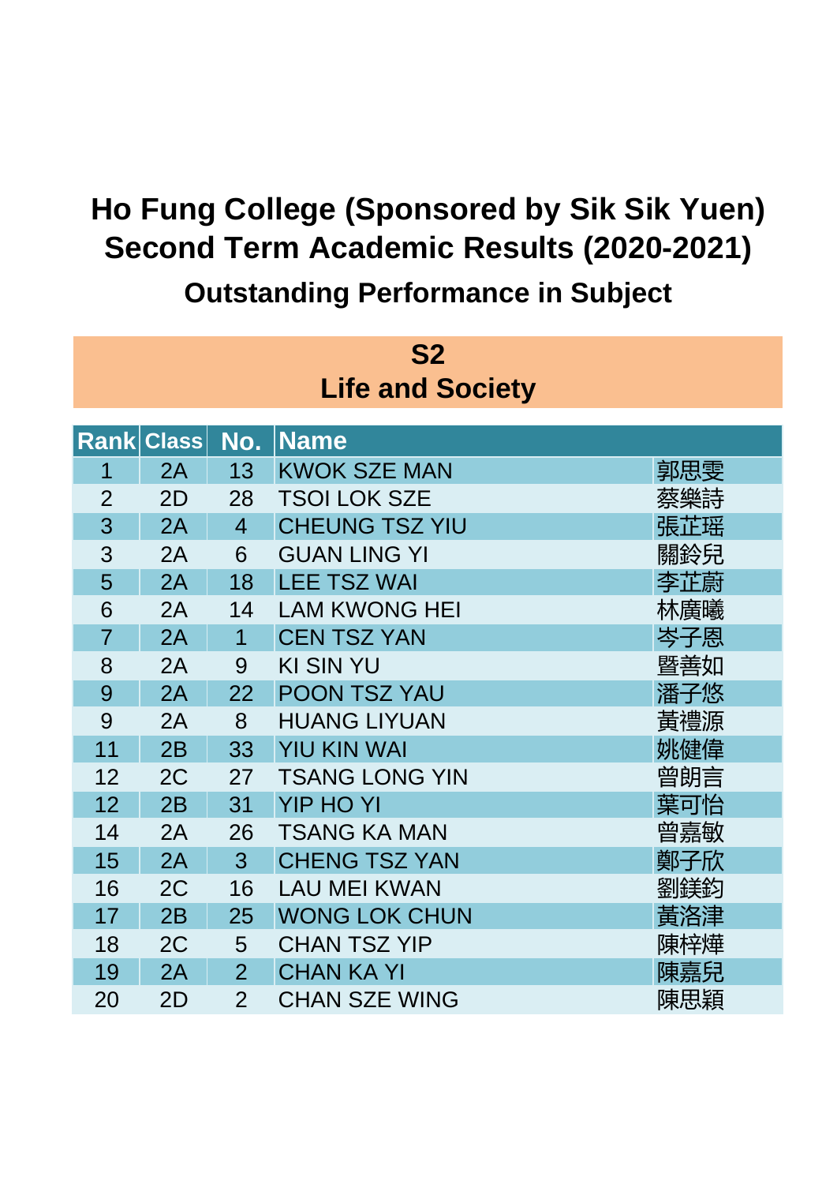# Ho Fung College (Sponsored by Sik Sik Yuen)
# Second Term Academic Results (2020-2021)
## Outstanding Performance in Subject

### S2
### Life and Society

| Rank | Class | No. | Name | |
|---|---|---|---|---|
| 1 | 2A | 13 | KWOK SZE MAN | 郭思雯 |
| 2 | 2D | 28 | TSOI LOK SZE | 蔡樂詩 |
| 3 | 2A | 4 | CHEUNG TSZ YIU | 張芷瑤 |
| 3 | 2A | 6 | GUAN LING YI | 關鈴兒 |
| 5 | 2A | 18 | LEE TSZ WAI | 李芷蔚 |
| 6 | 2A | 14 | LAM KWONG HEI | 林廣曦 |
| 7 | 2A | 1 | CEN TSZ YAN | 岑子恩 |
| 8 | 2A | 9 | KI SIN YU | 暨善如 |
| 9 | 2A | 22 | POON TSZ YAU | 潘子悠 |
| 9 | 2A | 8 | HUANG LIYUAN | 黃禮源 |
| 11 | 2B | 33 | YIU KIN WAI | 姚健偉 |
| 12 | 2C | 27 | TSANG LONG YIN | 曾朗言 |
| 12 | 2B | 31 | YIP HO YI | 葉可怡 |
| 14 | 2A | 26 | TSANG KA MAN | 曾嘉敏 |
| 15 | 2A | 3 | CHENG TSZ YAN | 鄭子欣 |
| 16 | 2C | 16 | LAU MEI KWAN | 劉鎂鈞 |
| 17 | 2B | 25 | WONG LOK CHUN | 黃洛津 |
| 18 | 2C | 5 | CHAN TSZ YIP | 陳梓燁 |
| 19 | 2A | 2 | CHAN KA YI | 陳嘉兒 |
| 20 | 2D | 2 | CHAN SZE WING | 陳思穎 |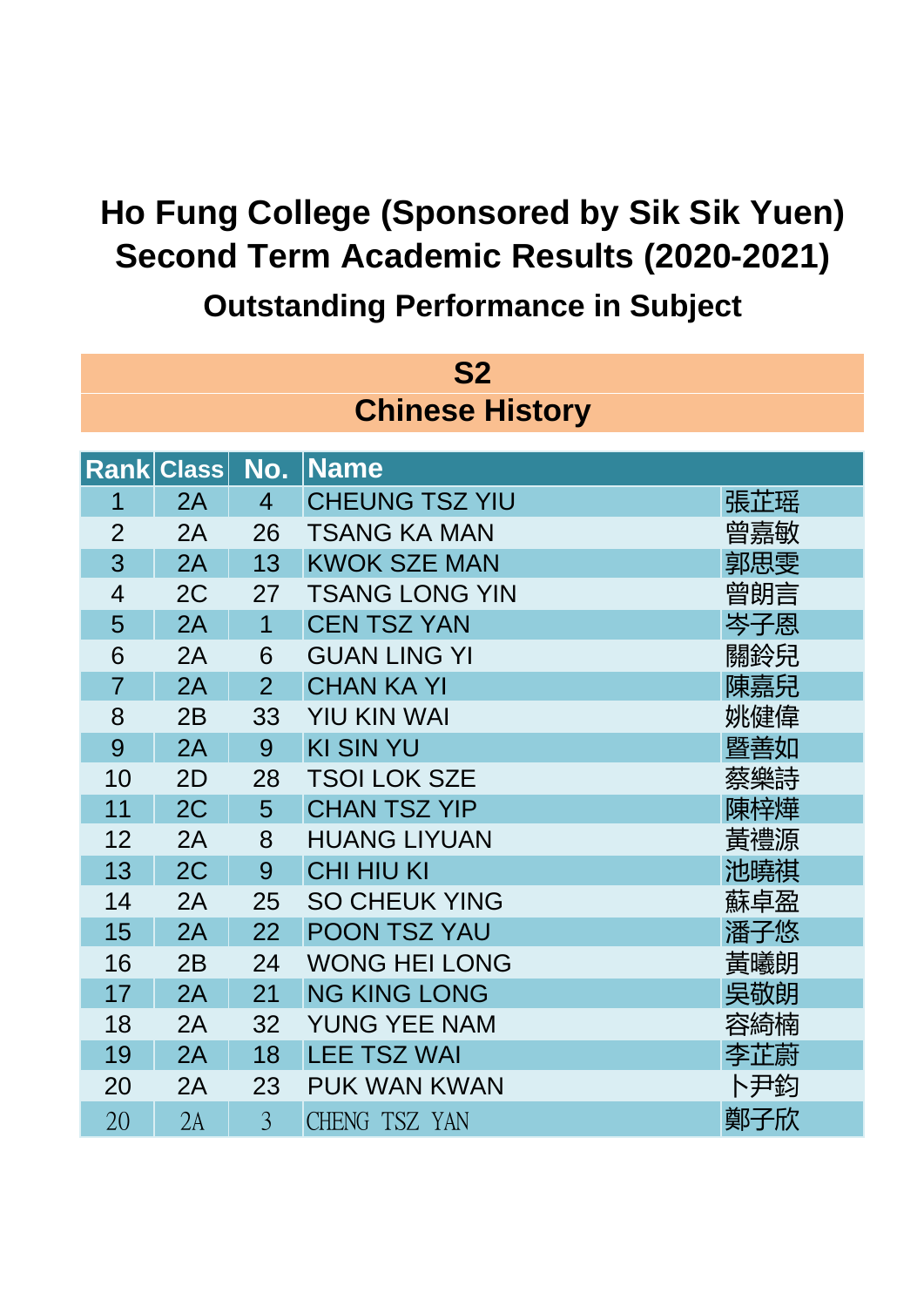# Ho Fung College (Sponsored by Sik Sik Yuen)
# Second Term Academic Results (2020-2021)
## Outstanding Performance in Subject

### S2
### Chinese History

| Rank | Class | No. | Name | |
|---|---|---|---|---|
| 1 | 2A | 4 | CHEUNG TSZ YIU | 張芷瑶 |
| 2 | 2A | 26 | TSANG KA MAN | 曾嘉敏 |
| 3 | 2A | 13 | KWOK SZE MAN | 郭思雯 |
| 4 | 2C | 27 | TSANG LONG YIN | 曾朗言 |
| 5 | 2A | 1 | CEN TSZ YAN | 岑子恩 |
| 6 | 2A | 6 | GUAN LING YI | 關鈴兒 |
| 7 | 2A | 2 | CHAN KA YI | 陳嘉兒 |
| 8 | 2B | 33 | YIU KIN WAI | 姚健偉 |
| 9 | 2A | 9 | KI SIN YU | 暨善如 |
| 10 | 2D | 28 | TSOI LOK SZE | 蔡樂詩 |
| 11 | 2C | 5 | CHAN TSZ YIP | 陳梓燁 |
| 12 | 2A | 8 | HUANG LIYUAN | 黃禮源 |
| 13 | 2C | 9 | CHI HIU KI | 池曉祺 |
| 14 | 2A | 25 | SO CHEUK YING | 蘇卓盈 |
| 15 | 2A | 22 | POON TSZ YAU | 潘子悠 |
| 16 | 2B | 24 | WONG HEI LONG | 黃曦朗 |
| 17 | 2A | 21 | NG KING LONG | 吳敬朗 |
| 18 | 2A | 32 | YUNG YEE NAM | 容綺楠 |
| 19 | 2A | 18 | LEE TSZ WAI | 李芷蔚 |
| 20 | 2A | 23 | PUK WAN KWAN | 卜尹鈞 |
| 20 | 2A | 3 | CHENG TSZ YAN | 鄭子欣 |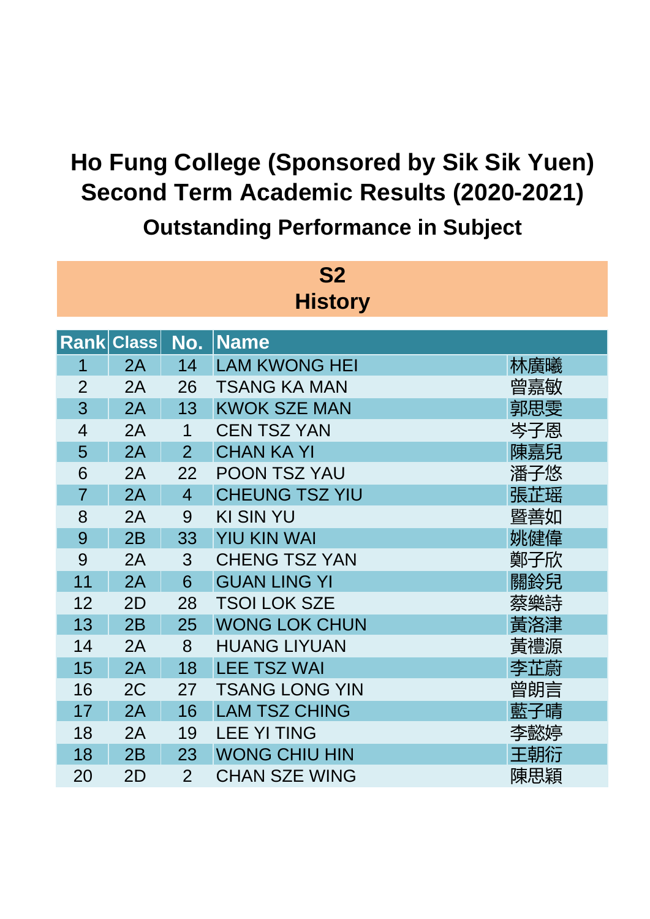# Ho Fung College (Sponsored by Sik Sik Yuen)
# Second Term Academic Results (2020-2021)
## Outstanding Performance in Subject

### S2
### History

| Rank | Class | No. | Name | |
|---|---|---|---|---|
| 1 | 2A | 14 | LAM KWONG HEI | 林廣曦 |
| 2 | 2A | 26 | TSANG KA MAN | 曾嘉敏 |
| 3 | 2A | 13 | KWOK SZE MAN | 郭思雯 |
| 4 | 2A | 1 | CEN TSZ YAN | 岑子恩 |
| 5 | 2A | 2 | CHAN KA YI | 陳嘉兒 |
| 6 | 2A | 22 | POON TSZ YAU | 潘子悠 |
| 7 | 2A | 4 | CHEUNG TSZ YIU | 張芷瑶 |
| 8 | 2A | 9 | KI SIN YU | 暨善如 |
| 9 | 2B | 33 | YIU KIN WAI | 姚健偉 |
| 9 | 2A | 3 | CHENG TSZ YAN | 鄭子欣 |
| 11 | 2A | 6 | GUAN LING YI | 關鈴兒 |
| 12 | 2D | 28 | TSOI LOK SZE | 蔡樂詩 |
| 13 | 2B | 25 | WONG LOK CHUN | 黃洛津 |
| 14 | 2A | 8 | HUANG LIYUAN | 黃禮源 |
| 15 | 2A | 18 | LEE TSZ WAI | 李芷蔚 |
| 16 | 2C | 27 | TSANG LONG YIN | 曾朗言 |
| 17 | 2A | 16 | LAM TSZ CHING | 藍子晴 |
| 18 | 2A | 19 | LEE YI TING | 李懿婷 |
| 18 | 2B | 23 | WONG CHIU HIN | 王朝衍 |
| 20 | 2D | 2 | CHAN SZE WING | 陳思穎 |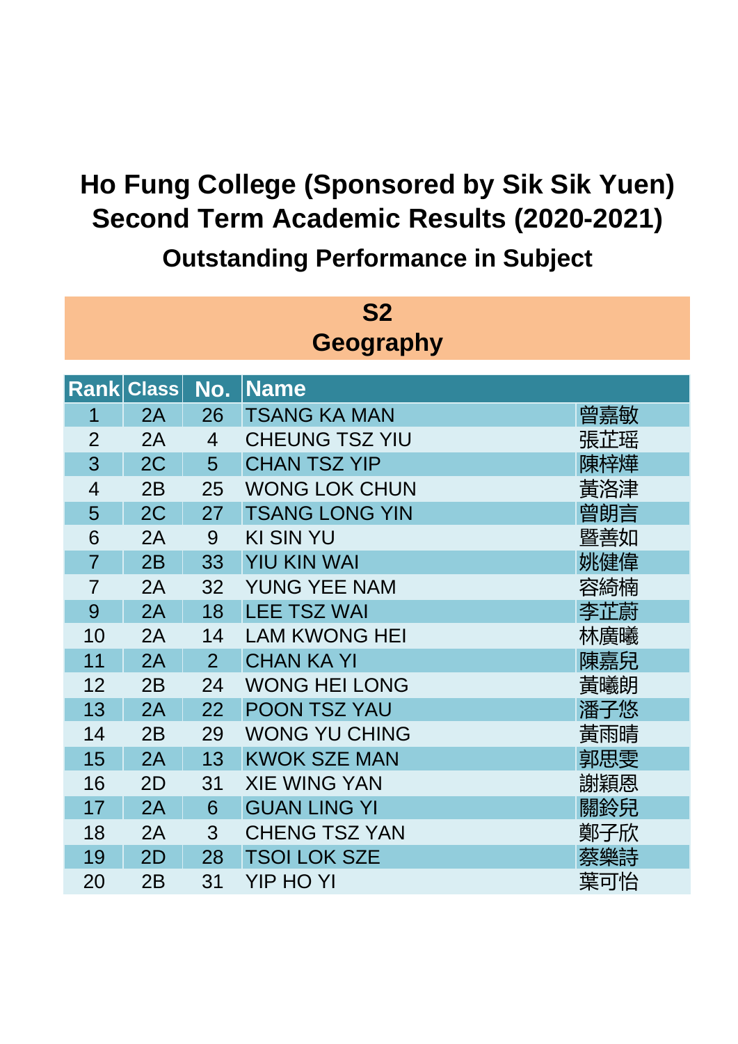# Ho Fung College (Sponsored by Sik Sik Yuen)
# Second Term Academic Results (2020-2021)
## Outstanding Performance in Subject

### S2
### Geography

| Rank | Class | No. | Name | |
|---|---|---|---|---|
| 1 | 2A | 26 | TSANG KA MAN | 曾嘉敏 |
| 2 | 2A | 4 | CHEUNG TSZ YIU | 張芷瑶 |
| 3 | 2C | 5 | CHAN TSZ YIP | 陳梓燁 |
| 4 | 2B | 25 | WONG LOK CHUN | 黃洛津 |
| 5 | 2C | 27 | TSANG LONG YIN | 曾朗言 |
| 6 | 2A | 9 | KI SIN YU | 曁善如 |
| 7 | 2B | 33 | YIU KIN WAI | 姚健偉 |
| 7 | 2A | 32 | YUNG YEE NAM | 容綺楠 |
| 9 | 2A | 18 | LEE TSZ WAI | 李芷蔚 |
| 10 | 2A | 14 | LAM KWONG HEI | 林廣曦 |
| 11 | 2A | 2 | CHAN KA YI | 陳嘉兒 |
| 12 | 2B | 24 | WONG HEI LONG | 黃曦朗 |
| 13 | 2A | 22 | POON TSZ YAU | 潘子悠 |
| 14 | 2B | 29 | WONG YU CHING | 黃雨晴 |
| 15 | 2A | 13 | KWOK SZE MAN | 郭思雯 |
| 16 | 2D | 31 | XIE WING YAN | 謝穎恩 |
| 17 | 2A | 6 | GUAN LING YI | 關鈴兒 |
| 18 | 2A | 3 | CHENG TSZ YAN | 鄭子欣 |
| 19 | 2D | 28 | TSOI LOK SZE | 蔡樂詩 |
| 20 | 2B | 31 | YIP HO YI | 葉可怡 |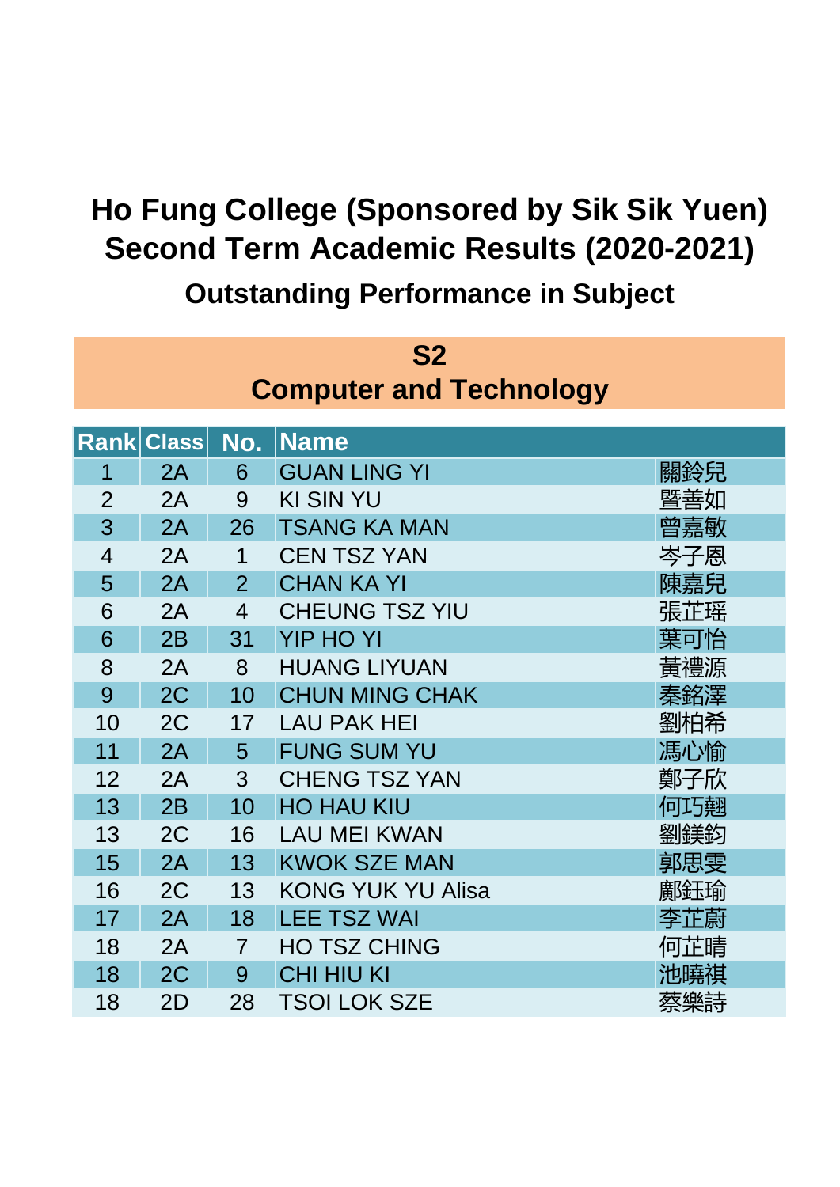# Ho Fung College (Sponsored by Sik Sik Yuen)
# Second Term Academic Results (2020-2021)
## Outstanding Performance in Subject

### S2
### Computer and Technology

| Rank | Class | No. | Name | |
|---|---|---|---|---|
| 1 | 2A | 6 | GUAN LING YI | 關鈴兒 |
| 2 | 2A | 9 | KI SIN YU | 暨善如 |
| 3 | 2A | 26 | TSANG KA MAN | 曾嘉敏 |
| 4 | 2A | 1 | CEN TSZ YAN | 岑子恩 |
| 5 | 2A | 2 | CHAN KA YI | 陳嘉兒 |
| 6 | 2A | 4 | CHEUNG TSZ YIU | 張芷瑶 |
| 6 | 2B | 31 | YIP HO YI | 葉可怡 |
| 8 | 2A | 8 | HUANG LIYUAN | 黃禮源 |
| 9 | 2C | 10 | CHUN MING CHAK | 秦銘澤 |
| 10 | 2C | 17 | LAU PAK HEI | 劉柏希 |
| 11 | 2A | 5 | FUNG SUM YU | 馮心愉 |
| 12 | 2A | 3 | CHENG TSZ YAN | 鄭子欣 |
| 13 | 2B | 10 | HO HAU KIU | 何巧翹 |
| 13 | 2C | 16 | LAU MEI KWAN | 劉鎂鈞 |
| 15 | 2A | 13 | KWOK SZE MAN | 郭思雯 |
| 16 | 2C | 13 | KONG YUK YU Alisa | 鄺鈺瑜 |
| 17 | 2A | 18 | LEE TSZ WAI | 李芷蔚 |
| 18 | 2A | 7 | HO TSZ CHING | 何芷晴 |
| 18 | 2C | 9 | CHI HIU KI | 池曉祺 |
| 18 | 2D | 28 | TSOI LOK SZE | 蔡樂詩 |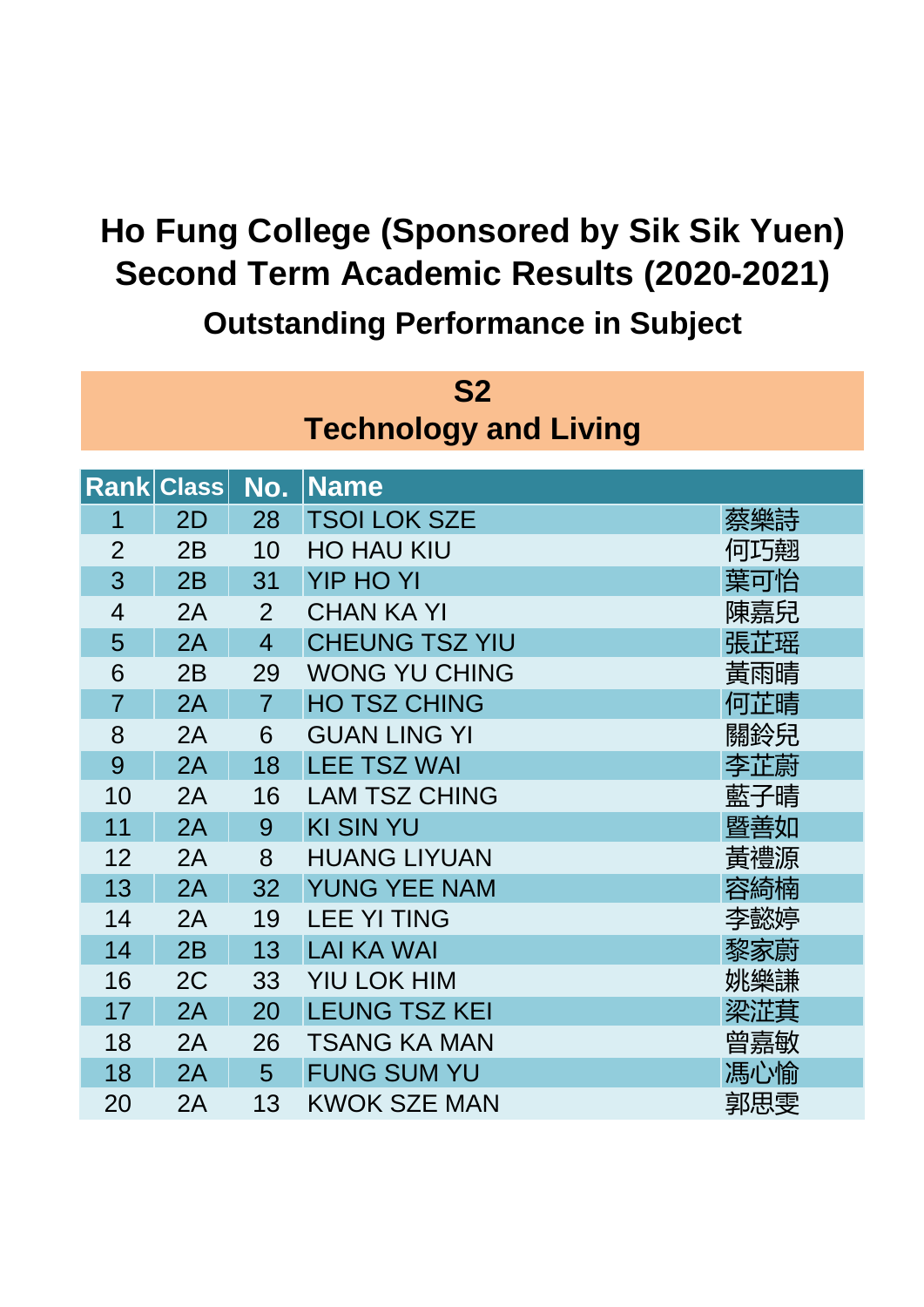# Ho Fung College (Sponsored by Sik Sik Yuen)
# Second Term Academic Results (2020-2021)
## Outstanding Performance in Subject

### S2
### Technology and Living

| Rank | Class | No. | Name | |
|---|---|---|---|---|
| 1 | 2D | 28 | TSOI LOK SZE | 蔡樂詩 |
| 2 | 2B | 10 | HO HAU KIU | 何巧翹 |
| 3 | 2B | 31 | YIP HO YI | 葉可怡 |
| 4 | 2A | 2 | CHAN KA YI | 陳嘉兒 |
| 5 | 2A | 4 | CHEUNG TSZ YIU | 張芷瑶 |
| 6 | 2B | 29 | WONG YU CHING | 黃雨晴 |
| 7 | 2A | 7 | HO TSZ CHING | 何芷晴 |
| 8 | 2A | 6 | GUAN LING YI | 關鈴兒 |
| 9 | 2A | 18 | LEE TSZ WAI | 李芷蔚 |
| 10 | 2A | 16 | LAM TSZ CHING | 藍子晴 |
| 11 | 2A | 9 | KI SIN YU | 暨善如 |
| 12 | 2A | 8 | HUANG LIYUAN | 黃禮源 |
| 13 | 2A | 32 | YUNG YEE NAM | 容綺楠 |
| 14 | 2A | 19 | LEE YI TING | 李懿婷 |
| 14 | 2B | 13 | LAI KA WAI | 黎家蔚 |
| 16 | 2C | 33 | YIU LOK HIM | 姚樂謙 |
| 17 | 2A | 20 | LEUNG TSZ KEI | 梁茳萁 |
| 18 | 2A | 26 | TSANG KA MAN | 曾嘉敏 |
| 18 | 2A | 5 | FUNG SUM YU | 馮心愉 |
| 20 | 2A | 13 | KWOK SZE MAN | 郭思雯 |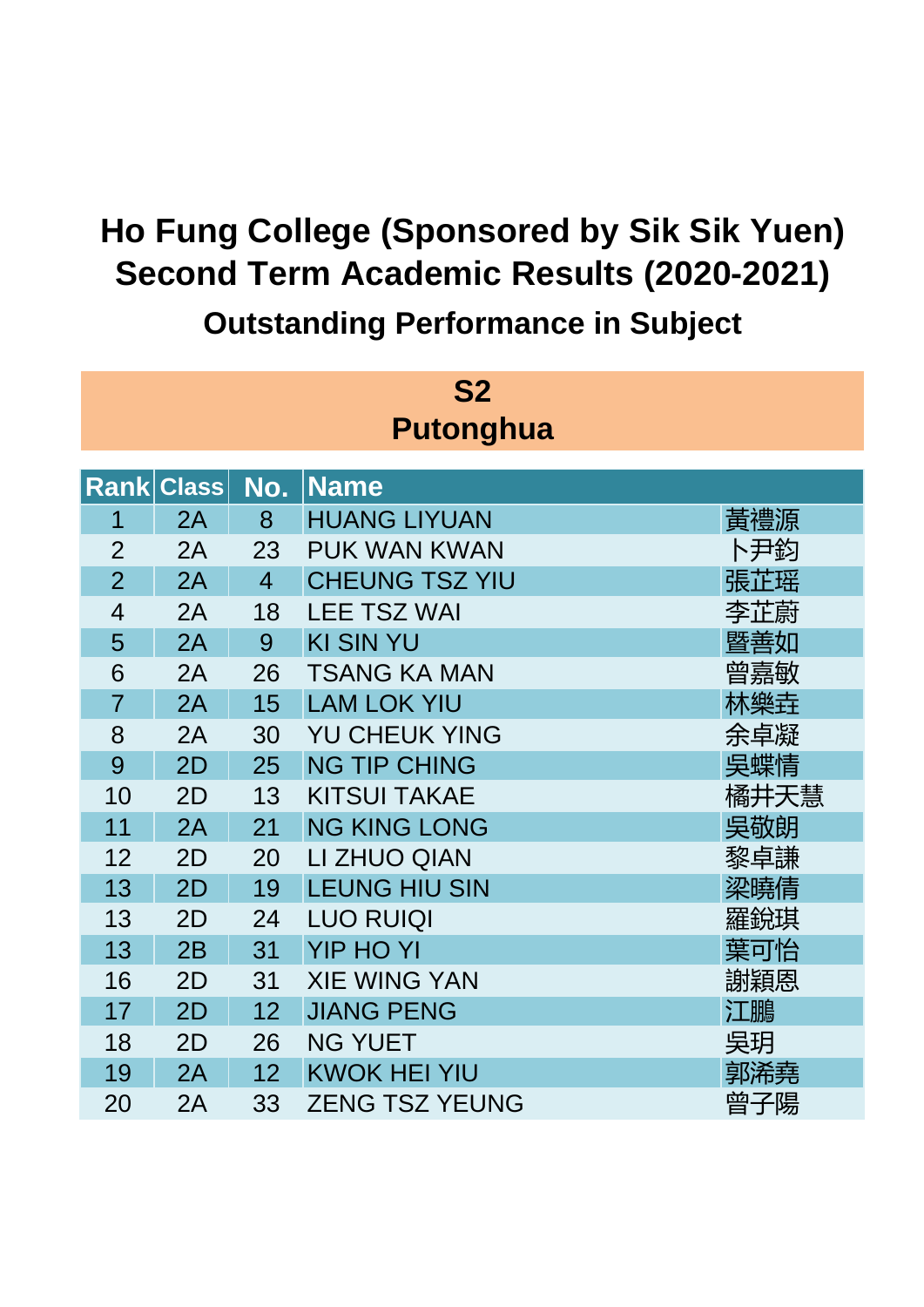# Ho Fung College (Sponsored by Sik Sik Yuen)
# Second Term Academic Results (2020-2021)
## Outstanding Performance in Subject

### S2
### Putonghua

| Rank | Class | No. | Name | |
|---|---|---|---|---|
| 1 | 2A | 8 | HUANG LIYUAN | 黃禮源 |
| 2 | 2A | 23 | PUK WAN KWAN | 卜尹鈞 |
| 2 | 2A | 4 | CHEUNG TSZ YIU | 張芷瑶 |
| 4 | 2A | 18 | LEE TSZ WAI | 李芷蔚 |
| 5 | 2A | 9 | KI SIN YU | 暨善如 |
| 6 | 2A | 26 | TSANG KA MAN | 曾嘉敏 |
| 7 | 2A | 15 | LAM LOK YIU | 林樂垚 |
| 8 | 2A | 30 | YU CHEUK YING | 余卓凝 |
| 9 | 2D | 25 | NG TIP CHING | 吳蝶情 |
| 10 | 2D | 13 | KITSUI TAKAE | 橘井天慧 |
| 11 | 2A | 21 | NG KING LONG | 吳敬朗 |
| 12 | 2D | 20 | LI ZHUO QIAN | 黎卓謙 |
| 13 | 2D | 19 | LEUNG HIU SIN | 梁曉倩 |
| 13 | 2D | 24 | LUO RUIQI | 羅銳琪 |
| 13 | 2B | 31 | YIP HO YI | 葉可怡 |
| 16 | 2D | 31 | XIE WING YAN | 謝穎恩 |
| 17 | 2D | 12 | JIANG PENG | 江鵬 |
| 18 | 2D | 26 | NG YUET | 吳玥 |
| 19 | 2A | 12 | KWOK HEI YIU | 郭浠堯 |
| 20 | 2A | 33 | ZENG TSZ YEUNG | 曾子陽 |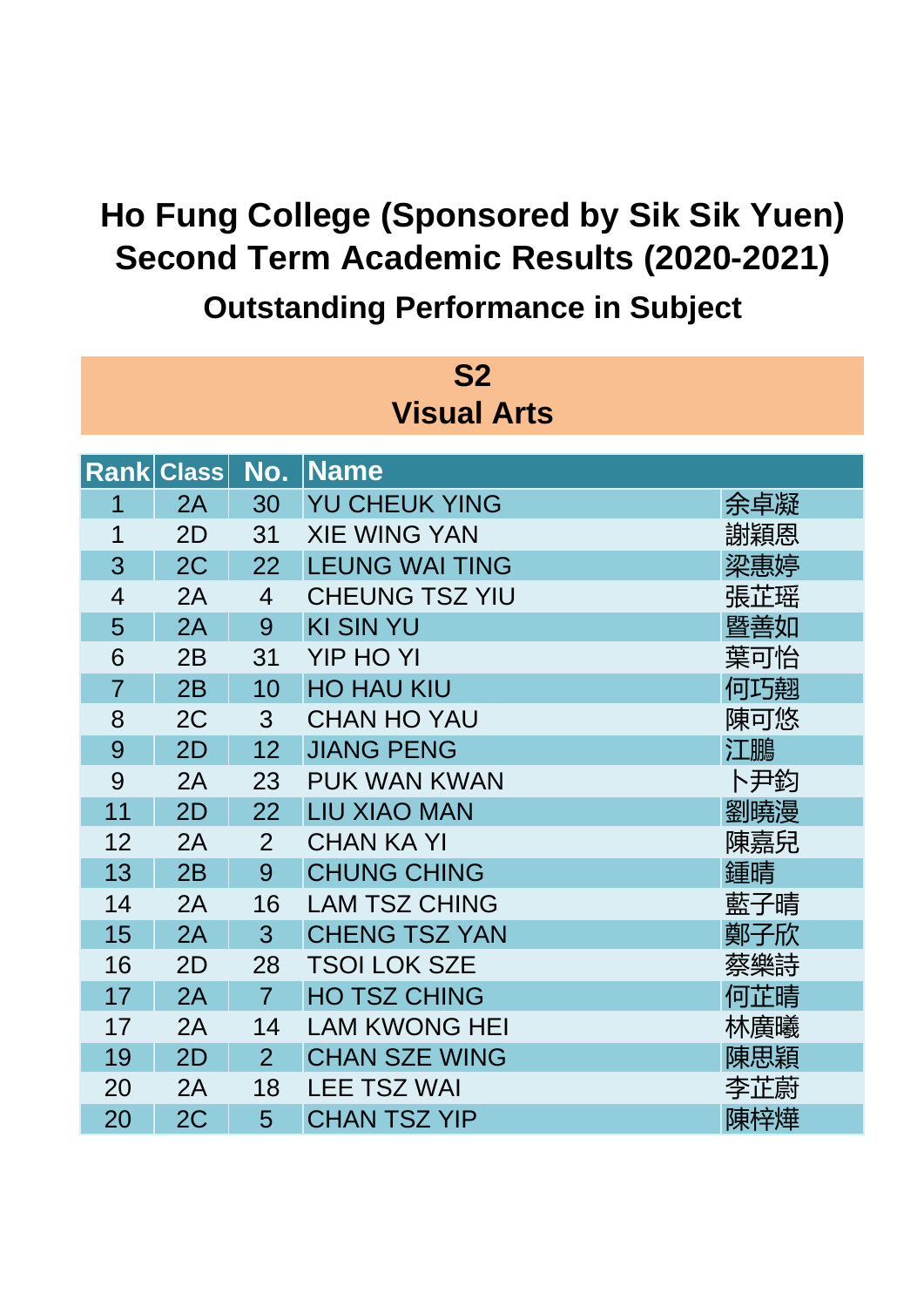# Ho Fung College (Sponsored by Sik Sik Yuen)
# Second Term Academic Results (2020-2021)
## Outstanding Performance in Subject

### S2
### Visual Arts

| Rank | Class | No. | Name | |
|---|---|---|---|---|
| 1 | 2A | 30 | YU CHEUK YING | 余卓凝 |
| 1 | 2D | 31 | XIE WING YAN | 謝穎恩 |
| 3 | 2C | 22 | LEUNG WAI TING | 梁惠婷 |
| 4 | 2A | 4 | CHEUNG TSZ YIU | 張芷瑶 |
| 5 | 2A | 9 | KI SIN YU | 暨善如 |
| 6 | 2B | 31 | YIP HO YI | 葉可怡 |
| 7 | 2B | 10 | HO HAU KIU | 何巧翹 |
| 8 | 2C | 3 | CHAN HO YAU | 陳可悠 |
| 9 | 2D | 12 | JIANG PENG | 江鵬 |
| 9 | 2A | 23 | PUK WAN KWAN | 卜尹鈞 |
| 11 | 2D | 22 | LIU XIAO MAN | 劉曉漫 |
| 12 | 2A | 2 | CHAN KA YI | 陳嘉兒 |
| 13 | 2B | 9 | CHUNG CHING | 鍾晴 |
| 14 | 2A | 16 | LAM TSZ CHING | 藍子晴 |
| 15 | 2A | 3 | CHENG TSZ YAN | 鄭子欣 |
| 16 | 2D | 28 | TSOI LOK SZE | 蔡樂詩 |
| 17 | 2A | 7 | HO TSZ CHING | 何芷晴 |
| 17 | 2A | 14 | LAM KWONG HEI | 林廣曦 |
| 19 | 2D | 2 | CHAN SZE WING | 陳思穎 |
| 20 | 2A | 18 | LEE TSZ WAI | 李芷蔚 |
| 20 | 2C | 5 | CHAN TSZ YIP | 陳梓燁 |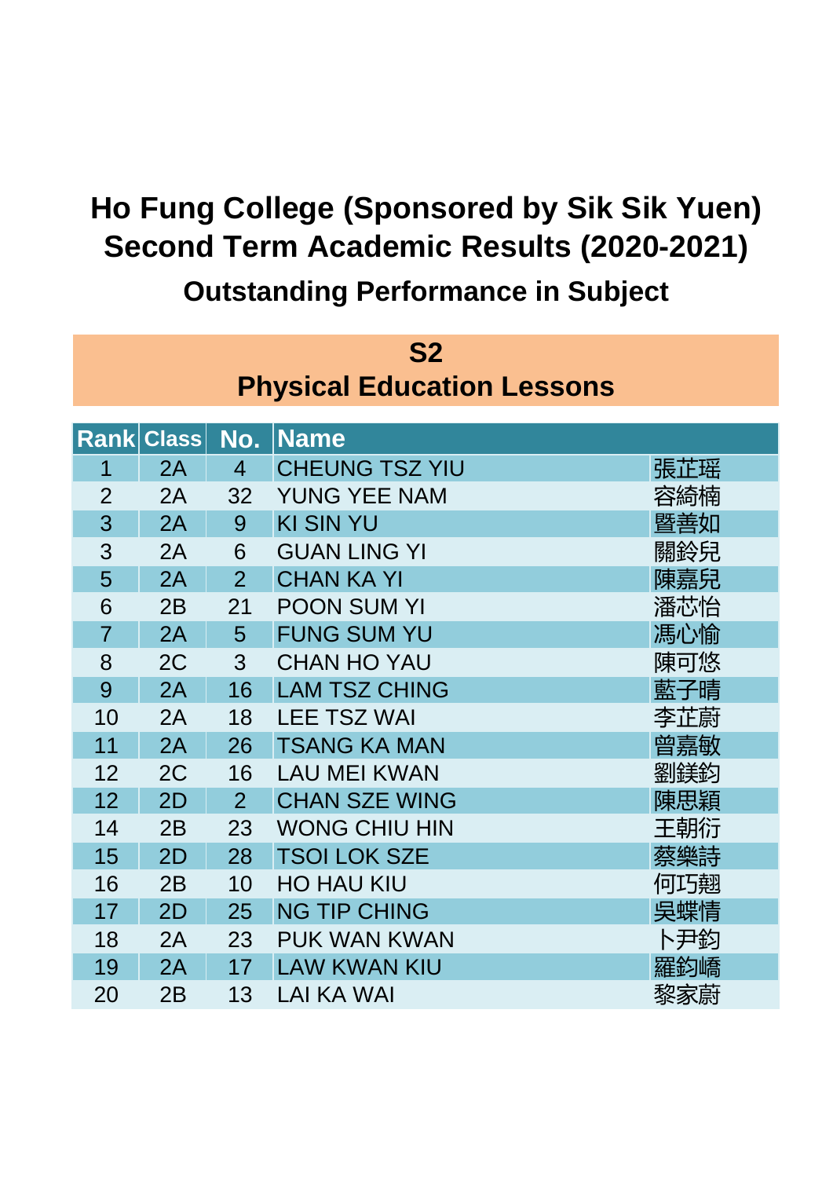# Ho Fung College (Sponsored by Sik Sik Yuen)
# Second Term Academic Results (2020-2021)
## Outstanding Performance in Subject

### S2
### Physical Education Lessons

| Rank | Class | No. | Name | |
|---|---|---|---|---|
| 1 | 2A | 4 | CHEUNG TSZ YIU | 張芷瑤 |
| 2 | 2A | 32 | YUNG YEE NAM | 容綺楠 |
| 3 | 2A | 9 | KI SIN YU | 暨善如 |
| 3 | 2A | 6 | GUAN LING YI | 關鈴兒 |
| 5 | 2A | 2 | CHAN KA YI | 陳嘉兒 |
| 6 | 2B | 21 | POON SUM YI | 潘芯怡 |
| 7 | 2A | 5 | FUNG SUM YU | 馮心愉 |
| 8 | 2C | 3 | CHAN HO YAU | 陳可悠 |
| 9 | 2A | 16 | LAM TSZ CHING | 藍子晴 |
| 10 | 2A | 18 | LEE TSZ WAI | 李芷蔚 |
| 11 | 2A | 26 | TSANG KA MAN | 曾嘉敏 |
| 12 | 2C | 16 | LAU MEI KWAN | 劉鎂鈞 |
| 12 | 2D | 2 | CHAN SZE WING | 陳思穎 |
| 14 | 2B | 23 | WONG CHIU HIN | 王朝衍 |
| 15 | 2D | 28 | TSOI LOK SZE | 蔡樂詩 |
| 16 | 2B | 10 | HO HAU KIU | 何巧翹 |
| 17 | 2D | 25 | NG TIP CHING | 吳蝶情 |
| 18 | 2A | 23 | PUK WAN KWAN | 卜尹鈞 |
| 19 | 2A | 17 | LAW KWAN KIU | 羅鈞嶠 |
| 20 | 2B | 13 | LAI KA WAI | 黎家蔚 |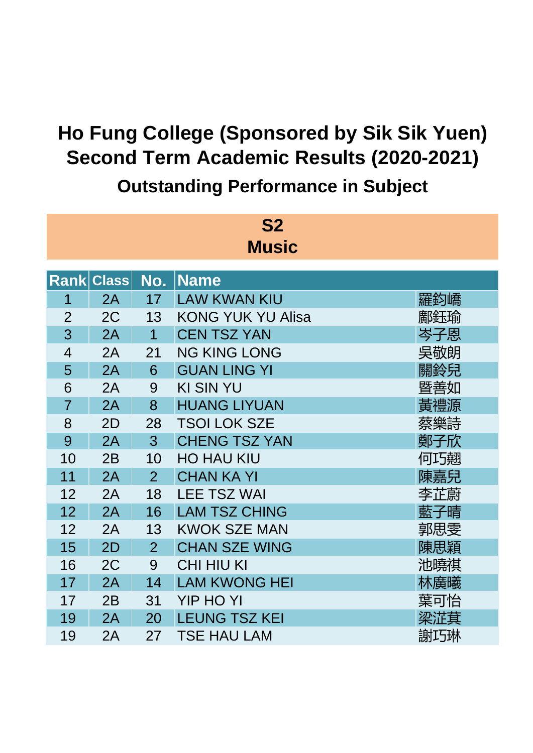# Ho Fung College (Sponsored by Sik Sik Yuen)
# Second Term Academic Results (2020-2021)
## Outstanding Performance in Subject

### S2
### Music

| Rank | Class | No. | Name | |
|---|---|---|---|---|
| 1 | 2A | 17 | LAW KWAN KIU | 羅鈞嶠 |
| 2 | 2C | 13 | KONG YUK YU Alisa | 鄺鈺瑜 |
| 3 | 2A | 1 | CEN TSZ YAN | 岑子恩 |
| 4 | 2A | 21 | NG KING LONG | 吳敬朗 |
| 5 | 2A | 6 | GUAN LING YI | 關鈴兒 |
| 6 | 2A | 9 | KI SIN YU | 暨善如 |
| 7 | 2A | 8 | HUANG LIYUAN | 黃禮源 |
| 8 | 2D | 28 | TSOI LOK SZE | 蔡樂詩 |
| 9 | 2A | 3 | CHENG TSZ YAN | 鄭子欣 |
| 10 | 2B | 10 | HO HAU KIU | 何巧翹 |
| 11 | 2A | 2 | CHAN KA YI | 陳嘉兒 |
| 12 | 2A | 18 | LEE TSZ WAI | 李芷蔚 |
| 12 | 2A | 16 | LAM TSZ CHING | 藍子晴 |
| 12 | 2A | 13 | KWOK SZE MAN | 郭思雯 |
| 15 | 2D | 2 | CHAN SZE WING | 陳思潁 |
| 16 | 2C | 9 | CHI HIU KI | 池曉祺 |
| 17 | 2A | 14 | LAM KWONG HEI | 林廣曦 |
| 17 | 2B | 31 | YIP HO YI | 葉可怡 |
| 19 | 2A | 20 | LEUNG TSZ KEI | 梁沚萁 |
| 19 | 2A | 27 | TSE HAU LAM | 謝巧琳 |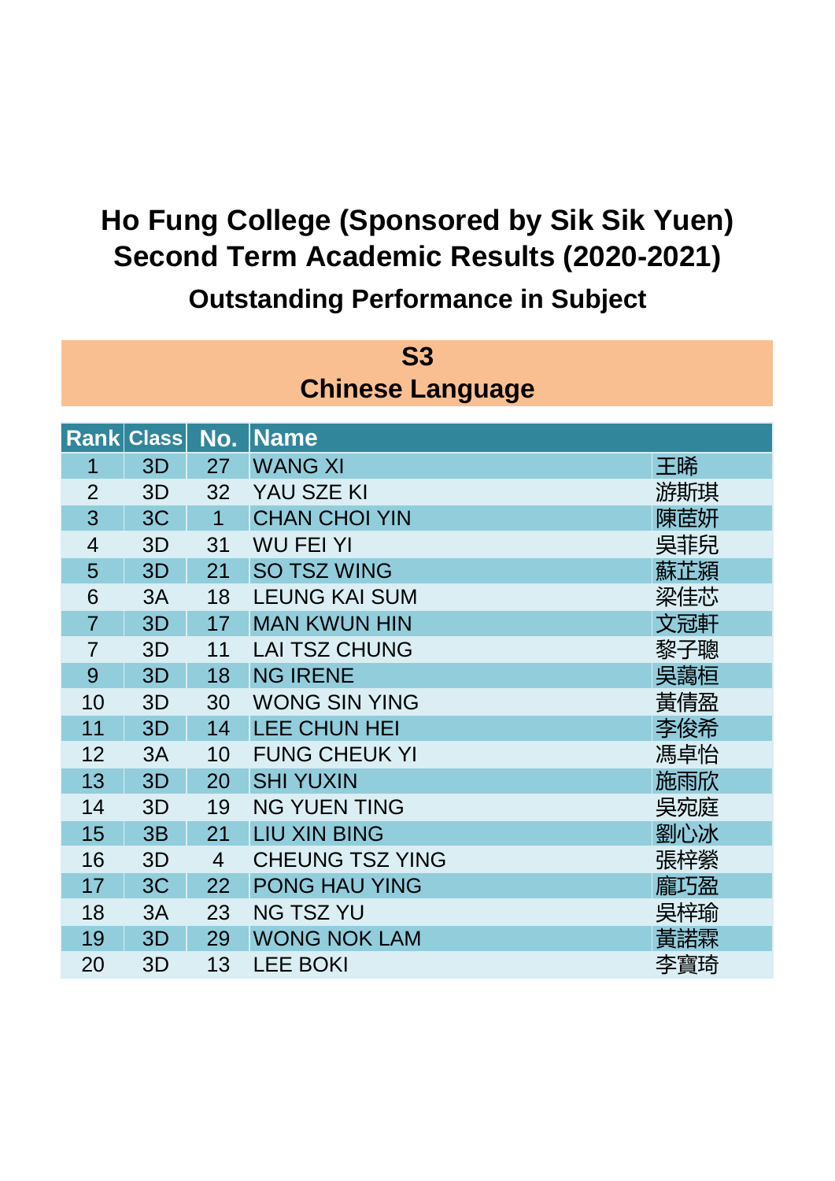# Ho Fung College (Sponsored by Sik Sik Yuen)
# Second Term Academic Results (2020-2021)
## Outstanding Performance in Subject

### S3
### Chinese Language

| Rank | Class | No. | Name | |
|---|---|---|---|---|
| 1 | 3D | 27 | WANG XI | 王晞 |
| 2 | 3D | 32 | YAU SZE KI | 游斯琪 |
| 3 | 3C | 1 | CHAN CHOI YIN | 陳茝妍 |
| 4 | 3D | 31 | WU FEI YI | 吳菲兒 |
| 5 | 3D | 21 | SO TSZ WING | 蘇芷潁 |
| 6 | 3A | 18 | LEUNG KAI SUM | 梁佳芯 |
| 7 | 3D | 17 | MAN KWUN HIN | 文冠軒 |
| 7 | 3D | 11 | LAI TSZ CHUNG | 黎子聰 |
| 9 | 3D | 18 | NG IRENE | 吳藹桓 |
| 10 | 3D | 30 | WONG SIN YING | 黃倩盈 |
| 11 | 3D | 14 | LEE CHUN HEI | 李俊希 |
| 12 | 3A | 10 | FUNG CHEUK YI | 馮卓怡 |
| 13 | 3D | 20 | SHI YUXIN | 施雨欣 |
| 14 | 3D | 19 | NG YUEN TING | 吳宛庭 |
| 15 | 3B | 21 | LIU XIN BING | 劉心冰 |
| 16 | 3D | 4 | CHEUNG TSZ YING | 張梓縈 |
| 17 | 3C | 22 | PONG HAU YING | 龐巧盈 |
| 18 | 3A | 23 | NG TSZ YU | 吳梓瑜 |
| 19 | 3D | 29 | WONG NOK LAM | 黃諾霖 |
| 20 | 3D | 13 | LEE BOKI | 李寶琦 |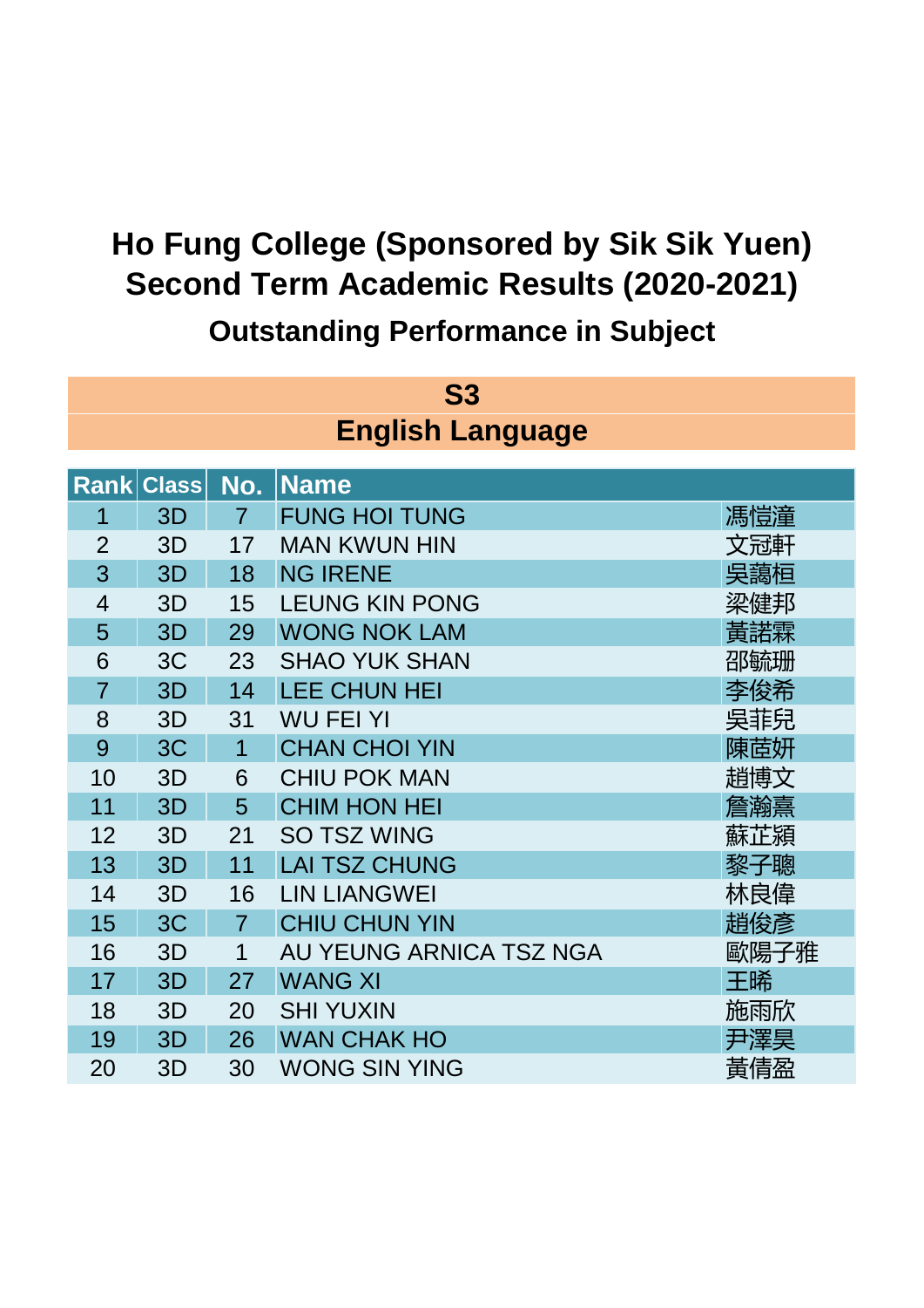# Ho Fung College (Sponsored by Sik Sik Yuen)
# Second Term Academic Results (2020-2021)
## Outstanding Performance in Subject

### S3
### English Language

| Rank | Class | No. | Name | |
|---|---|---|---|---|
| 1 | 3D | 7 | FUNG HOI TUNG | 馮愷潼 |
| 2 | 3D | 17 | MAN KWUN HIN | 文冠軒 |
| 3 | 3D | 18 | NG IRENE | 吳藹桓 |
| 4 | 3D | 15 | LEUNG KIN PONG | 梁健邦 |
| 5 | 3D | 29 | WONG NOK LAM | 黃諾霖 |
| 6 | 3C | 23 | SHAO YUK SHAN | 邵毓珊 |
| 7 | 3D | 14 | LEE CHUN HEI | 李俊希 |
| 8 | 3D | 31 | WU FEI YI | 吳菲兒 |
| 9 | 3C | 1 | CHAN CHOI YIN | 陳茝妍 |
| 10 | 3D | 6 | CHIU POK MAN | 趙博文 |
| 11 | 3D | 5 | CHIM HON HEI | 詹瀚熹 |
| 12 | 3D | 21 | SO TSZ WING | 蘇芷潁 |
| 13 | 3D | 11 | LAI TSZ CHUNG | 黎子聰 |
| 14 | 3D | 16 | LIN LIANGWEI | 林良偉 |
| 15 | 3C | 7 | CHIU CHUN YIN | 趙俊彥 |
| 16 | 3D | 1 | AU YEUNG ARNICA TSZ NGA | 歐陽子雅 |
| 17 | 3D | 27 | WANG XI | 王晞 |
| 18 | 3D | 20 | SHI YUXIN | 施雨欣 |
| 19 | 3D | 26 | WAN CHAK HO | 尹澤昊 |
| 20 | 3D | 30 | WONG SIN YING | 黃倩盈 |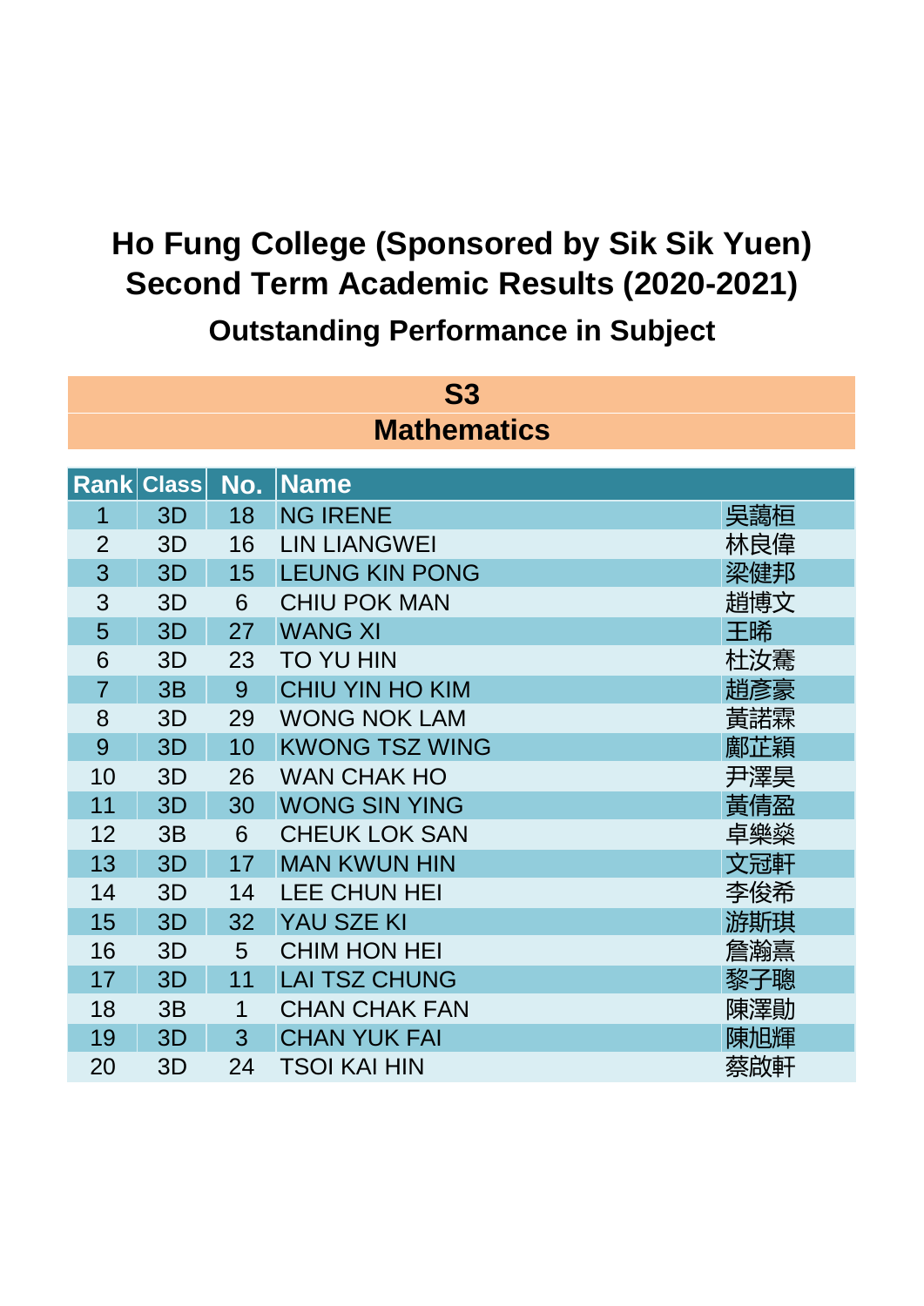# Ho Fung College (Sponsored by Sik Sik Yuen)
# Second Term Academic Results (2020-2021)
## Outstanding Performance in Subject

**S3**

**Mathematics**

| Rank | Class | No. | Name | |
|---|---|---|---|---|
| 1 | 3D | 18 | NG IRENE | 吳藹桓 |
| 2 | 3D | 16 | LIN LIANGWEI | 林良偉 |
| 3 | 3D | 15 | LEUNG KIN PONG | 梁健邦 |
| 3 | 3D | 6 | CHIU POK MAN | 趙博文 |
| 5 | 3D | 27 | WANG XI | 王晞 |
| 6 | 3D | 23 | TO YU HIN | 杜汝騫 |
| 7 | 3B | 9 | CHIU YIN HO KIM | 趙彥豪 |
| 8 | 3D | 29 | WONG NOK LAM | 黃諾霖 |
| 9 | 3D | 10 | KWONG TSZ WING | 鄺芷穎 |
| 10 | 3D | 26 | WAN CHAK HO | 尹澤昊 |
| 11 | 3D | 30 | WONG SIN YING | 黃倩盈 |
| 12 | 3B | 6 | CHEUK LOK SAN | 卓樂燊 |
| 13 | 3D | 17 | MAN KWUN HIN | 文冠軒 |
| 14 | 3D | 14 | LEE CHUN HEI | 李俊希 |
| 15 | 3D | 32 | YAU SZE KI | 游斯琪 |
| 16 | 3D | 5 | CHIM HON HEI | 詹瀚熹 |
| 17 | 3D | 11 | LAI TSZ CHUNG | 黎子聰 |
| 18 | 3B | 1 | CHAN CHAK FAN | 陳澤勛 |
| 19 | 3D | 3 | CHAN YUK FAI | 陳旭輝 |
| 20 | 3D | 24 | TSOI KAI HIN | 蔡啟軒 |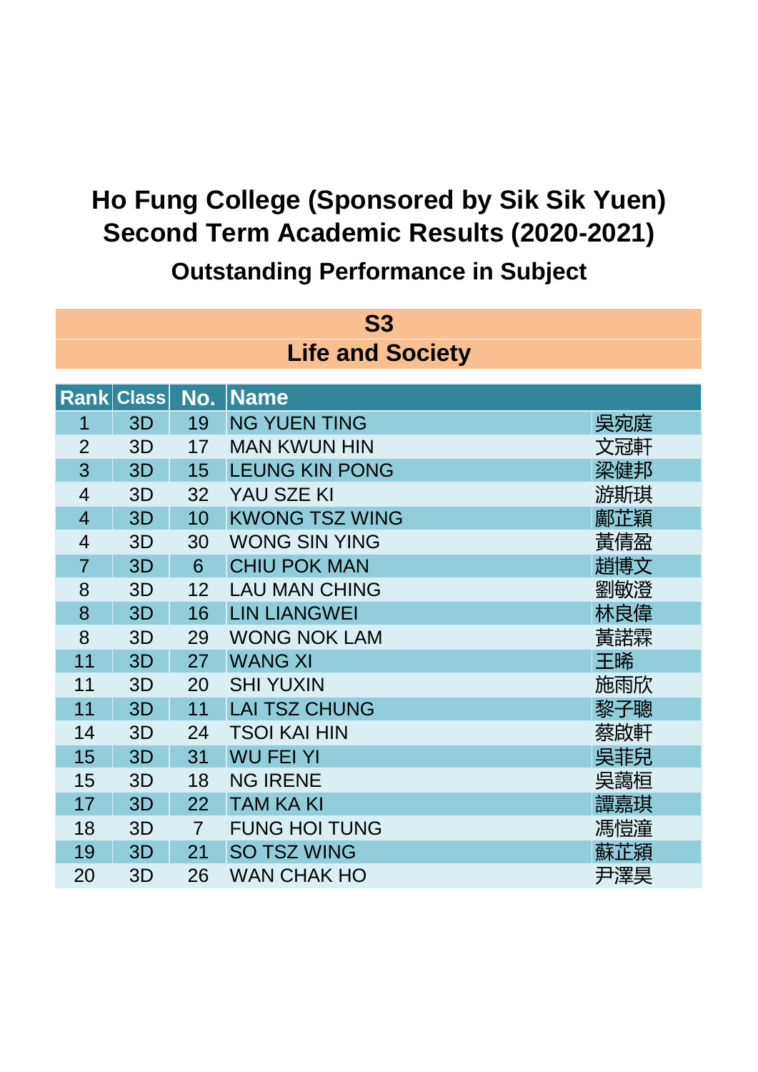# Ho Fung College (Sponsored by Sik Sik Yuen)
# Second Term Academic Results (2020-2021)
## Outstanding Performance in Subject

### S3
### Life and Society

| Rank | Class | No. | Name | |
|---|---|---|---|---|
| 1 | 3D | 19 | NG YUEN TING | 吳宛庭 |
| 2 | 3D | 17 | MAN KWUN HIN | 文冠軒 |
| 3 | 3D | 15 | LEUNG KIN PONG | 梁健邦 |
| 4 | 3D | 32 | YAU SZE KI | 游斯琪 |
| 4 | 3D | 10 | KWONG TSZ WING | 鄺芷穎 |
| 4 | 3D | 30 | WONG SIN YING | 黃倩盈 |
| 7 | 3D | 6 | CHIU POK MAN | 趙博文 |
| 8 | 3D | 12 | LAU MAN CHING | 劉敏澄 |
| 8 | 3D | 16 | LIN LIANGWEI | 林良偉 |
| 8 | 3D | 29 | WONG NOK LAM | 黃諾霖 |
| 11 | 3D | 27 | WANG XI | 王晞 |
| 11 | 3D | 20 | SHI YUXIN | 施雨欣 |
| 11 | 3D | 11 | LAI TSZ CHUNG | 黎子聰 |
| 14 | 3D | 24 | TSOI KAI HIN | 蔡啟軒 |
| 15 | 3D | 31 | WU FEI YI | 吳菲兒 |
| 15 | 3D | 18 | NG IRENE | 吳藹桓 |
| 17 | 3D | 22 | TAM KA KI | 譚嘉琪 |
| 18 | 3D | 7 | FUNG HOI TUNG | 馮愷潼 |
| 19 | 3D | 21 | SO TSZ WING | 蘇芷穎 |
| 20 | 3D | 26 | WAN CHAK HO | 尹澤昊 |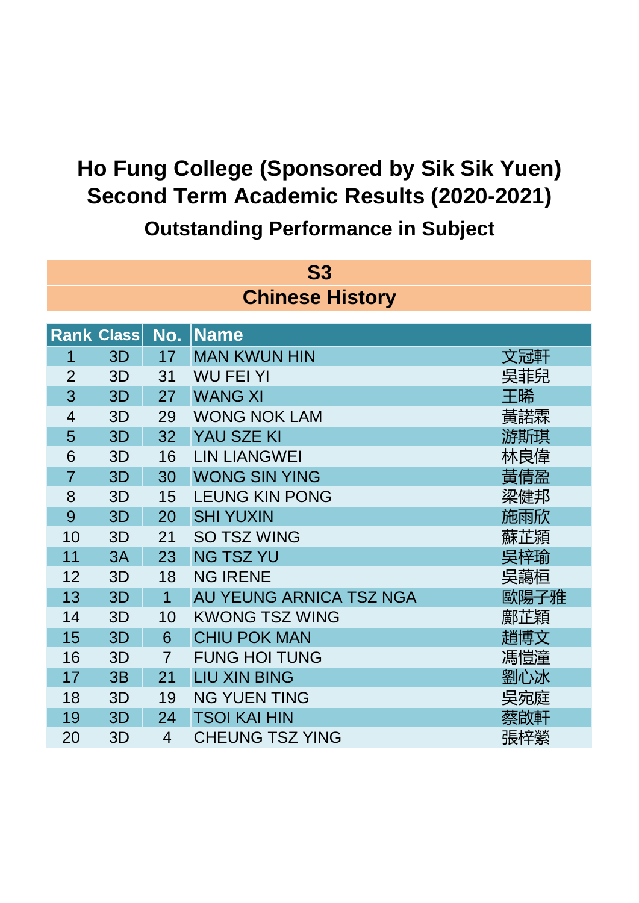# Ho Fung College (Sponsored by Sik Sik Yuen)
# Second Term Academic Results (2020-2021)

## Outstanding Performance in Subject

### S3
### Chinese History

| Rank | Class | No. | Name | |
|---|---|---|---|---|
| 1 | 3D | 17 | MAN KWUN HIN | 文冠軒 |
| 2 | 3D | 31 | WU FEI YI | 吳菲兒 |
| 3 | 3D | 27 | WANG XI | 王晞 |
| 4 | 3D | 29 | WONG NOK LAM | 黃諾霖 |
| 5 | 3D | 32 | YAU SZE KI | 游斯琪 |
| 6 | 3D | 16 | LIN LIANGWEI | 林良偉 |
| 7 | 3D | 30 | WONG SIN YING | 黃倩盈 |
| 8 | 3D | 15 | LEUNG KIN PONG | 梁健邦 |
| 9 | 3D | 20 | SHI YUXIN | 施雨欣 |
| 10 | 3D | 21 | SO TSZ WING | 蘇芷潁 |
| 11 | 3A | 23 | NG TSZ YU | 吳梓瑜 |
| 12 | 3D | 18 | NG IRENE | 吳藹桓 |
| 13 | 3D | 1 | AU YEUNG ARNICA TSZ NGA | 歐陽子雅 |
| 14 | 3D | 10 | KWONG TSZ WING | 鄺芷穎 |
| 15 | 3D | 6 | CHIU POK MAN | 趙博文 |
| 16 | 3D | 7 | FUNG HOI TUNG | 馮愷潼 |
| 17 | 3B | 21 | LIU XIN BING | 劉心冰 |
| 18 | 3D | 19 | NG YUEN TING | 吳宛庭 |
| 19 | 3D | 24 | TSOI KAI HIN | 蔡啟軒 |
| 20 | 3D | 4 | CHEUNG TSZ YING | 張梓縈 |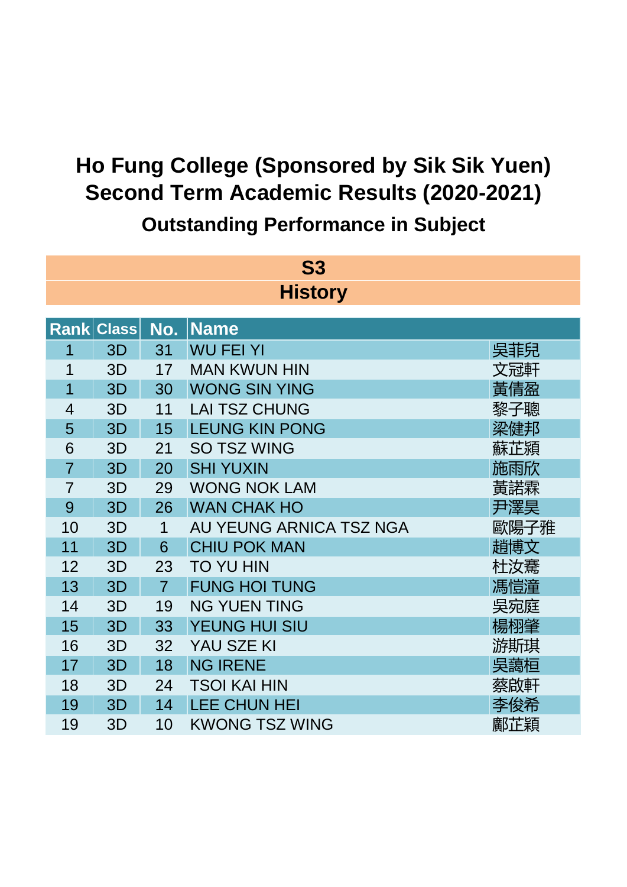# Ho Fung College (Sponsored by Sik Sik Yuen)
# Second Term Academic Results (2020-2021)
## Outstanding Performance in Subject

### S3
### History

| Rank | Class | No. | Name | |
|---|---|---|---|---|
| 1 | 3D | 31 | WU FEI YI | 吳菲兒 |
| 1 | 3D | 17 | MAN KWUN HIN | 文冠軒 |
| 1 | 3D | 30 | WONG SIN YING | 黃倩盈 |
| 4 | 3D | 11 | LAI TSZ CHUNG | 黎子聰 |
| 5 | 3D | 15 | LEUNG KIN PONG | 梁健邦 |
| 6 | 3D | 21 | SO TSZ WING | 蘇芷潁 |
| 7 | 3D | 20 | SHI YUXIN | 施雨欣 |
| 7 | 3D | 29 | WONG NOK LAM | 黃諾霖 |
| 9 | 3D | 26 | WAN CHAK HO | 尹澤昊 |
| 10 | 3D | 1 | AU YEUNG ARNICA TSZ NGA | 歐陽子雅 |
| 11 | 3D | 6 | CHIU POK MAN | 趙博文 |
| 12 | 3D | 23 | TO YU HIN | 杜汝騫 |
| 13 | 3D | 7 | FUNG HOI TUNG | 馮愷潼 |
| 14 | 3D | 19 | NG YUEN TING | 吳宛庭 |
| 15 | 3D | 33 | YEUNG HUI SIU | 楊栩肇 |
| 16 | 3D | 32 | YAU SZE KI | 游斯琪 |
| 17 | 3D | 18 | NG IRENE | 吳藹桓 |
| 18 | 3D | 24 | TSOI KAI HIN | 蔡啟軒 |
| 19 | 3D | 14 | LEE CHUN HEI | 李俊希 |
| 19 | 3D | 10 | KWONG TSZ WING | 鄺芷潁 |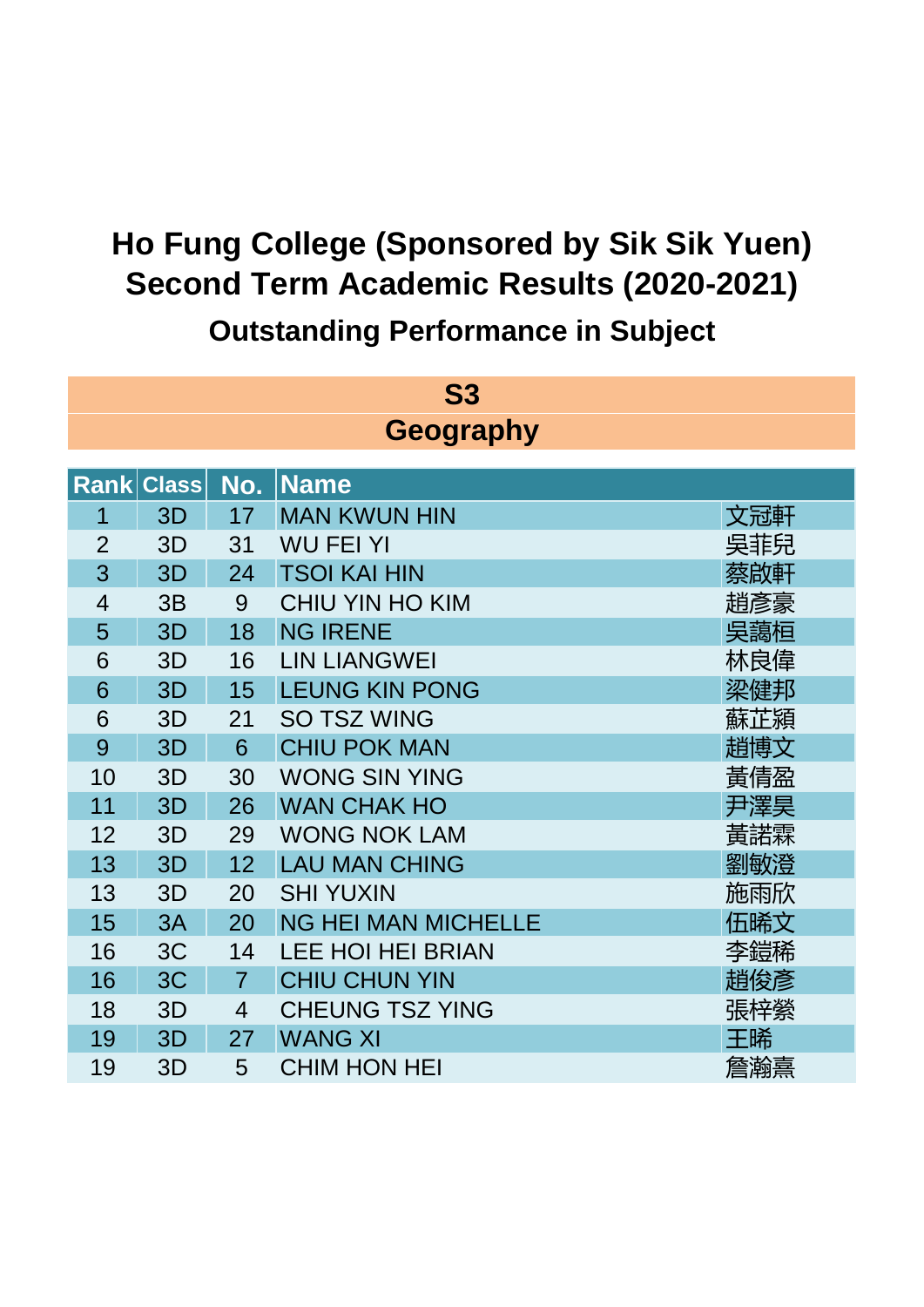# Ho Fung College (Sponsored by Sik Sik Yuen)
# Second Term Academic Results (2020-2021)
## Outstanding Performance in Subject

### S3
### Geography

| Rank | Class | No. | Name | |
|---|---|---|---|---|
| 1 | 3D | 17 | MAN KWUN HIN | 文冠軒 |
| 2 | 3D | 31 | WU FEI YI | 吳菲兒 |
| 3 | 3D | 24 | TSOI KAI HIN | 蔡啟軒 |
| 4 | 3B | 9 | CHIU YIN HO KIM | 趙彥豪 |
| 5 | 3D | 18 | NG IRENE | 吳藹桓 |
| 6 | 3D | 16 | LIN LIANGWEI | 林良偉 |
| 6 | 3D | 15 | LEUNG KIN PONG | 梁健邦 |
| 6 | 3D | 21 | SO TSZ WING | 蘇芷潁 |
| 9 | 3D | 6 | CHIU POK MAN | 趙博文 |
| 10 | 3D | 30 | WONG SIN YING | 黃倩盈 |
| 11 | 3D | 26 | WAN CHAK HO | 尹澤昊 |
| 12 | 3D | 29 | WONG NOK LAM | 黃諾霖 |
| 13 | 3D | 12 | LAU MAN CHING | 劉敏澄 |
| 13 | 3D | 20 | SHI YUXIN | 施雨欣 |
| 15 | 3A | 20 | NG HEI MAN MICHELLE | 伍晞文 |
| 16 | 3C | 14 | LEE HOI HEI BRIAN | 李鎧稀 |
| 16 | 3C | 7 | CHIU CHUN YIN | 趙俊彥 |
| 18 | 3D | 4 | CHEUNG TSZ YING | 張梓縈 |
| 19 | 3D | 27 | WANG XI | 王晞 |
| 19 | 3D | 5 | CHIM HON HEI | 詹瀚熹 |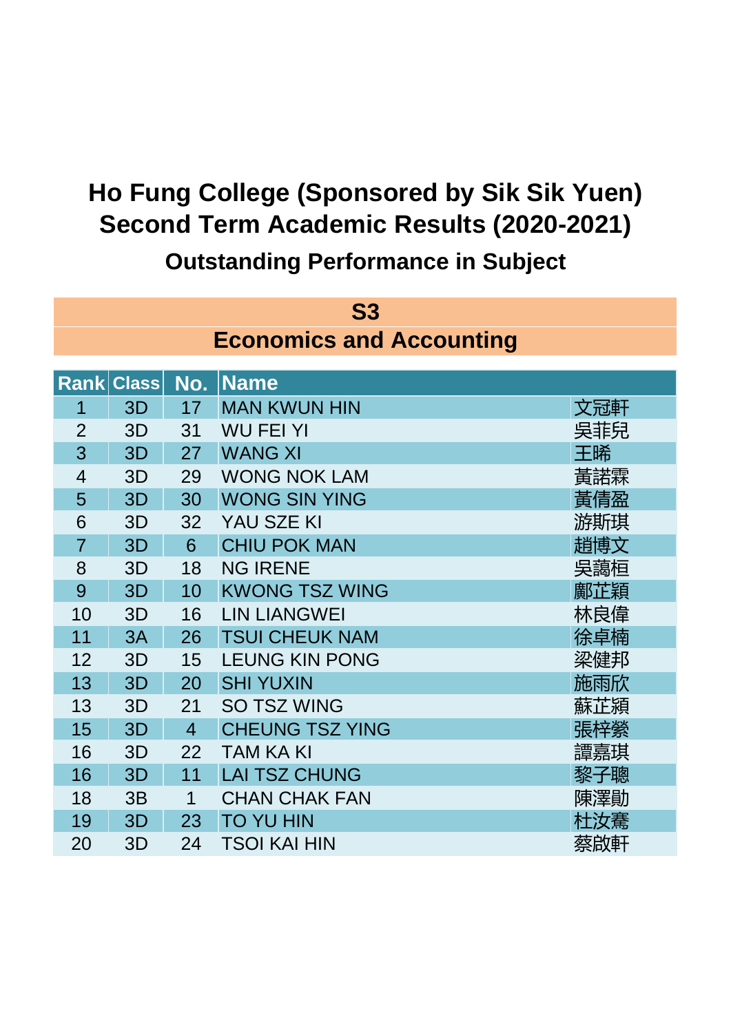# Ho Fung College (Sponsored by Sik Sik Yuen)
# Second Term Academic Results (2020-2021)
## Outstanding Performance in Subject

### S3
### Economics and Accounting

| Rank | Class | No. | Name | |
|---|---|---|---|---|
| 1 | 3D | 17 | MAN KWUN HIN | 文冠軒 |
| 2 | 3D | 31 | WU FEI YI | 吳菲兒 |
| 3 | 3D | 27 | WANG XI | 王晞 |
| 4 | 3D | 29 | WONG NOK LAM | 黃諾霖 |
| 5 | 3D | 30 | WONG SIN YING | 黃倩盈 |
| 6 | 3D | 32 | YAU SZE KI | 游斯琪 |
| 7 | 3D | 6 | CHIU POK MAN | 趙博文 |
| 8 | 3D | 18 | NG IRENE | 吳藹桓 |
| 9 | 3D | 10 | KWONG TSZ WING | 鄺芷穎 |
| 10 | 3D | 16 | LIN LIANGWEI | 林良偉 |
| 11 | 3A | 26 | TSUI CHEUK NAM | 徐卓楠 |
| 12 | 3D | 15 | LEUNG KIN PONG | 梁健邦 |
| 13 | 3D | 20 | SHI YUXIN | 施雨欣 |
| 13 | 3D | 21 | SO TSZ WING | 蘇芷潁 |
| 15 | 3D | 4 | CHEUNG TSZ YING | 張梓縈 |
| 16 | 3D | 22 | TAM KA KI | 譚嘉琪 |
| 16 | 3D | 11 | LAI TSZ CHUNG | 黎子聰 |
| 18 | 3B | 1 | CHAN CHAK FAN | 陳澤勛 |
| 19 | 3D | 23 | TO YU HIN | 杜汝騫 |
| 20 | 3D | 24 | TSOI KAI HIN | 蔡啟軒 |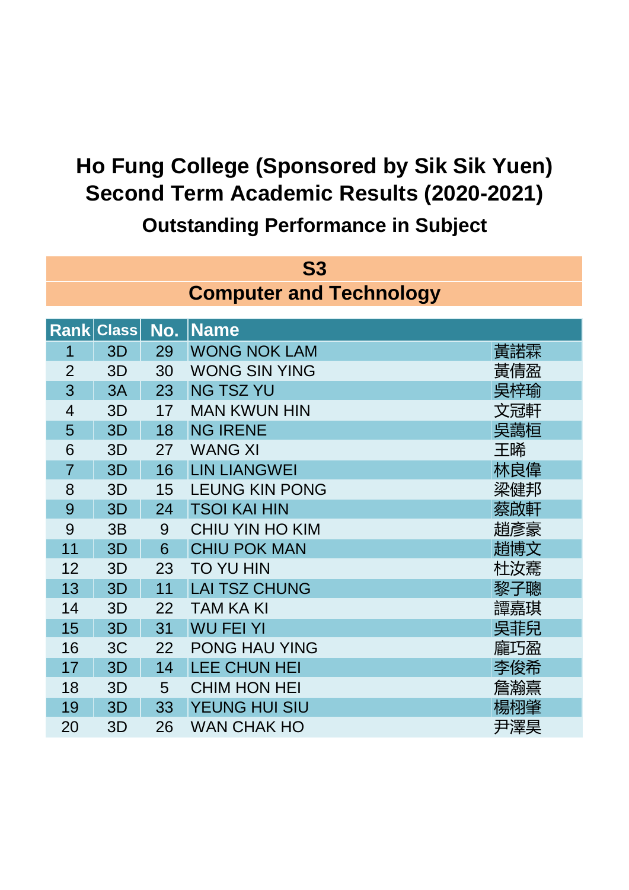# Ho Fung College (Sponsored by Sik Sik Yuen)
# Second Term Academic Results (2020-2021)
## Outstanding Performance in Subject

### S3
### Computer and Technology

| Rank | Class | No. | Name | |
|---|---|---|---|---|
| 1 | 3D | 29 | WONG NOK LAM | 黃諾霖 |
| 2 | 3D | 30 | WONG SIN YING | 黃倩盈 |
| 3 | 3A | 23 | NG TSZ YU | 吳梓瑜 |
| 4 | 3D | 17 | MAN KWUN HIN | 文冠軒 |
| 5 | 3D | 18 | NG IRENE | 吳藹桓 |
| 6 | 3D | 27 | WANG XI | 王晞 |
| 7 | 3D | 16 | LIN LIANGWEI | 林良偉 |
| 8 | 3D | 15 | LEUNG KIN PONG | 梁健邦 |
| 9 | 3D | 24 | TSOI KAI HIN | 蔡啟軒 |
| 9 | 3B | 9 | CHIU YIN HO KIM | 趙彥豪 |
| 11 | 3D | 6 | CHIU POK MAN | 趙博文 |
| 12 | 3D | 23 | TO YU HIN | 杜汝騫 |
| 13 | 3D | 11 | LAI TSZ CHUNG | 黎子聰 |
| 14 | 3D | 22 | TAM KA KI | 譚嘉琪 |
| 15 | 3D | 31 | WU FEI YI | 吳菲兒 |
| 16 | 3C | 22 | PONG HAU YING | 龐巧盈 |
| 17 | 3D | 14 | LEE CHUN HEI | 李俊希 |
| 18 | 3D | 5 | CHIM HON HEI | 詹瀚熹 |
| 19 | 3D | 33 | YEUNG HUI SIU | 楊栩肇 |
| 20 | 3D | 26 | WAN CHAK HO | 尹澤昊 |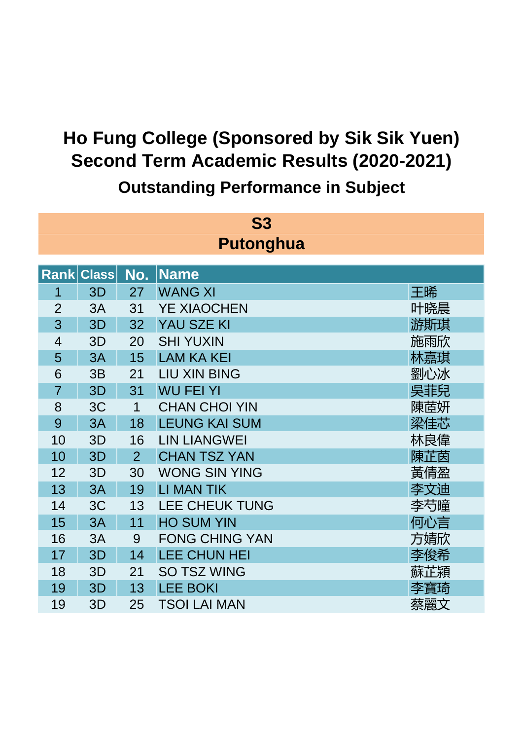# Ho Fung College (Sponsored by Sik Sik Yuen)
# Second Term Academic Results (2020-2021)
## Outstanding Performance in Subject

### S3
### Putonghua

| Rank | Class | No. | Name | |
|---|---|---|---|---|
| 1 | 3D | 27 | WANG XI | 王晞 |
| 2 | 3A | 31 | YE XIAOCHEN | 叶晓晨 |
| 3 | 3D | 32 | YAU SZE KI | 游斯琪 |
| 4 | 3D | 20 | SHI YUXIN | 施雨欣 |
| 5 | 3A | 15 | LAM KA KEI | 林嘉琪 |
| 6 | 3B | 21 | LIU XIN BING | 劉心冰 |
| 7 | 3D | 31 | WU FEI YI | 吳菲兒 |
| 8 | 3C | 1 | CHAN CHOI YIN | 陳茝妍 |
| 9 | 3A | 18 | LEUNG KAI SUM | 梁佳芯 |
| 10 | 3D | 16 | LIN LIANGWEI | 林良偉 |
| 10 | 3D | 2 | CHAN TSZ YAN | 陳芷茵 |
| 12 | 3D | 30 | WONG SIN YING | 黃倩盈 |
| 13 | 3A | 19 | LI MAN TIK | 李文迪 |
| 14 | 3C | 13 | LEE CHEUK TUNG | 李芍瞳 |
| 15 | 3A | 11 | HO SUM YIN | 何心言 |
| 16 | 3A | 9 | FONG CHING YAN | 方婧欣 |
| 17 | 3D | 14 | LEE CHUN HEI | 李俊希 |
| 18 | 3D | 21 | SO TSZ WING | 蘇芷潁 |
| 19 | 3D | 13 | LEE BOKI | 李寶琦 |
| 19 | 3D | 25 | TSOI LAI MAN | 蔡麗文 |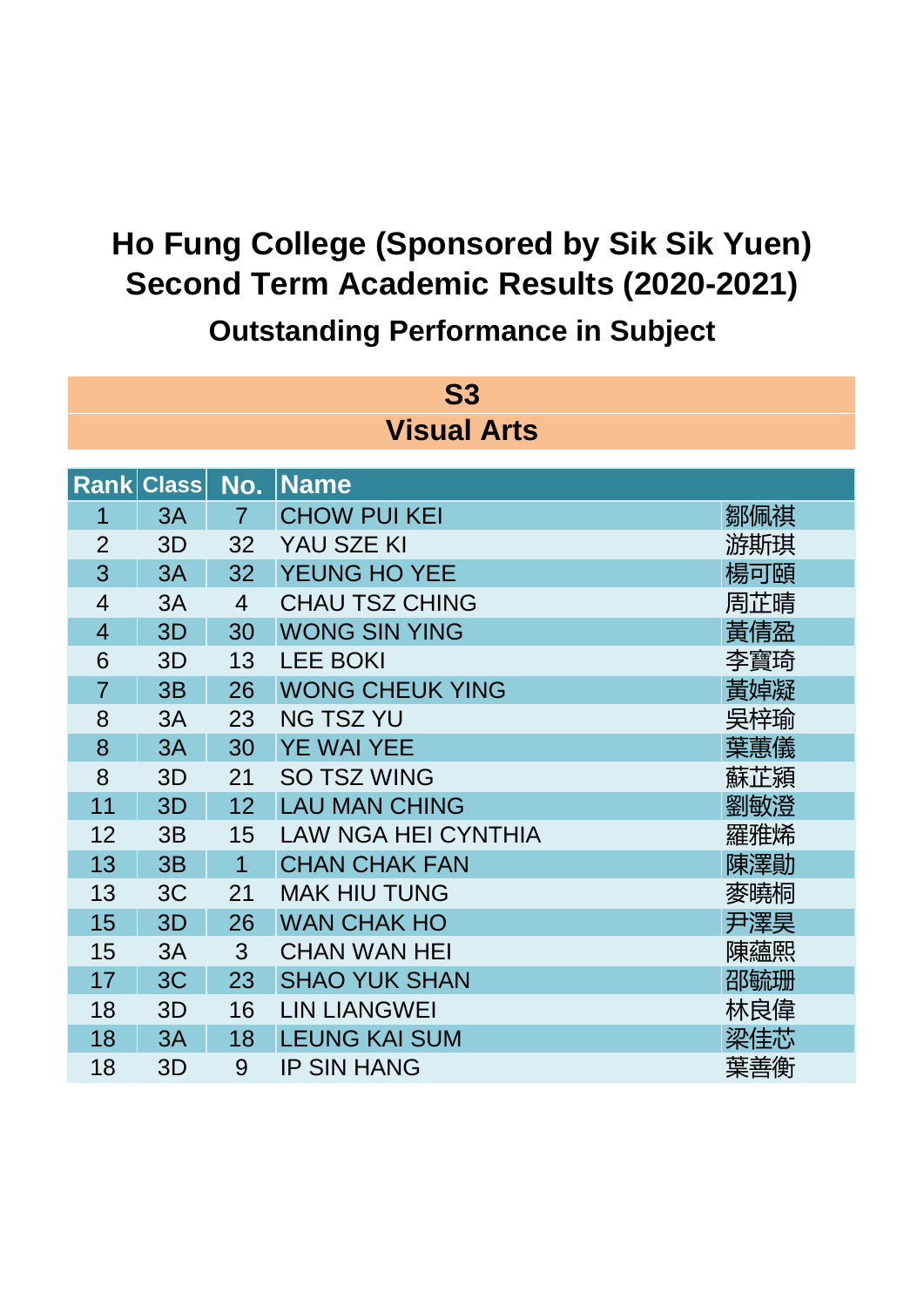# Ho Fung College (Sponsored by Sik Sik Yuen)
# Second Term Academic Results (2020-2021)
## Outstanding Performance in Subject

### S3
### Visual Arts

| Rank | Class | No. | Name | |
|---|---|---|---|---|
| 1 | 3A | 7 | CHOW PUI KEI | 鄒佩祺 |
| 2 | 3D | 32 | YAU SZE KI | 游斯琪 |
| 3 | 3A | 32 | YEUNG HO YEE | 楊可頤 |
| 4 | 3A | 4 | CHAU TSZ CHING | 周芷晴 |
| 4 | 3D | 30 | WONG SIN YING | 黃倩盈 |
| 6 | 3D | 13 | LEE BOKI | 李寶琦 |
| 7 | 3B | 26 | WONG CHEUK YING | 黃婥凝 |
| 8 | 3A | 23 | NG TSZ YU | 吳梓瑜 |
| 8 | 3A | 30 | YE WAI YEE | 葉蕙儀 |
| 8 | 3D | 21 | SO TSZ WING | 蘇芷潁 |
| 11 | 3D | 12 | LAU MAN CHING | 劉敏澄 |
| 12 | 3B | 15 | LAW NGA HEI CYNTHIA | 羅雅烯 |
| 13 | 3B | 1 | CHAN CHAK FAN | 陳澤勛 |
| 13 | 3C | 21 | MAK HIU TUNG | 麥曉桐 |
| 15 | 3D | 26 | WAN CHAK HO | 尹澤昊 |
| 15 | 3A | 3 | CHAN WAN HEI | 陳蘊熙 |
| 17 | 3C | 23 | SHAO YUK SHAN | 邵毓珊 |
| 18 | 3D | 16 | LIN LIANGWEI | 林良偉 |
| 18 | 3A | 18 | LEUNG KAI SUM | 梁佳芯 |
| 18 | 3D | 9 | IP SIN HANG | 葉善衡 |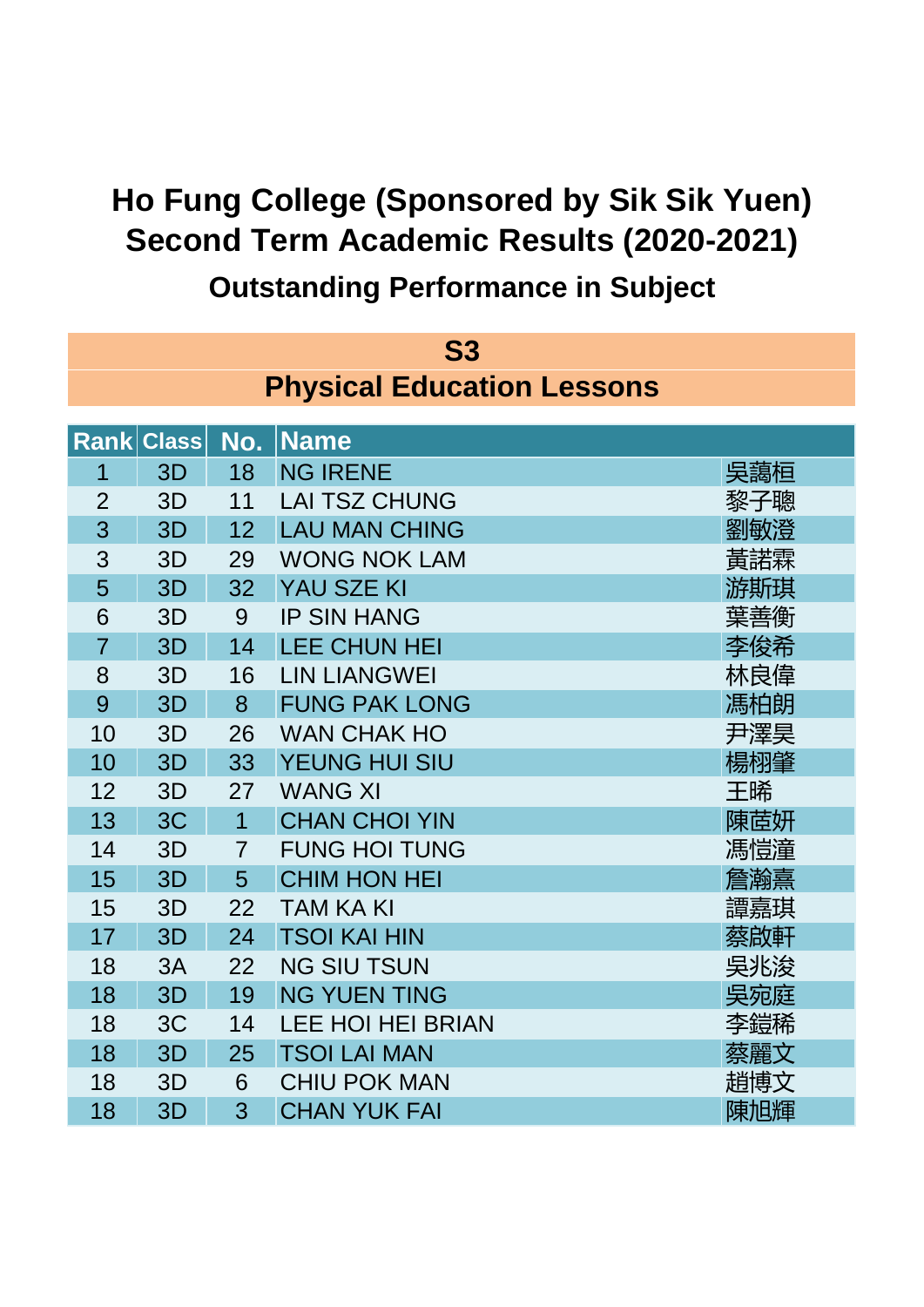# Ho Fung College (Sponsored by Sik Sik Yuen)
# Second Term Academic Results (2020-2021)
## Outstanding Performance in Subject

### S3
### Physical Education Lessons

| Rank | Class | No. | Name | |
|---|---|---|---|---|
| 1 | 3D | 18 | NG IRENE | 吳藹桓 |
| 2 | 3D | 11 | LAI TSZ CHUNG | 黎子聰 |
| 3 | 3D | 12 | LAU MAN CHING | 劉敏澄 |
| 3 | 3D | 29 | WONG NOK LAM | 黃諾霖 |
| 5 | 3D | 32 | YAU SZE KI | 游斯琪 |
| 6 | 3D | 9 | IP SIN HANG | 葉善衡 |
| 7 | 3D | 14 | LEE CHUN HEI | 李俊希 |
| 8 | 3D | 16 | LIN LIANGWEI | 林良偉 |
| 9 | 3D | 8 | FUNG PAK LONG | 馮柏朗 |
| 10 | 3D | 26 | WAN CHAK HO | 尹澤昊 |
| 10 | 3D | 33 | YEUNG HUI SIU | 楊栩肇 |
| 12 | 3D | 27 | WANG XI | 王晞 |
| 13 | 3C | 1 | CHAN CHOI YIN | 陳茝妍 |
| 14 | 3D | 7 | FUNG HOI TUNG | 馮愷潼 |
| 15 | 3D | 5 | CHIM HON HEI | 詹瀚熹 |
| 15 | 3D | 22 | TAM KA KI | 譚嘉琪 |
| 17 | 3D | 24 | TSOI KAI HIN | 蔡啟軒 |
| 18 | 3A | 22 | NG SIU TSUN | 吳兆浚 |
| 18 | 3D | 19 | NG YUEN TING | 吳宛庭 |
| 18 | 3C | 14 | LEE HOI HEI BRIAN | 李鎧稀 |
| 18 | 3D | 25 | TSOI LAI MAN | 蔡麗文 |
| 18 | 3D | 6 | CHIU POK MAN | 趙博文 |
| 18 | 3D | 3 | CHAN YUK FAI | 陳旭輝 |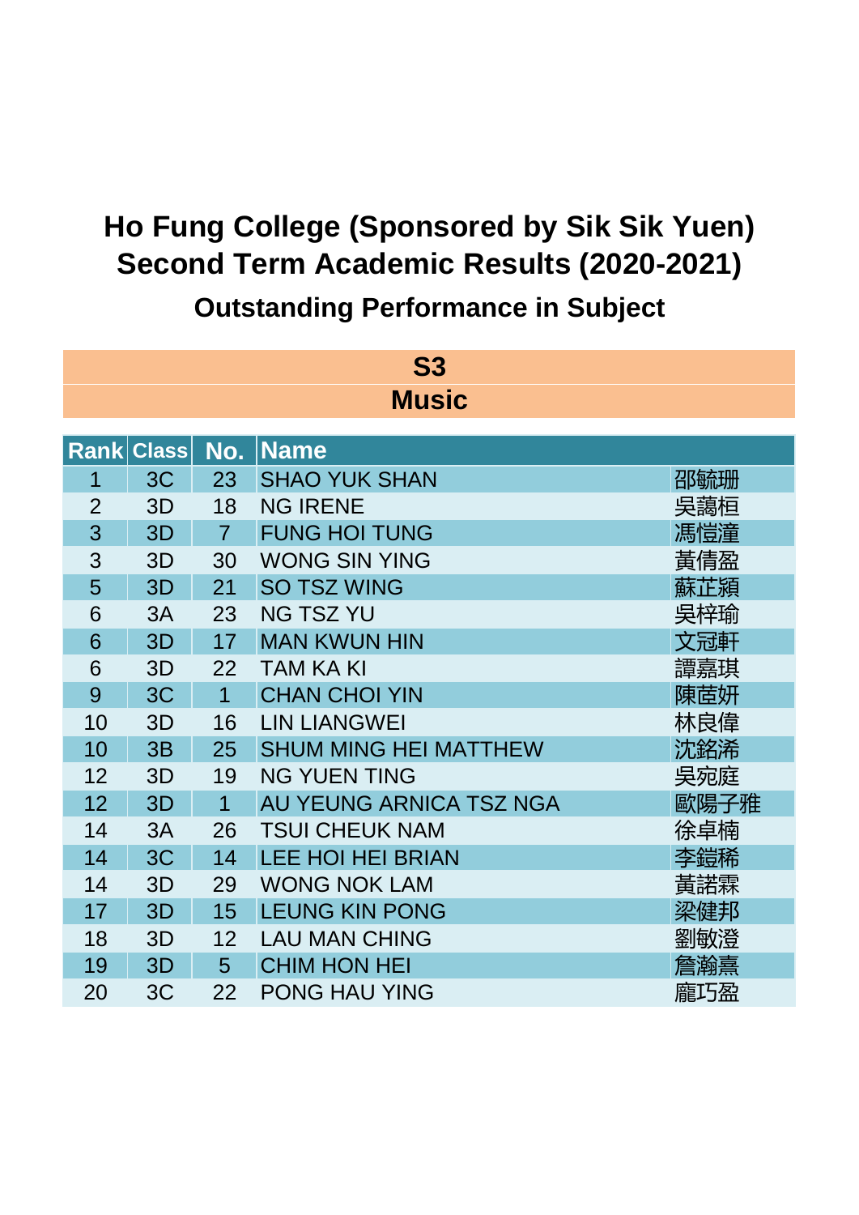# Ho Fung College (Sponsored by Sik Sik Yuen)
# Second Term Academic Results (2020-2021)
## Outstanding Performance in Subject

### S3
### Music

| Rank | Class | No. | Name | |
|---|---|---|---|---|
| 1 | 3C | 23 | SHAO YUK SHAN | 邵毓珊 |
| 2 | 3D | 18 | NG IRENE | 吳藹桓 |
| 3 | 3D | 7 | FUNG HOI TUNG | 馮愷潼 |
| 3 | 3D | 30 | WONG SIN YING | 黃倩盈 |
| 5 | 3D | 21 | SO TSZ WING | 蘇芷潁 |
| 6 | 3A | 23 | NG TSZ YU | 吳梓瑜 |
| 6 | 3D | 17 | MAN KWUN HIN | 文冠軒 |
| 6 | 3D | 22 | TAM KA KI | 譚嘉琪 |
| 9 | 3C | 1 | CHAN CHOI YIN | 陳茝妍 |
| 10 | 3D | 16 | LIN LIANGWEI | 林良偉 |
| 10 | 3B | 25 | SHUM MING HEI MATTHEW | 沈銘浠 |
| 12 | 3D | 19 | NG YUEN TING | 吳宛庭 |
| 12 | 3D | 1 | AU YEUNG ARNICA TSZ NGA | 歐陽子雅 |
| 14 | 3A | 26 | TSUI CHEUK NAM | 徐卓楠 |
| 14 | 3C | 14 | LEE HOI HEI BRIAN | 李鎧稀 |
| 14 | 3D | 29 | WONG NOK LAM | 黃諾霖 |
| 17 | 3D | 15 | LEUNG KIN PONG | 梁健邦 |
| 18 | 3D | 12 | LAU MAN CHING | 劉敏澄 |
| 19 | 3D | 5 | CHIM HON HEI | 詹瀚熹 |
| 20 | 3C | 22 | PONG HAU YING | 龐巧盈 |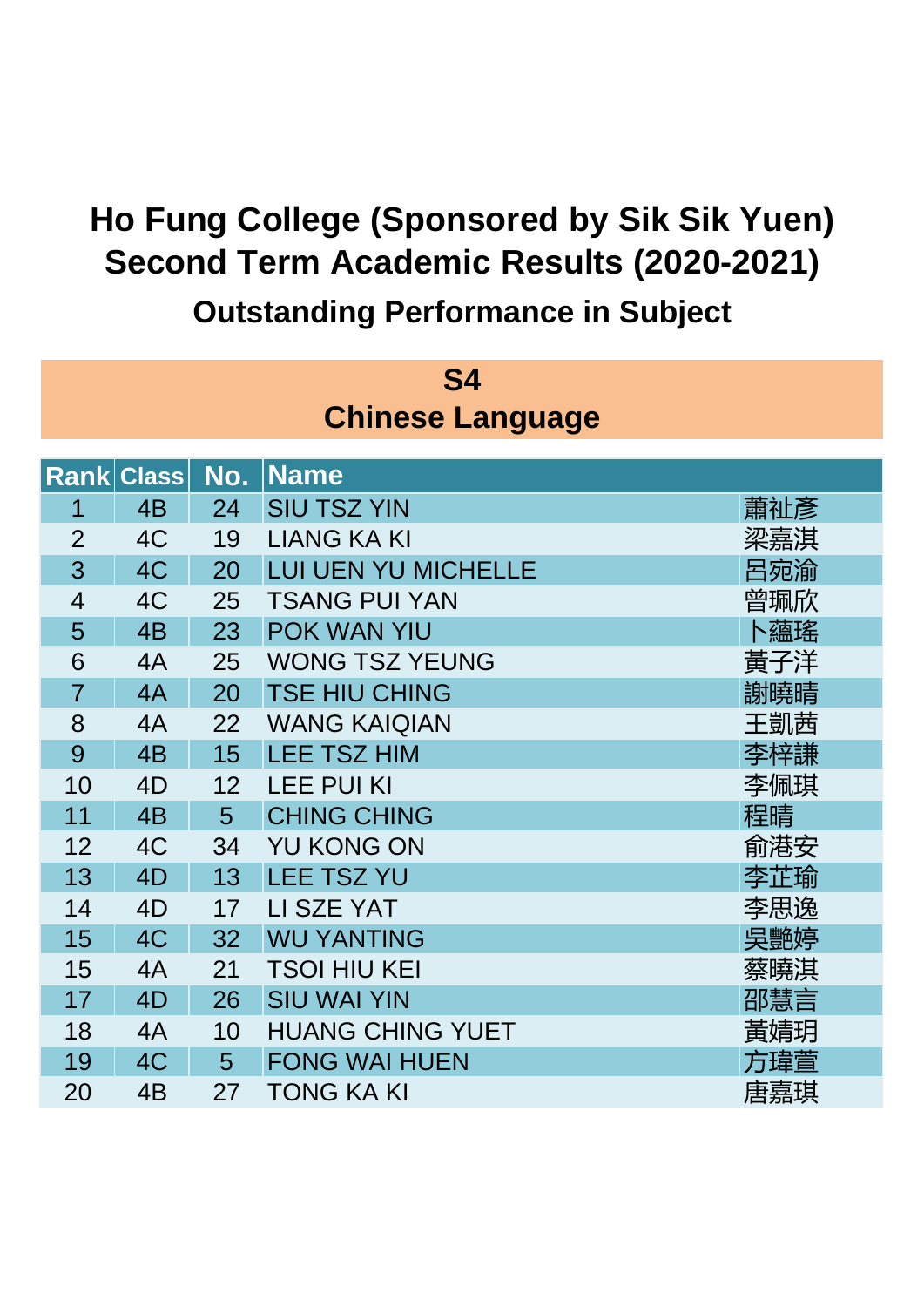# Ho Fung College (Sponsored by Sik Sik Yuen)
# Second Term Academic Results (2020-2021)
## Outstanding Performance in Subject

### S4
### Chinese Language

| Rank | Class | No. | Name | |
|---|---|---|---|---|
| 1 | 4B | 24 | SIU TSZ YIN | 蕭祉彥 |
| 2 | 4C | 19 | LIANG KA KI | 梁嘉淇 |
| 3 | 4C | 20 | LUI UEN YU MICHELLE | 呂宛渝 |
| 4 | 4C | 25 | TSANG PUI YAN | 曾珮欣 |
| 5 | 4B | 23 | POK WAN YIU | 卜蘊瑤 |
| 6 | 4A | 25 | WONG TSZ YEUNG | 黃子洋 |
| 7 | 4A | 20 | TSE HIU CHING | 謝曉晴 |
| 8 | 4A | 22 | WANG KAIQIAN | 王凱茜 |
| 9 | 4B | 15 | LEE TSZ HIM | 李梓謙 |
| 10 | 4D | 12 | LEE PUI KI | 李佩琪 |
| 11 | 4B | 5 | CHING CHING | 程晴 |
| 12 | 4C | 34 | YU KONG ON | 俞港安 |
| 13 | 4D | 13 | LEE TSZ YU | 李芷瑜 |
| 14 | 4D | 17 | LI SZE YAT | 李思逸 |
| 15 | 4C | 32 | WU YANTING | 吳艷婷 |
| 15 | 4A | 21 | TSOI HIU KEI | 蔡曉淇 |
| 17 | 4D | 26 | SIU WAI YIN | 邵慧言 |
| 18 | 4A | 10 | HUANG CHING YUET | 黃婧玥 |
| 19 | 4C | 5 | FONG WAI HUEN | 方瑋萱 |
| 20 | 4B | 27 | TONG KA KI | 唐嘉琪 |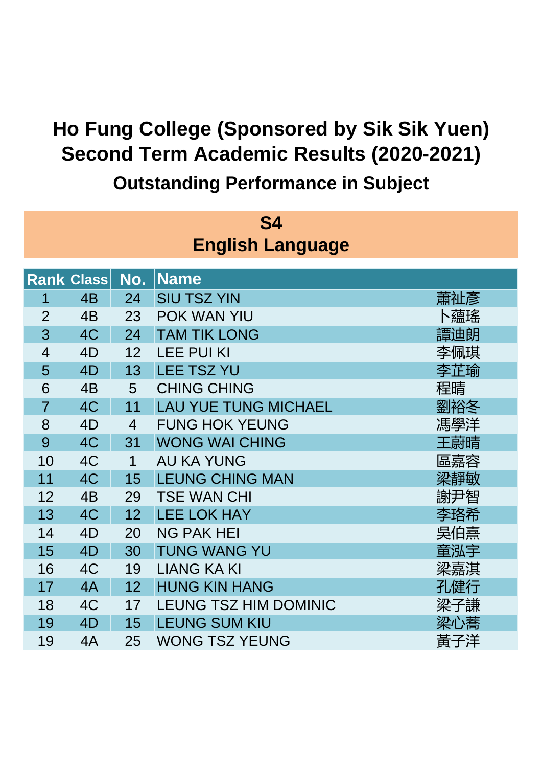# Ho Fung College (Sponsored by Sik Sik Yuen)
# Second Term Academic Results (2020-2021)
## Outstanding Performance in Subject

### S4
### English Language

| Rank | Class | No. | Name | |
|---|---|---|---|---|
| 1 | 4B | 24 | SIU TSZ YIN | 蕭祉彥 |
| 2 | 4B | 23 | POK WAN YIU | 卜蘊瑤 |
| 3 | 4C | 24 | TAM TIK LONG | 譚迪朗 |
| 4 | 4D | 12 | LEE PUI KI | 李佩琪 |
| 5 | 4D | 13 | LEE TSZ YU | 李芷瑜 |
| 6 | 4B | 5 | CHING CHING | 程晴 |
| 7 | 4C | 11 | LAU YUE TUNG MICHAEL | 劉裕冬 |
| 8 | 4D | 4 | FUNG HOK YEUNG | 馮學洋 |
| 9 | 4C | 31 | WONG WAI CHING | 王蔚晴 |
| 10 | 4C | 1 | AU KA YUNG | 區嘉容 |
| 11 | 4C | 15 | LEUNG CHING MAN | 梁靜敏 |
| 12 | 4B | 29 | TSE WAN CHI | 謝尹智 |
| 13 | 4C | 12 | LEE LOK HAY | 李珞希 |
| 14 | 4D | 20 | NG PAK HEI | 吳伯熹 |
| 15 | 4D | 30 | TUNG WANG YU | 童泓宇 |
| 16 | 4C | 19 | LIANG KA KI | 梁嘉淇 |
| 17 | 4A | 12 | HUNG KIN HANG | 孔健行 |
| 18 | 4C | 17 | LEUNG TSZ HIM DOMINIC | 梁子謙 |
| 19 | 4D | 15 | LEUNG SUM KIU | 梁心蕎 |
| 19 | 4A | 25 | WONG TSZ YEUNG | 黃子洋 |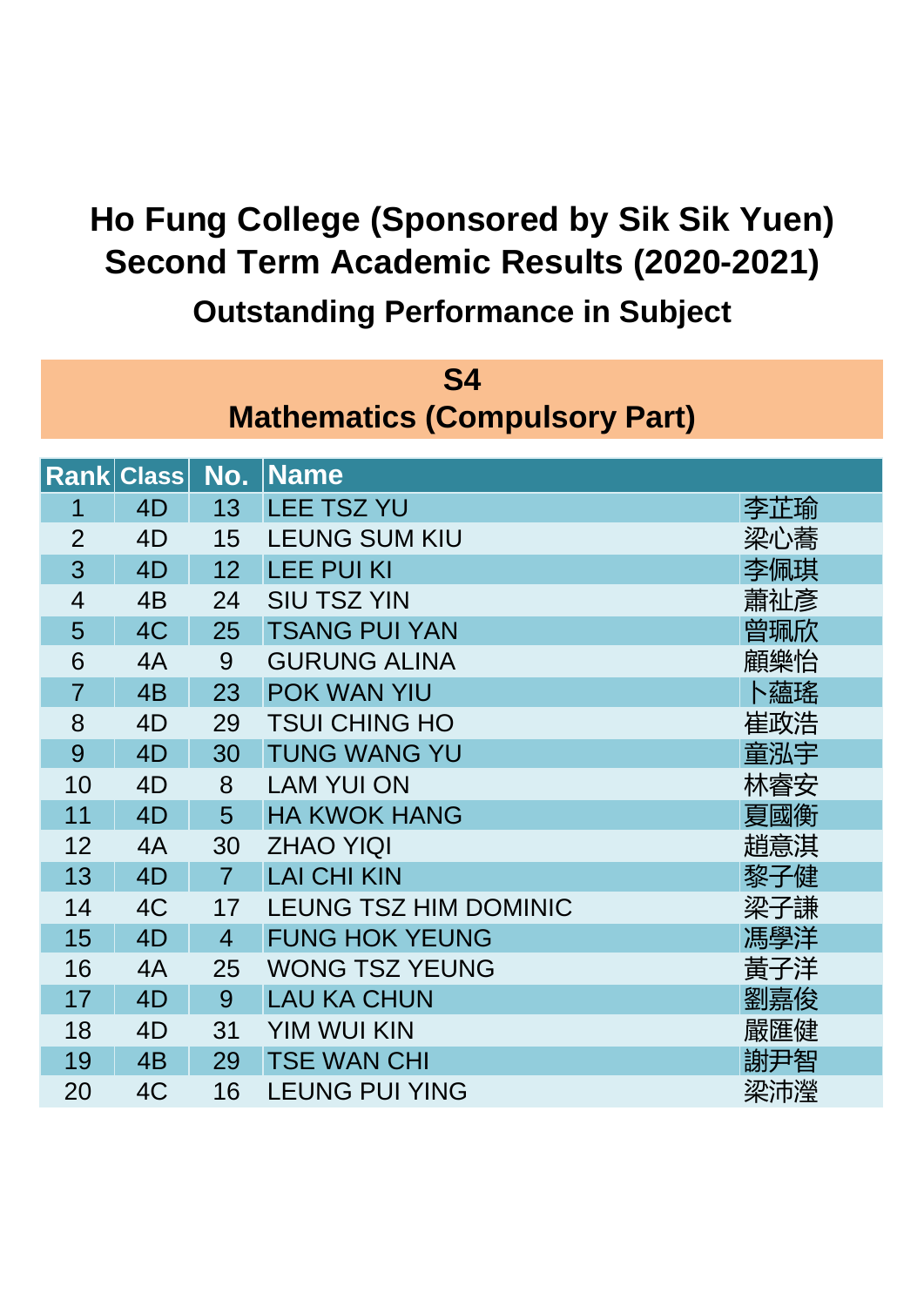# Ho Fung College (Sponsored by Sik Sik Yuen)
# Second Term Academic Results (2020-2021)
## Outstanding Performance in Subject

### S4
### Mathematics (Compulsory Part)

| Rank | Class | No. | Name | |
|---|---|---|---|---|
| 1 | 4D | 13 | LEE TSZ YU | 李芷瑜 |
| 2 | 4D | 15 | LEUNG SUM KIU | 梁心蕎 |
| 3 | 4D | 12 | LEE PUI KI | 李佩琪 |
| 4 | 4B | 24 | SIU TSZ YIN | 蕭祉彥 |
| 5 | 4C | 25 | TSANG PUI YAN | 曾珮欣 |
| 6 | 4A | 9 | GURUNG ALINA | 顧樂怡 |
| 7 | 4B | 23 | POK WAN YIU | 卜蘊瑤 |
| 8 | 4D | 29 | TSUI CHING HO | 崔政浩 |
| 9 | 4D | 30 | TUNG WANG YU | 童泓宇 |
| 10 | 4D | 8 | LAM YUI ON | 林睿安 |
| 11 | 4D | 5 | HA KWOK HANG | 夏國衡 |
| 12 | 4A | 30 | ZHAO YIQI | 趙意淇 |
| 13 | 4D | 7 | LAI CHI KIN | 黎子健 |
| 14 | 4C | 17 | LEUNG TSZ HIM DOMINIC | 梁子謙 |
| 15 | 4D | 4 | FUNG HOK YEUNG | 馮學洋 |
| 16 | 4A | 25 | WONG TSZ YEUNG | 黃子洋 |
| 17 | 4D | 9 | LAU KA CHUN | 劉嘉俊 |
| 18 | 4D | 31 | YIM WUI KIN | 嚴匯健 |
| 19 | 4B | 29 | TSE WAN CHI | 謝尹智 |
| 20 | 4C | 16 | LEUNG PUI YING | 梁沛瀅 |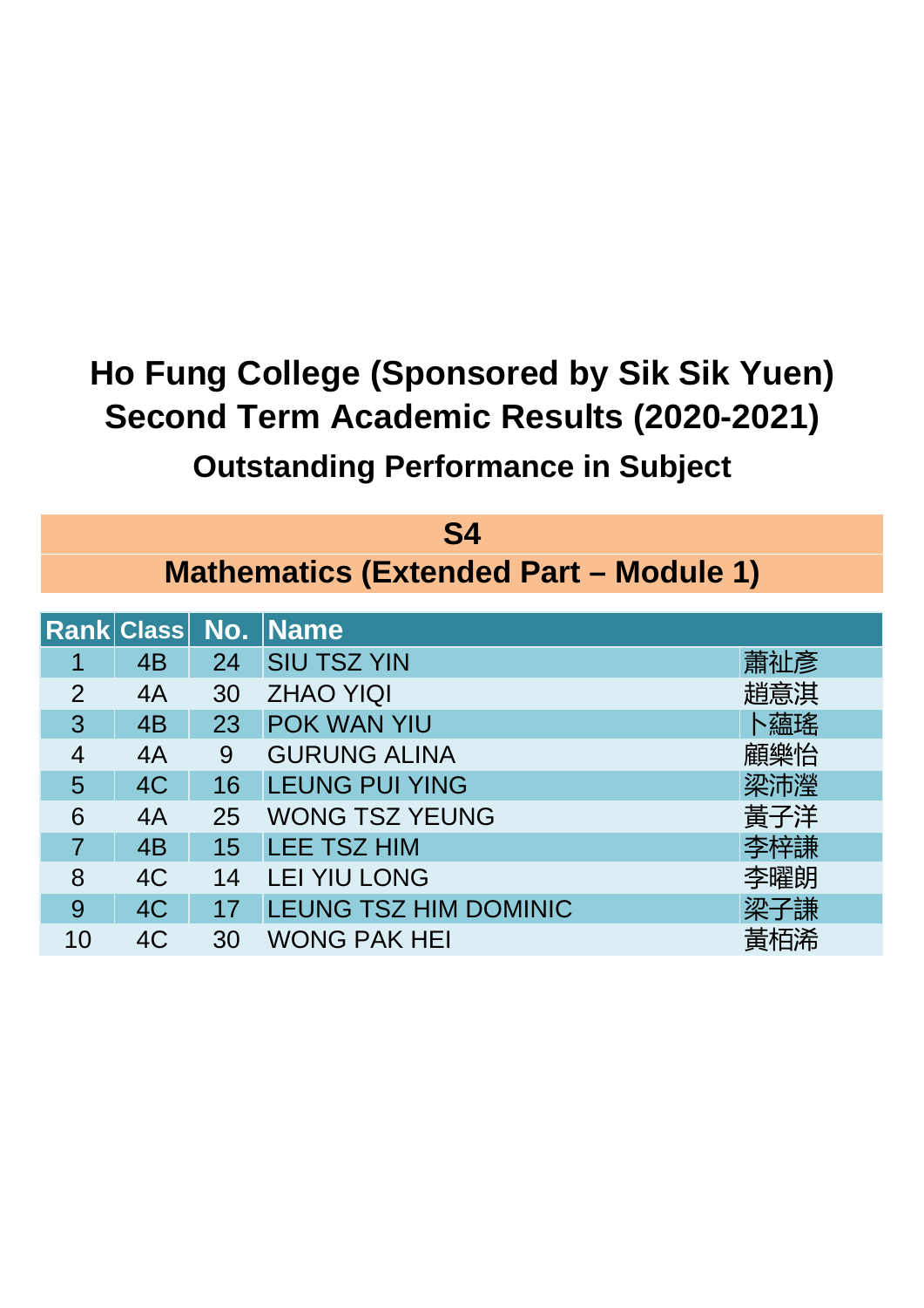# Ho Fung College (Sponsored by Sik Sik Yuen)
# Second Term Academic Results (2020-2021)
## Outstanding Performance in Subject

### S4
### Mathematics (Extended Part – Module 1)

| Rank | Class | No. | Name | |
|---|---|---|---|---|
| 1 | 4B | 24 | SIU TSZ YIN | 蕭祉彥 |
| 2 | 4A | 30 | ZHAO YIQI | 趙意淇 |
| 3 | 4B | 23 | POK WAN YIU | 卜蘊瑤 |
| 4 | 4A | 9 | GURUNG ALINA | 顧樂怡 |
| 5 | 4C | 16 | LEUNG PUI YING | 梁沛瀅 |
| 6 | 4A | 25 | WONG TSZ YEUNG | 黃子洋 |
| 7 | 4B | 15 | LEE TSZ HIM | 李梓謙 |
| 8 | 4C | 14 | LEI YIU LONG | 李曜朗 |
| 9 | 4C | 17 | LEUNG TSZ HIM DOMINIC | 梁子謙 |
| 10 | 4C | 30 | WONG PAK HEI | 黃栢浠 |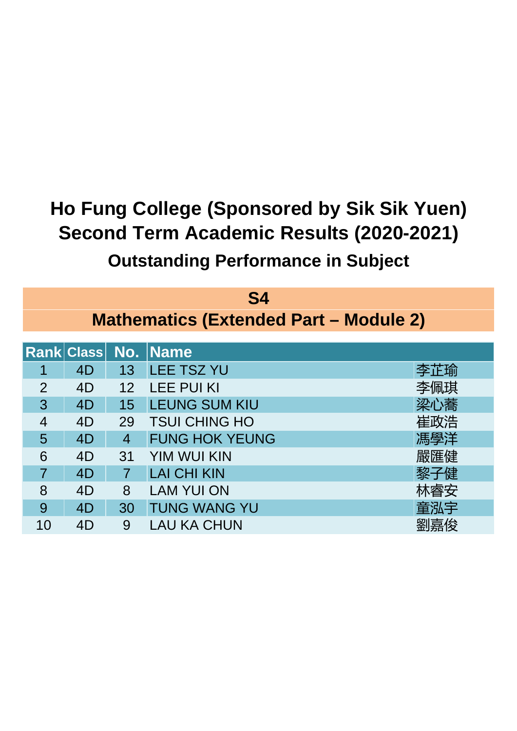# Ho Fung College (Sponsored by Sik Sik Yuen)
# Second Term Academic Results (2020-2021)
## Outstanding Performance in Subject

### S4
### Mathematics (Extended Part – Module 2)

| Rank | Class | No. | Name | |
|---|---|---|---|---|
| 1 | 4D | 13 | LEE TSZ YU | 李芷瑜 |
| 2 | 4D | 12 | LEE PUI KI | 李佩琪 |
| 3 | 4D | 15 | LEUNG SUM KIU | 梁心蕎 |
| 4 | 4D | 29 | TSUI CHING HO | 崔政浩 |
| 5 | 4D | 4 | FUNG HOK YEUNG | 馮學洋 |
| 6 | 4D | 31 | YIM WUI KIN | 嚴匯健 |
| 7 | 4D | 7 | LAI CHI KIN | 黎子健 |
| 8 | 4D | 8 | LAM YUI ON | 林睿安 |
| 9 | 4D | 30 | TUNG WANG YU | 童泓宇 |
| 10 | 4D | 9 | LAU KA CHUN | 劉嘉俊 |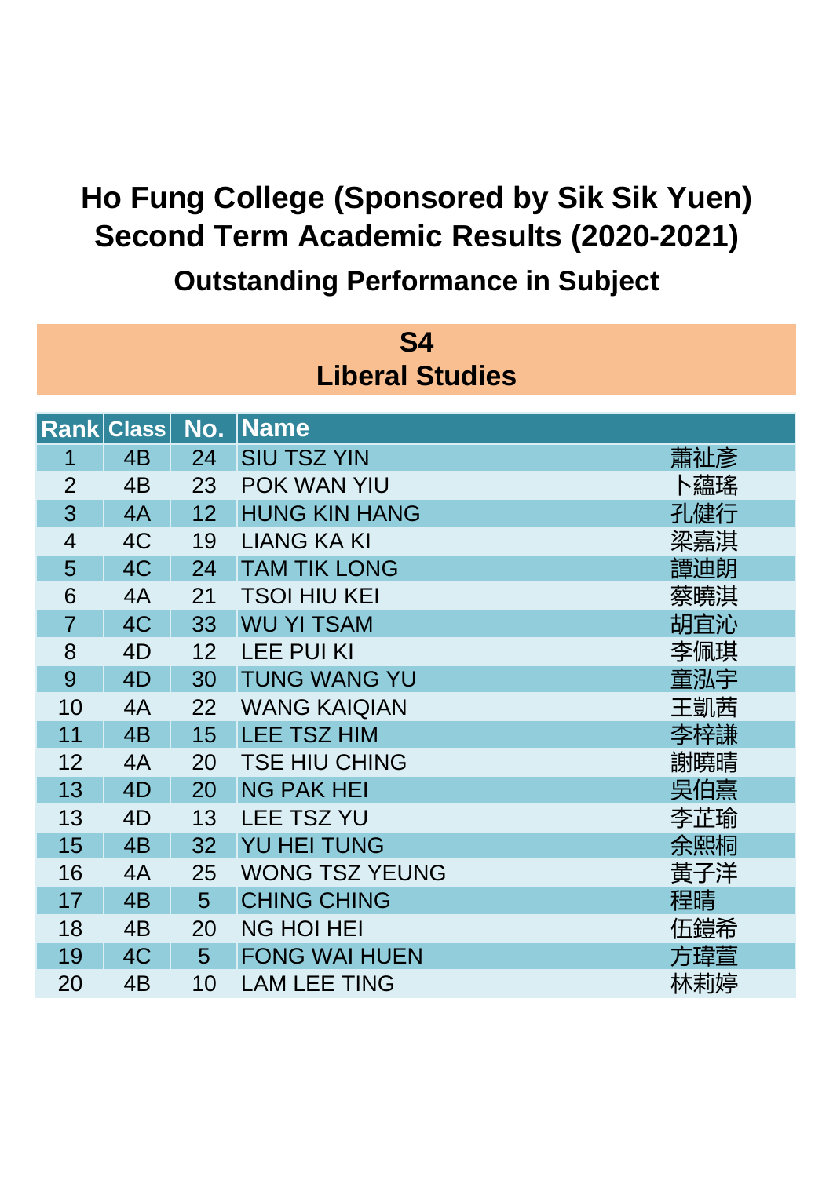# Ho Fung College (Sponsored by Sik Sik Yuen)
# Second Term Academic Results (2020-2021)
## Outstanding Performance in Subject

### S4
### Liberal Studies

| Rank | Class | No. | Name | |
|---|---|---|---|---|
| 1 | 4B | 24 | SIU TSZ YIN | 蕭祉彥 |
| 2 | 4B | 23 | POK WAN YIU | 卜蘊瑤 |
| 3 | 4A | 12 | HUNG KIN HANG | 孔健行 |
| 4 | 4C | 19 | LIANG KA KI | 梁嘉淇 |
| 5 | 4C | 24 | TAM TIK LONG | 譚迪朗 |
| 6 | 4A | 21 | TSOI HIU KEI | 蔡曉淇 |
| 7 | 4C | 33 | WU YI TSAM | 胡宜沁 |
| 8 | 4D | 12 | LEE PUI KI | 李佩琪 |
| 9 | 4D | 30 | TUNG WANG YU | 童泓宇 |
| 10 | 4A | 22 | WANG KAIQIAN | 王凱茜 |
| 11 | 4B | 15 | LEE TSZ HIM | 李梓謙 |
| 12 | 4A | 20 | TSE HIU CHING | 謝曉晴 |
| 13 | 4D | 20 | NG PAK HEI | 吳伯熹 |
| 13 | 4D | 13 | LEE TSZ YU | 李芷瑜 |
| 15 | 4B | 32 | YU HEI TUNG | 余熙桐 |
| 16 | 4A | 25 | WONG TSZ YEUNG | 黃子洋 |
| 17 | 4B | 5 | CHING CHING | 程晴 |
| 18 | 4B | 20 | NG HOI HEI | 伍鎧希 |
| 19 | 4C | 5 | FONG WAI HUEN | 方瑋萱 |
| 20 | 4B | 10 | LAM LEE TING | 林莉婷 |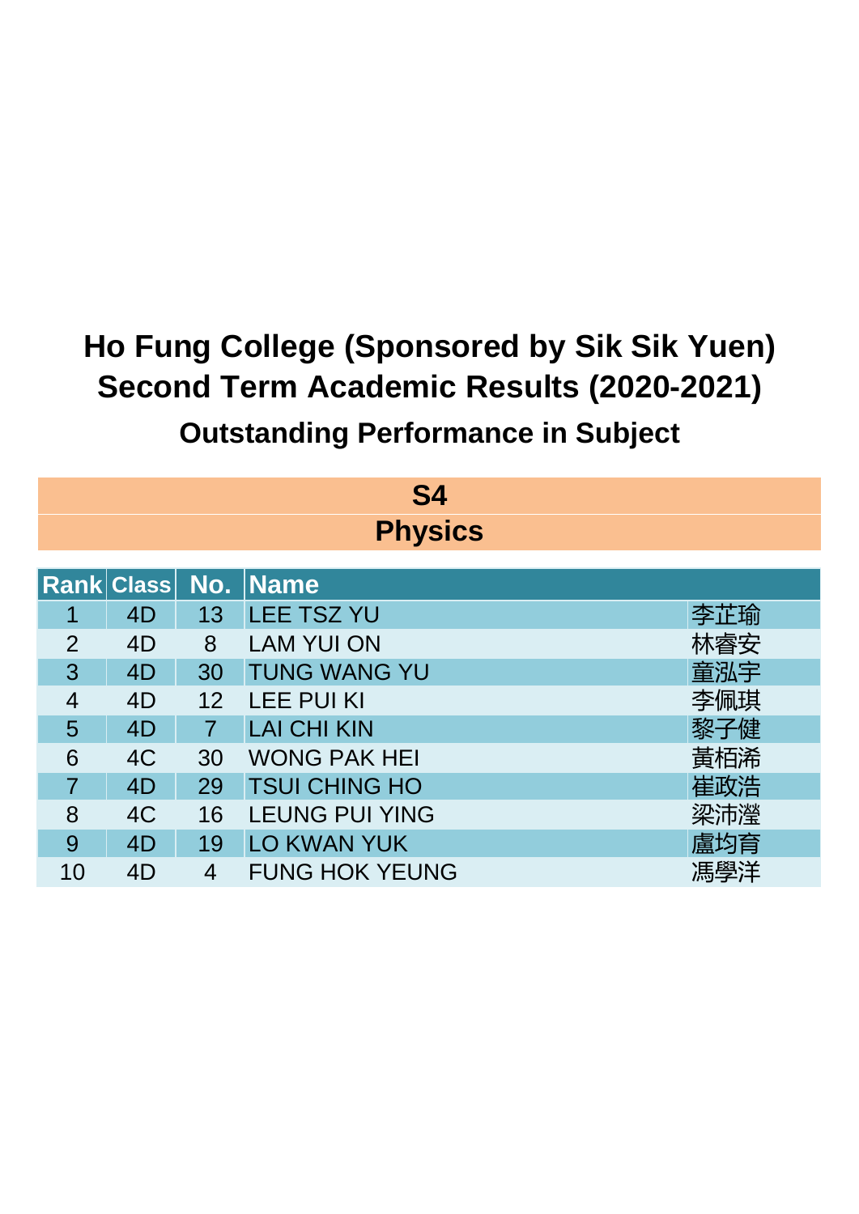# Ho Fung College (Sponsored by Sik Sik Yuen)
# Second Term Academic Results (2020-2021)
## Outstanding Performance in Subject

### S4
### Physics

| Rank | Class | No. | Name | |
|---|---|---|---|---|
| 1 | 4D | 13 | LEE TSZ YU | 李芷瑜 |
| 2 | 4D | 8 | LAM YUI ON | 林睿安 |
| 3 | 4D | 30 | TUNG WANG YU | 童泓宇 |
| 4 | 4D | 12 | LEE PUI KI | 李佩琪 |
| 5 | 4D | 7 | LAI CHI KIN | 黎子健 |
| 6 | 4C | 30 | WONG PAK HEI | 黃栢浠 |
| 7 | 4D | 29 | TSUI CHING HO | 崔政浩 |
| 8 | 4C | 16 | LEUNG PUI YING | 梁沛瀅 |
| 9 | 4D | 19 | LO KWAN YUK | 盧均育 |
| 10 | 4D | 4 | FUNG HOK YEUNG | 馮學洋 |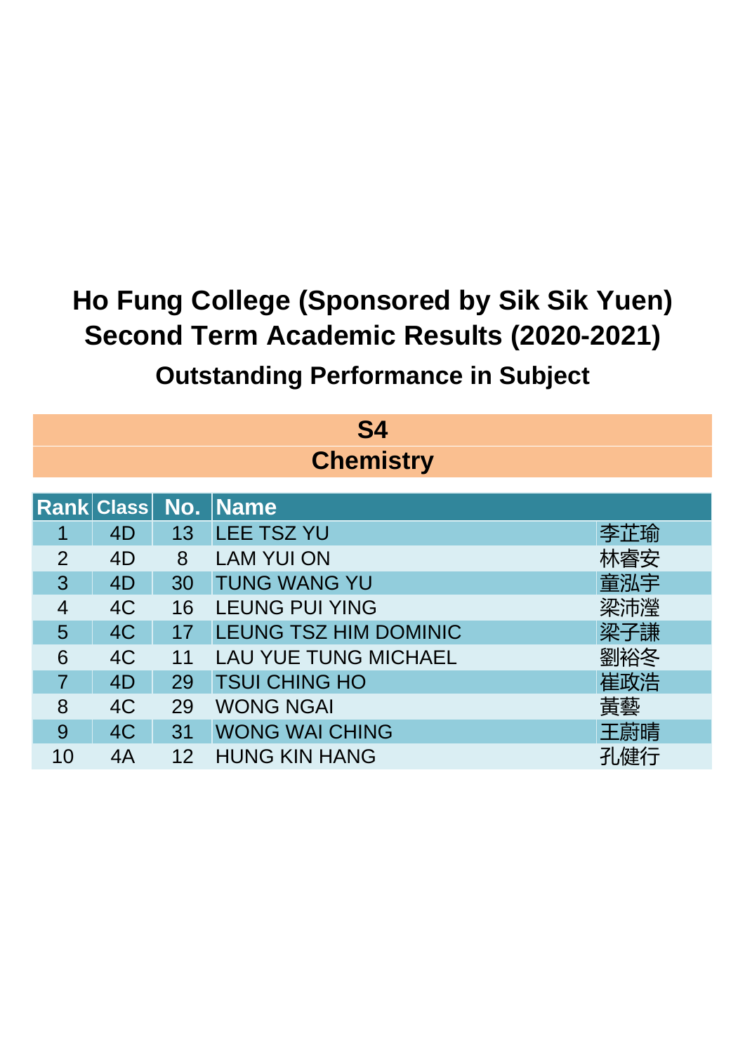# Ho Fung College (Sponsored by Sik Sik Yuen)

# Second Term Academic Results (2020-2021)

## Outstanding Performance in Subject

### S4

### Chemistry

| Rank | Class | No. | Name | |
|---|---|---|---|---|
| 1 | 4D | 13 | LEE TSZ YU | 李芷瑜 |
| 2 | 4D | 8 | LAM YUI ON | 林睿安 |
| 3 | 4D | 30 | TUNG WANG YU | 童泓宇 |
| 4 | 4C | 16 | LEUNG PUI YING | 梁沛瀅 |
| 5 | 4C | 17 | LEUNG TSZ HIM DOMINIC | 梁子謙 |
| 6 | 4C | 11 | LAU YUE TUNG MICHAEL | 劉裕冬 |
| 7 | 4D | 29 | TSUI CHING HO | 崔政浩 |
| 8 | 4C | 29 | WONG NGAI | 黃藝 |
| 9 | 4C | 31 | WONG WAI CHING | 王蔚晴 |
| 10 | 4A | 12 | HUNG KIN HANG | 孔健行 |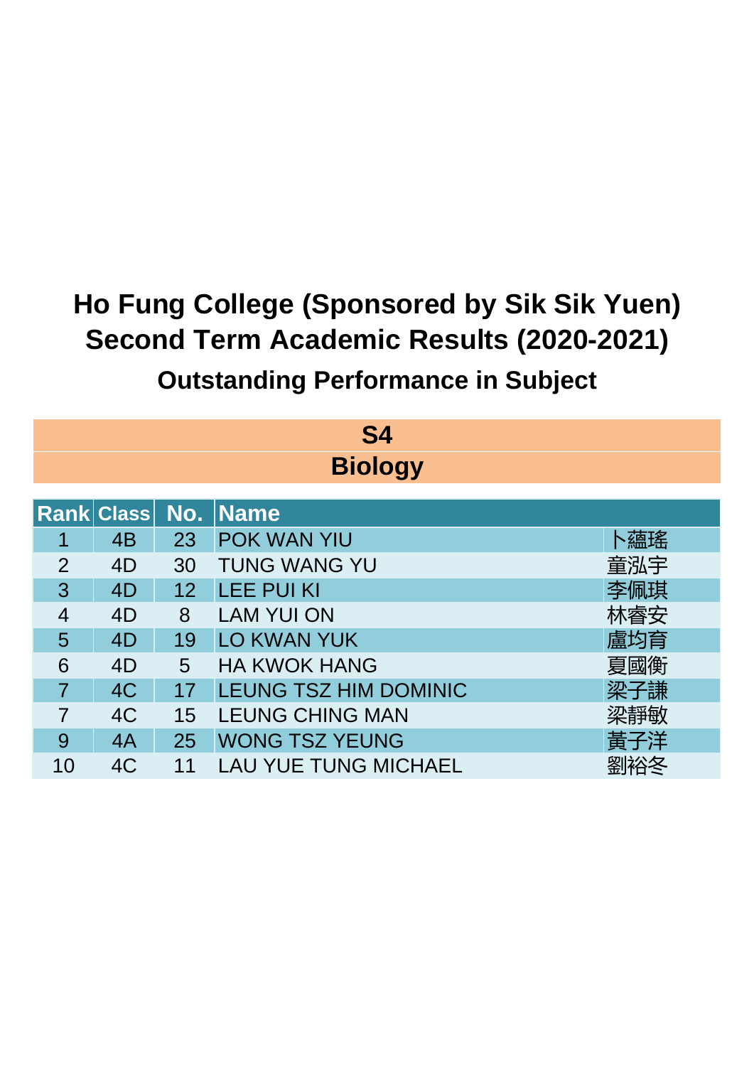# Ho Fung College (Sponsored by Sik Sik Yuen)
# Second Term Academic Results (2020-2021)
## Outstanding Performance in Subject

### S4
### Biology

| Rank | Class | No. | Name | |
|---|---|---|---|---|
| 1 | 4B | 23 | POK WAN YIU | 卜蘊瑤 |
| 2 | 4D | 30 | TUNG WANG YU | 童泓宇 |
| 3 | 4D | 12 | LEE PUI KI | 李佩琪 |
| 4 | 4D | 8 | LAM YUI ON | 林睿安 |
| 5 | 4D | 19 | LO KWAN YUK | 盧均育 |
| 6 | 4D | 5 | HA KWOK HANG | 夏國衡 |
| 7 | 4C | 17 | LEUNG TSZ HIM DOMINIC | 梁子謙 |
| 7 | 4C | 15 | LEUNG CHING MAN | 梁靜敏 |
| 9 | 4A | 25 | WONG TSZ YEUNG | 黃子洋 |
| 10 | 4C | 11 | LAU YUE TUNG MICHAEL | 劉裕冬 |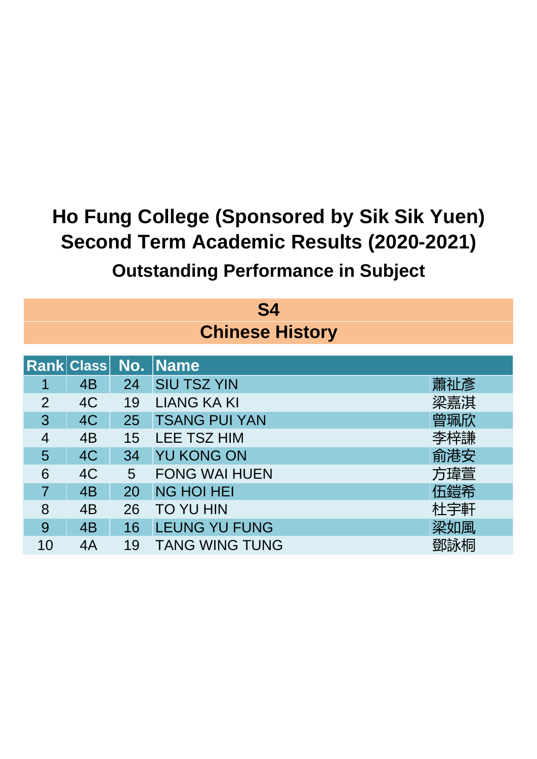# Ho Fung College (Sponsored by Sik Sik Yuen)
# Second Term Academic Results (2020-2021)
## Outstanding Performance in Subject

### S4
### Chinese History

| Rank | Class | No. | Name | |
|---|---|---|---|---|
| 1 | 4B | 24 | SIU TSZ YIN | 蕭祉彥 |
| 2 | 4C | 19 | LIANG KA KI | 梁嘉淇 |
| 3 | 4C | 25 | TSANG PUI YAN | 曾珮欣 |
| 4 | 4B | 15 | LEE TSZ HIM | 李梓謙 |
| 5 | 4C | 34 | YU KONG ON | 俞港安 |
| 6 | 4C | 5 | FONG WAI HUEN | 方瑋萱 |
| 7 | 4B | 20 | NG HOI HEI | 伍鎧希 |
| 8 | 4B | 26 | TO YU HIN | 杜宇軒 |
| 9 | 4B | 16 | LEUNG YU FUNG | 梁如風 |
| 10 | 4A | 19 | TANG WING TUNG | 鄧詠桐 |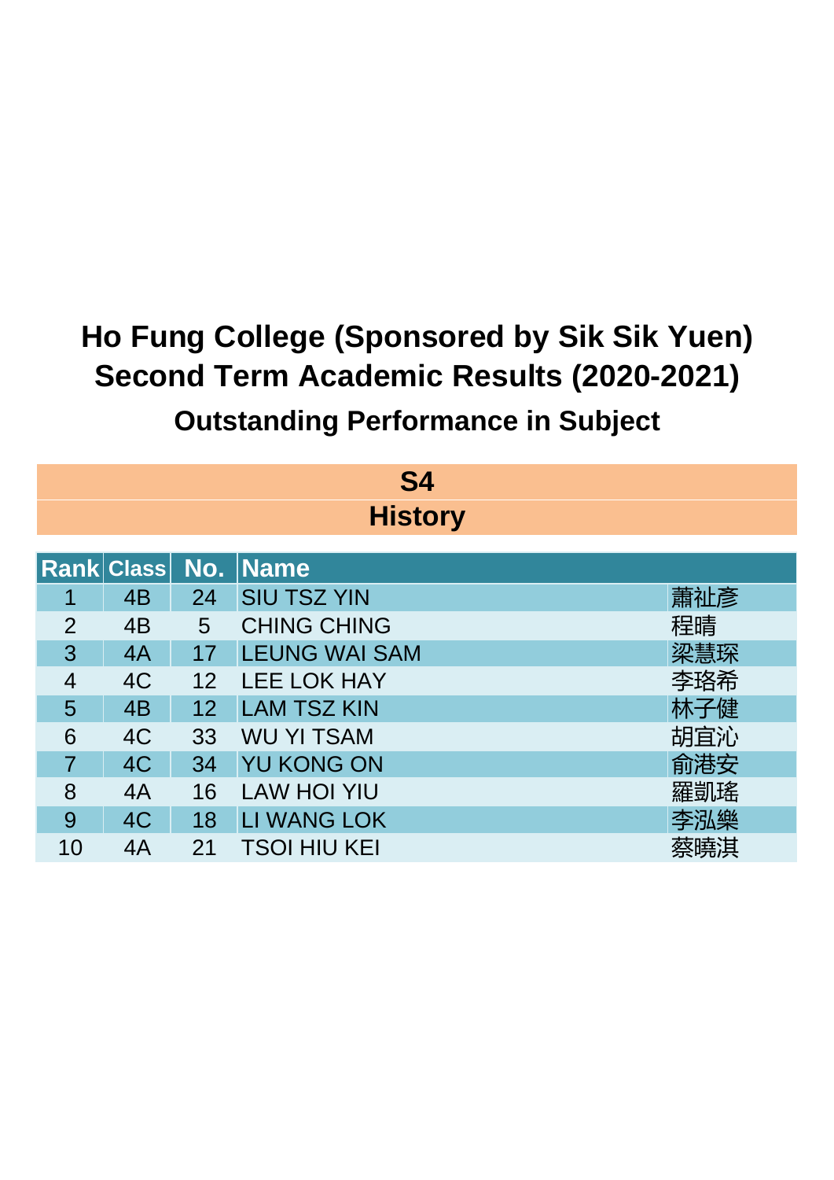# Ho Fung College (Sponsored by Sik Sik Yuen)
# Second Term Academic Results (2020-2021)
## Outstanding Performance in Subject

### S4
### History

| Rank | Class | No. | Name | |
|---|---|---|---|---|
| 1 | 4B | 24 | SIU TSZ YIN | 蕭祉彥 |
| 2 | 4B | 5 | CHING CHING | 程晴 |
| 3 | 4A | 17 | LEUNG WAI SAM | 梁慧琛 |
| 4 | 4C | 12 | LEE LOK HAY | 李珞希 |
| 5 | 4B | 12 | LAM TSZ KIN | 林子健 |
| 6 | 4C | 33 | WU YI TSAM | 胡宜沁 |
| 7 | 4C | 34 | YU KONG ON | 俞港安 |
| 8 | 4A | 16 | LAW HOI YIU | 羅凱瑤 |
| 9 | 4C | 18 | LI WANG LOK | 李泓樂 |
| 10 | 4A | 21 | TSOI HIU KEI | 蔡曉淇 |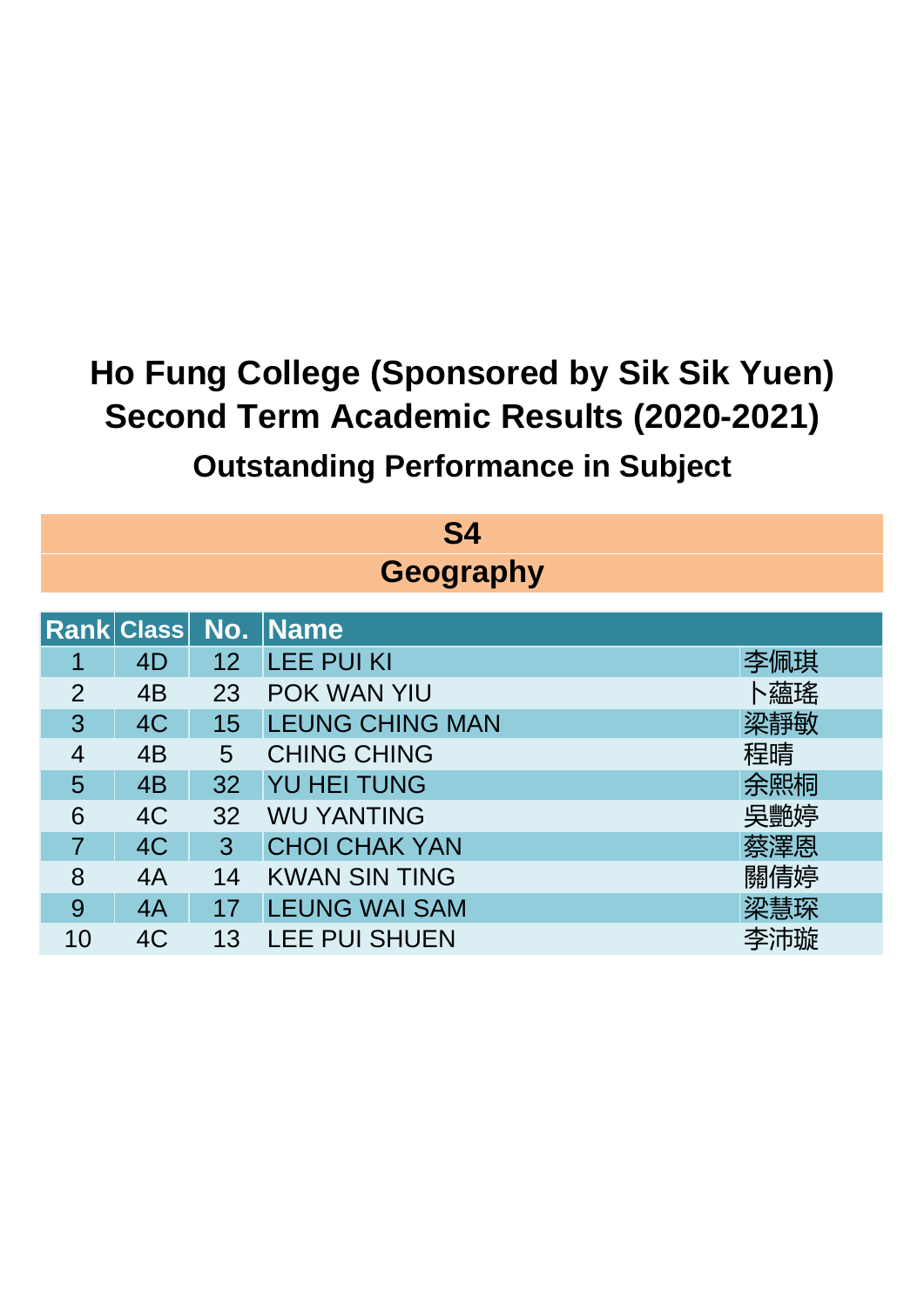# Ho Fung College (Sponsored by Sik Sik Yuen)
# Second Term Academic Results (2020-2021)
## Outstanding Performance in Subject

### S4
### Geography

| Rank | Class | No. | Name | |
|---|---|---|---|---|
| 1 | 4D | 12 | LEE PUI KI | 李佩琪 |
| 2 | 4B | 23 | POK WAN YIU | 卜蘊瑤 |
| 3 | 4C | 15 | LEUNG CHING MAN | 梁靜敏 |
| 4 | 4B | 5 | CHING CHING | 程晴 |
| 5 | 4B | 32 | YU HEI TUNG | 余熙桐 |
| 6 | 4C | 32 | WU YANTING | 吳艷婷 |
| 7 | 4C | 3 | CHOI CHAK YAN | 蔡澤恩 |
| 8 | 4A | 14 | KWAN SIN TING | 關倩婷 |
| 9 | 4A | 17 | LEUNG WAI SAM | 梁慧琛 |
| 10 | 4C | 13 | LEE PUI SHUEN | 李沛璇 |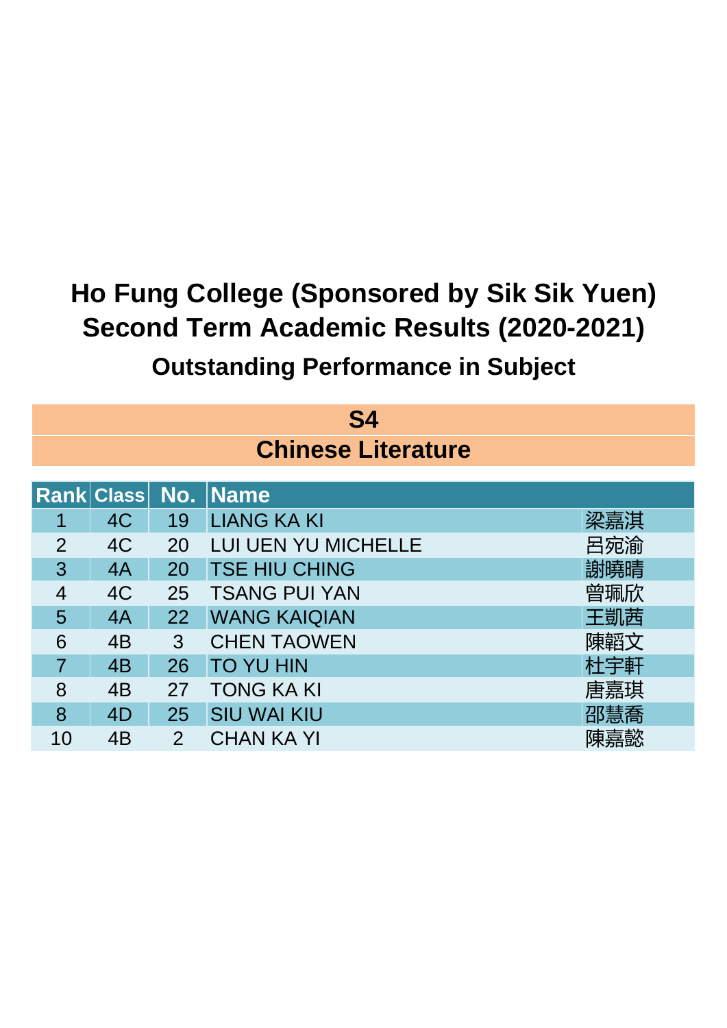# Ho Fung College (Sponsored by Sik Sik Yuen)
# Second Term Academic Results (2020-2021)
## Outstanding Performance in Subject

### S4
### Chinese Literature

| Rank | Class | No. | Name | |
|---|---|---|---|---|
| 1 | 4C | 19 | LIANG KA KI | 梁嘉淇 |
| 2 | 4C | 20 | LUI UEN YU MICHELLE | 呂宛渝 |
| 3 | 4A | 20 | TSE HIU CHING | 謝曉晴 |
| 4 | 4C | 25 | TSANG PUI YAN | 曾珮欣 |
| 5 | 4A | 22 | WANG KAIQIAN | 王凱茜 |
| 6 | 4B | 3 | CHEN TAOWEN | 陳韜文 |
| 7 | 4B | 26 | TO YU HIN | 杜宇軒 |
| 8 | 4B | 27 | TONG KA KI | 唐嘉琪 |
| 8 | 4D | 25 | SIU WAI KIU | 邵慧喬 |
| 10 | 4B | 2 | CHAN KA YI | 陳嘉懿 |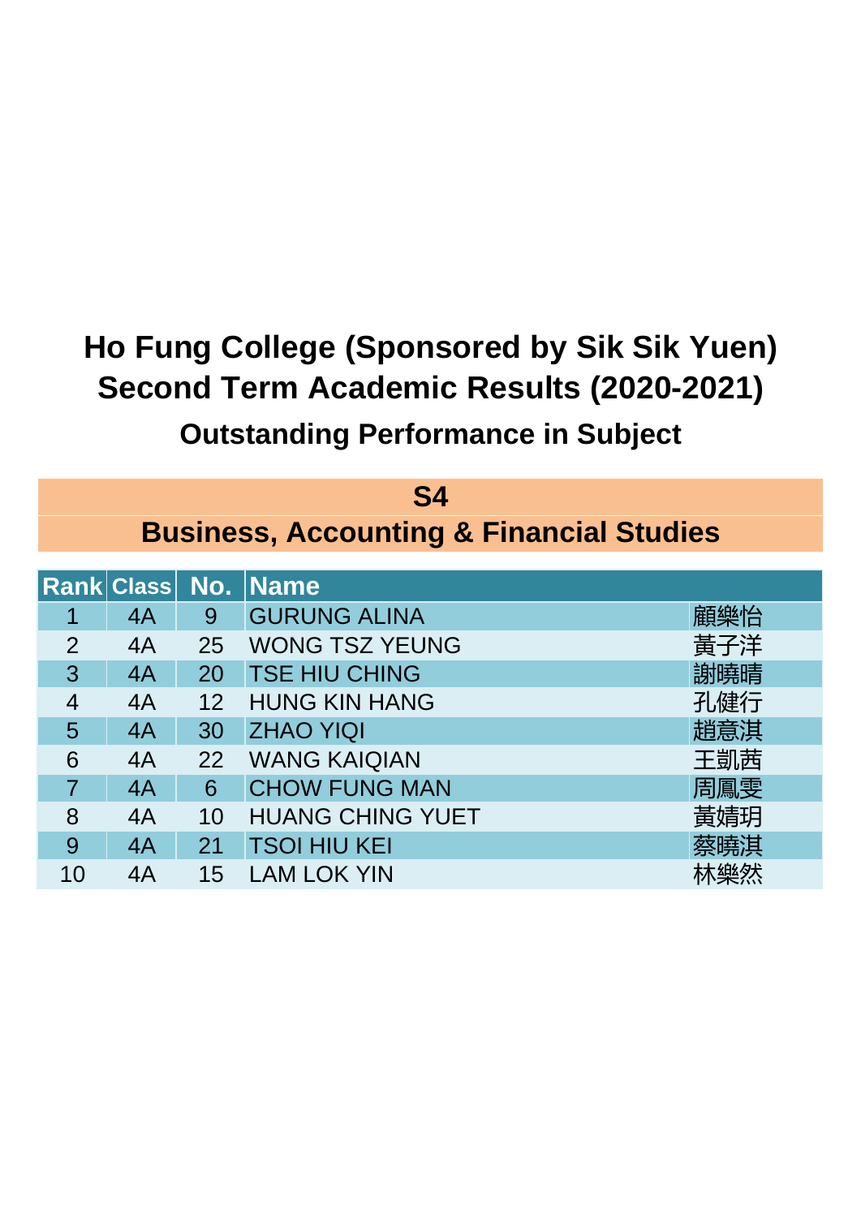# Ho Fung College (Sponsored by Sik Sik Yuen)
# Second Term Academic Results (2020-2021)
## Outstanding Performance in Subject

### S4
### Business, Accounting & Financial Studies

| Rank | Class | No. | Name | |
|---|---|---|---|---|
| 1 | 4A | 9 | GURUNG ALINA | 顧樂怡 |
| 2 | 4A | 25 | WONG TSZ YEUNG | 黃子洋 |
| 3 | 4A | 20 | TSE HIU CHING | 謝曉晴 |
| 4 | 4A | 12 | HUNG KIN HANG | 孔健行 |
| 5 | 4A | 30 | ZHAO YIQI | 趙意淇 |
| 6 | 4A | 22 | WANG KAIQIAN | 王凱茜 |
| 7 | 4A | 6 | CHOW FUNG MAN | 周鳳雯 |
| 8 | 4A | 10 | HUANG CHING YUET | 黃婧玥 |
| 9 | 4A | 21 | TSOI HIU KEI | 蔡曉淇 |
| 10 | 4A | 15 | LAM LOK YIN | 林樂然 |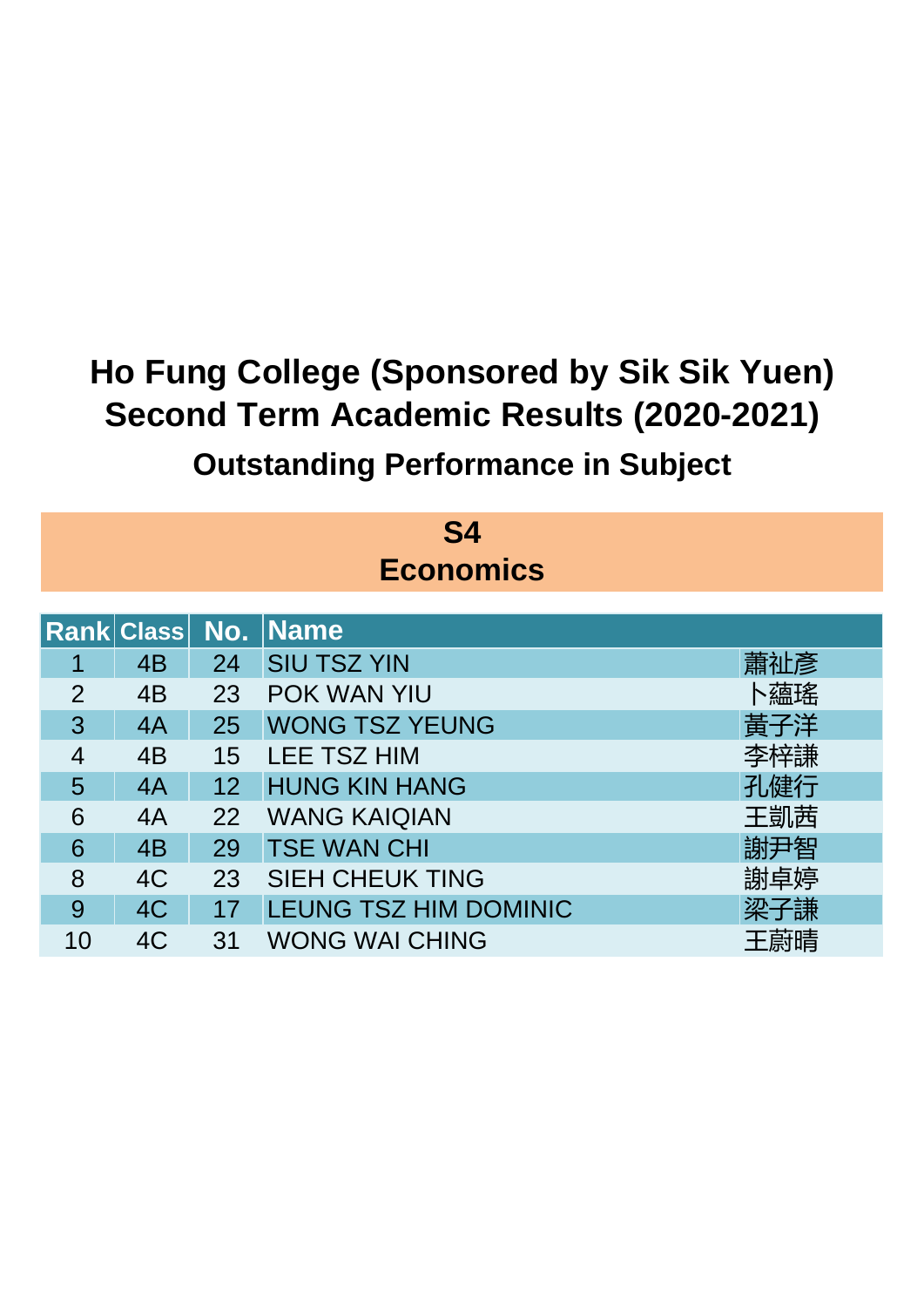# Ho Fung College (Sponsored by Sik Sik Yuen)
# Second Term Academic Results (2020-2021)
## Outstanding Performance in Subject

### S4
### Economics

| Rank | Class | No. | Name | |
|---|---|---|---|---|
| 1 | 4B | 24 | SIU TSZ YIN | 蕭祉彥 |
| 2 | 4B | 23 | POK WAN YIU | 卜蘊瑤 |
| 3 | 4A | 25 | WONG TSZ YEUNG | 黃子洋 |
| 4 | 4B | 15 | LEE TSZ HIM | 李梓謙 |
| 5 | 4A | 12 | HUNG KIN HANG | 孔健行 |
| 6 | 4A | 22 | WANG KAIQIAN | 王凱茜 |
| 6 | 4B | 29 | TSE WAN CHI | 謝尹智 |
| 8 | 4C | 23 | SIEH CHEUK TING | 謝卓婷 |
| 9 | 4C | 17 | LEUNG TSZ HIM DOMINIC | 梁子謙 |
| 10 | 4C | 31 | WONG WAI CHING | 王蔚晴 |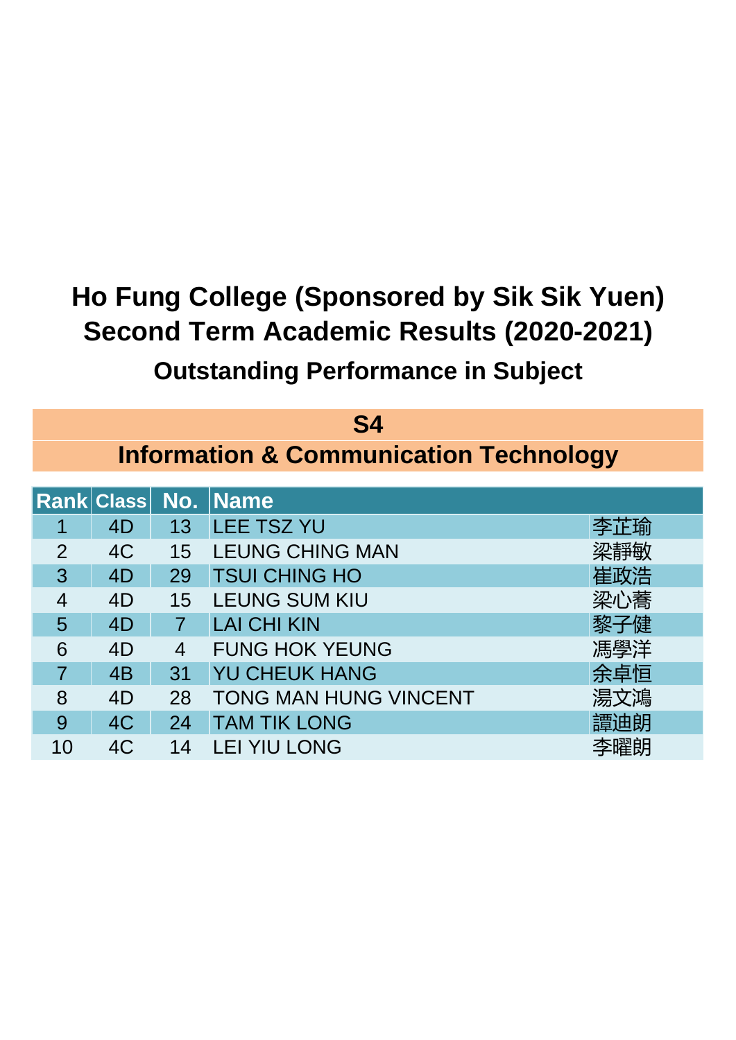# Ho Fung College (Sponsored by Sik Sik Yuen)
# Second Term Academic Results (2020-2021)
## Outstanding Performance in Subject

## S4
## Information & Communication Technology

| Rank | Class | No. | Name | |
|---|---|---|---|---|
| 1 | 4D | 13 | LEE TSZ YU | 李芷瑜 |
| 2 | 4C | 15 | LEUNG CHING MAN | 梁靜敏 |
| 3 | 4D | 29 | TSUI CHING HO | 崔政浩 |
| 4 | 4D | 15 | LEUNG SUM KIU | 梁心蕎 |
| 5 | 4D | 7 | LAI CHI KIN | 黎子健 |
| 6 | 4D | 4 | FUNG HOK YEUNG | 馮學洋 |
| 7 | 4B | 31 | YU CHEUK HANG | 余卓恒 |
| 8 | 4D | 28 | TONG MAN HUNG VINCENT | 湯文鴻 |
| 9 | 4C | 24 | TAM TIK LONG | 譚迪朗 |
| 10 | 4C | 14 | LEI YIU LONG | 李曜朗 |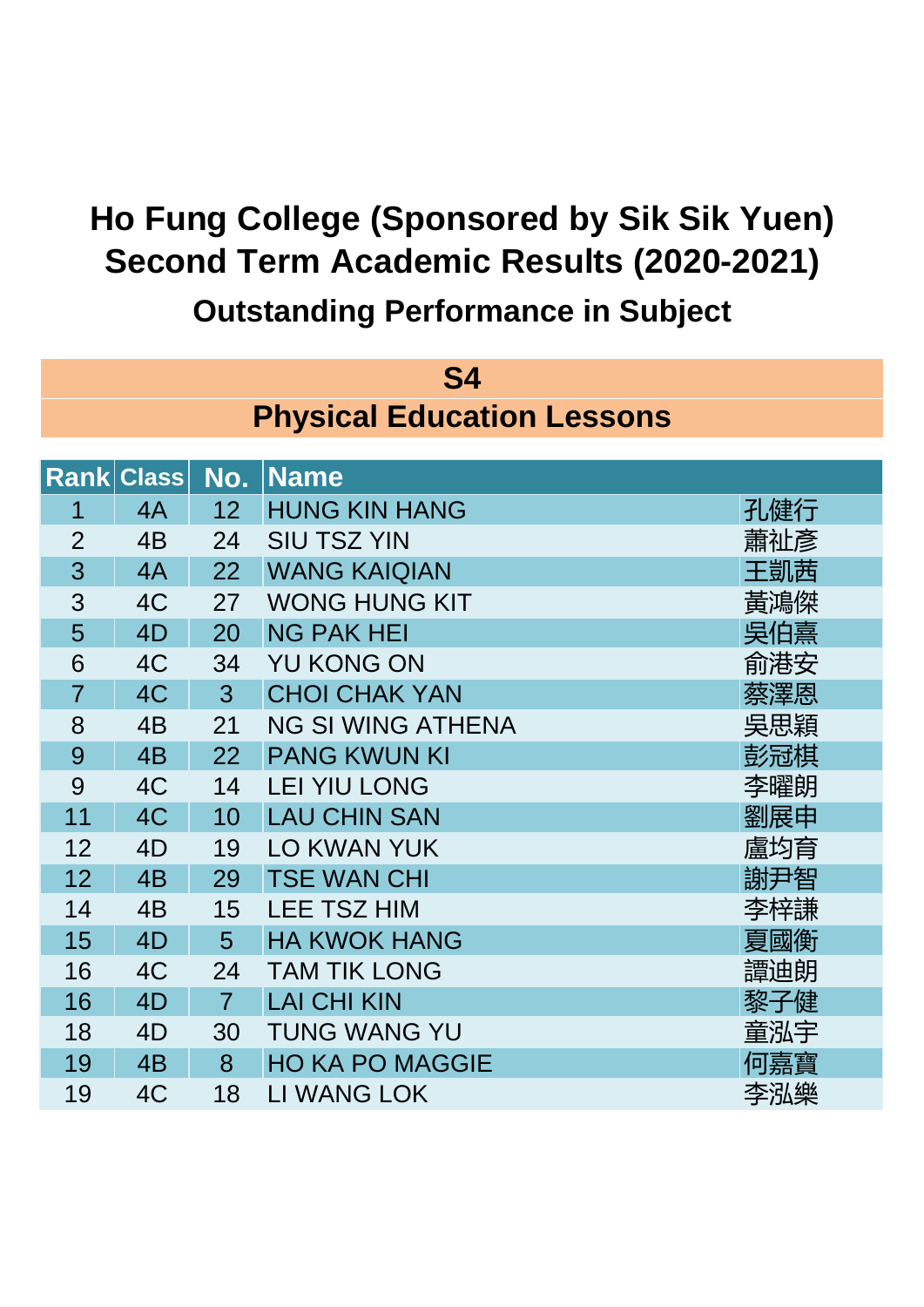# Ho Fung College (Sponsored by Sik Sik Yuen)
# Second Term Academic Results (2020-2021)
## Outstanding Performance in Subject

### S4
### Physical Education Lessons

| Rank | Class | No. | Name | |
|---|---|---|---|---|
| 1 | 4A | 12 | HUNG KIN HANG | 孔健行 |
| 2 | 4B | 24 | SIU TSZ YIN | 蕭祉彥 |
| 3 | 4A | 22 | WANG KAIQIAN | 王凱茜 |
| 3 | 4C | 27 | WONG HUNG KIT | 黃鴻傑 |
| 5 | 4D | 20 | NG PAK HEI | 吳伯熹 |
| 6 | 4C | 34 | YU KONG ON | 俞港安 |
| 7 | 4C | 3 | CHOI CHAK YAN | 蔡澤恩 |
| 8 | 4B | 21 | NG SI WING ATHENA | 吳思穎 |
| 9 | 4B | 22 | PANG KWUN KI | 彭冠棋 |
| 9 | 4C | 14 | LEI YIU LONG | 李曜朗 |
| 11 | 4C | 10 | LAU CHIN SAN | 劉展申 |
| 12 | 4D | 19 | LO KWAN YUK | 盧均育 |
| 12 | 4B | 29 | TSE WAN CHI | 謝尹智 |
| 14 | 4B | 15 | LEE TSZ HIM | 李梓謙 |
| 15 | 4D | 5 | HA KWOK HANG | 夏國衡 |
| 16 | 4C | 24 | TAM TIK LONG | 譚迪朗 |
| 16 | 4D | 7 | LAI CHI KIN | 黎子健 |
| 18 | 4D | 30 | TUNG WANG YU | 童泓宇 |
| 19 | 4B | 8 | HO KA PO MAGGIE | 何嘉寶 |
| 19 | 4C | 18 | LI WANG LOK | 李泓樂 |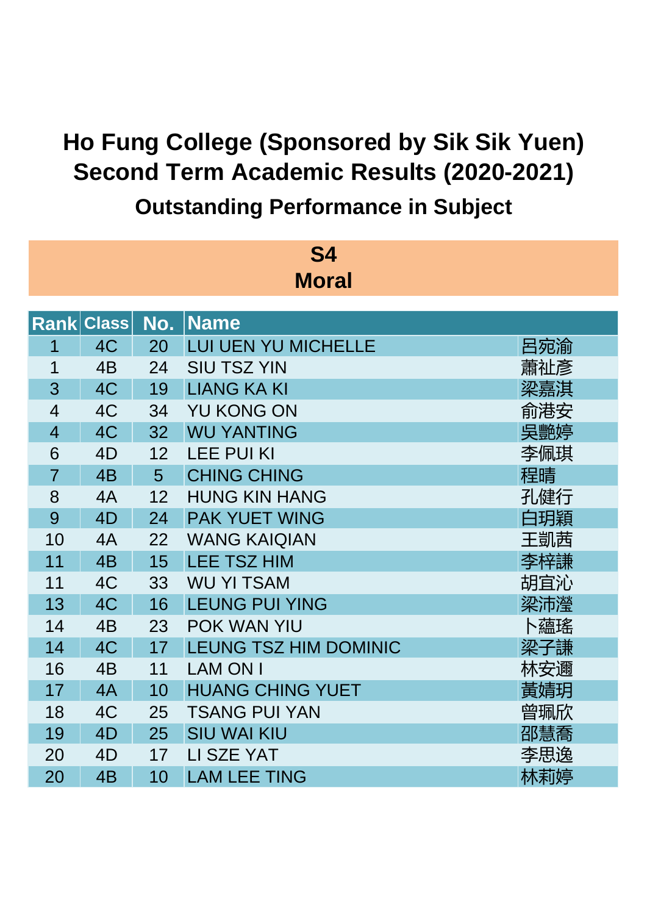# Ho Fung College (Sponsored by Sik Sik Yuen)
# Second Term Academic Results (2020-2021)
## Outstanding Performance in Subject

### S4
### Moral

| Rank | Class | No. | Name | |
|---|---|---|---|---|
| 1 | 4C | 20 | LUI UEN YU MICHELLE | 呂宛渝 |
| 1 | 4B | 24 | SIU TSZ YIN | 蕭祉彥 |
| 3 | 4C | 19 | LIANG KA KI | 梁嘉淇 |
| 4 | 4C | 34 | YU KONG ON | 俞港安 |
| 4 | 4C | 32 | WU YANTING | 吳艷婷 |
| 6 | 4D | 12 | LEE PUI KI | 李佩琪 |
| 7 | 4B | 5 | CHING CHING | 程晴 |
| 8 | 4A | 12 | HUNG KIN HANG | 孔健行 |
| 9 | 4D | 24 | PAK YUET WING | 白玥穎 |
| 10 | 4A | 22 | WANG KAIQIAN | 王凱茜 |
| 11 | 4B | 15 | LEE TSZ HIM | 李梓謙 |
| 11 | 4C | 33 | WU YI TSAM | 胡宜沁 |
| 13 | 4C | 16 | LEUNG PUI YING | 梁沛瀅 |
| 14 | 4B | 23 | POK WAN YIU | 卜蘊瑤 |
| 14 | 4C | 17 | LEUNG TSZ HIM DOMINIC | 梁子謙 |
| 16 | 4B | 11 | LAM ON I | 林安邇 |
| 17 | 4A | 10 | HUANG CHING YUET | 黃婧玥 |
| 18 | 4C | 25 | TSANG PUI YAN | 曾珮欣 |
| 19 | 4D | 25 | SIU WAI KIU | 邵慧喬 |
| 20 | 4D | 17 | LI SZE YAT | 李思逸 |
| 20 | 4B | 10 | LAM LEE TING | 林莉婷 |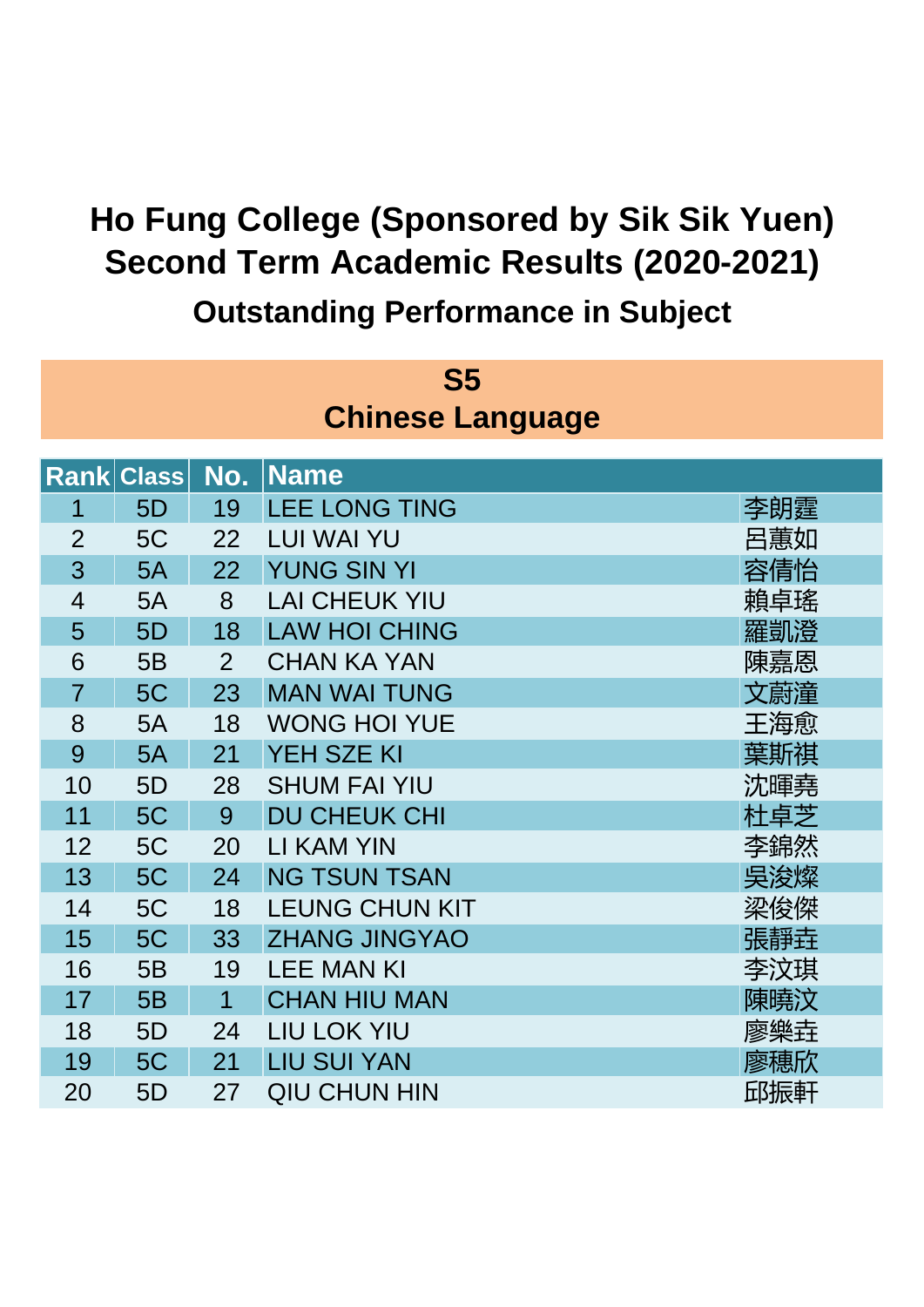# Ho Fung College (Sponsored by Sik Sik Yuen)
# Second Term Academic Results (2020-2021)

## Outstanding Performance in Subject

### S5
### Chinese Language

| Rank | Class | No. | Name | |
|---|---|---|---|---|
| 1 | 5D | 19 | LEE LONG TING | 李朗霆 |
| 2 | 5C | 22 | LUI WAI YU | 呂蕙如 |
| 3 | 5A | 22 | YUNG SIN YI | 容倩怡 |
| 4 | 5A | 8 | LAI CHEUK YIU | 賴卓瑤 |
| 5 | 5D | 18 | LAW HOI CHING | 羅凱澄 |
| 6 | 5B | 2 | CHAN KA YAN | 陳嘉恩 |
| 7 | 5C | 23 | MAN WAI TUNG | 文蔚潼 |
| 8 | 5A | 18 | WONG HOI YUE | 王海愈 |
| 9 | 5A | 21 | YEH SZE KI | 葉斯祺 |
| 10 | 5D | 28 | SHUM FAI YIU | 沈暉堯 |
| 11 | 5C | 9 | DU CHEUK CHI | 杜卓芝 |
| 12 | 5C | 20 | LI KAM YIN | 李錦然 |
| 13 | 5C | 24 | NG TSUN TSAN | 吳浚燦 |
| 14 | 5C | 18 | LEUNG CHUN KIT | 梁俊傑 |
| 15 | 5C | 33 | ZHANG JINGYAO | 張靜垚 |
| 16 | 5B | 19 | LEE MAN KI | 李汶琪 |
| 17 | 5B | 1 | CHAN HIU MAN | 陳曉汶 |
| 18 | 5D | 24 | LIU LOK YIU | 廖樂垚 |
| 19 | 5C | 21 | LIU SUI YAN | 廖穗欣 |
| 20 | 5D | 27 | QIU CHUN HIN | 邱振軒 |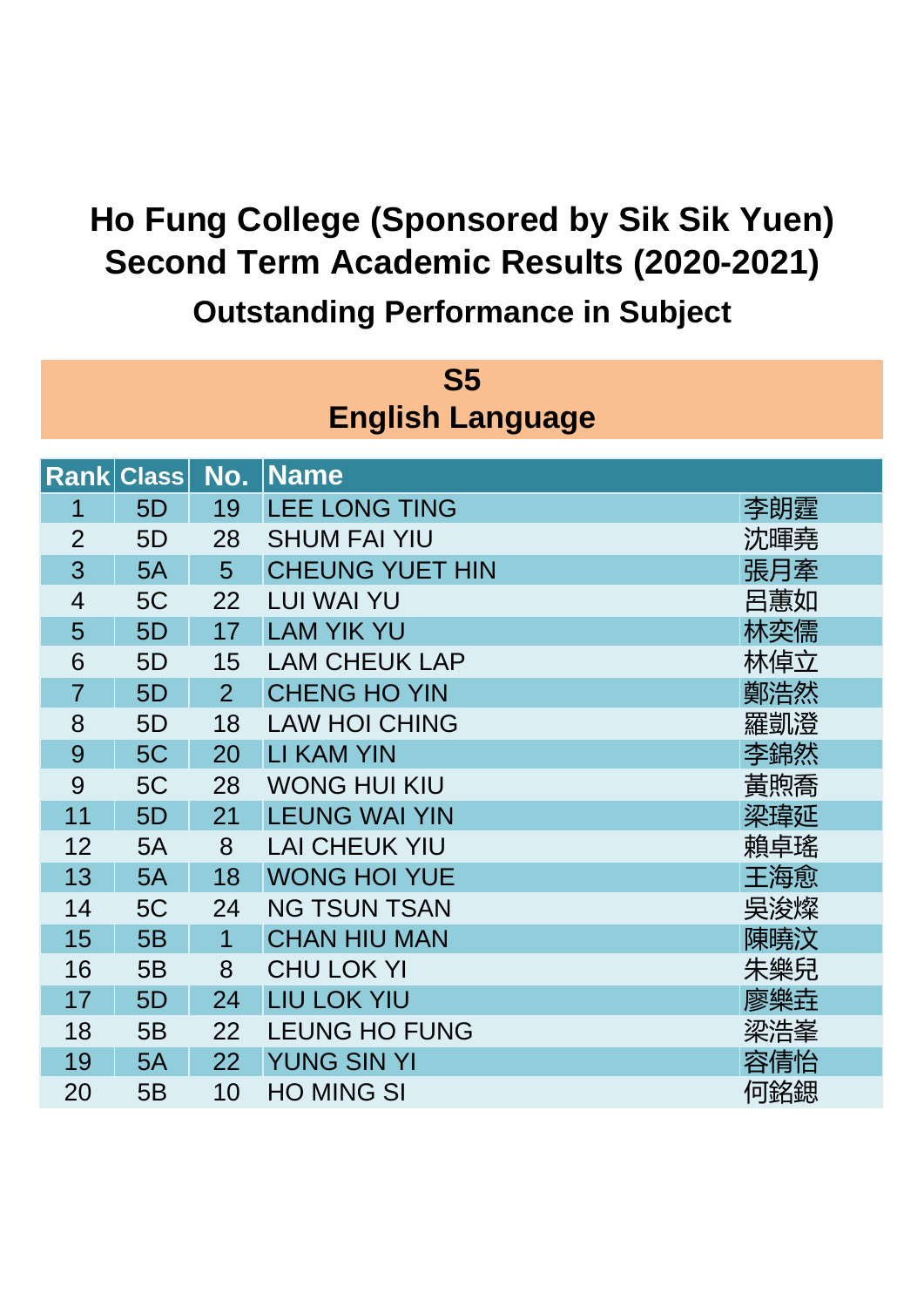# Ho Fung College (Sponsored by Sik Sik Yuen)
# Second Term Academic Results (2020-2021)
## Outstanding Performance in Subject

### S5
### English Language

| Rank | Class | No. | Name | |
|---|---|---|---|---|
| 1 | 5D | 19 | LEE LONG TING | 李朗霆 |
| 2 | 5D | 28 | SHUM FAI YIU | 沈暉堯 |
| 3 | 5A | 5 | CHEUNG YUET HIN | 張月牽 |
| 4 | 5C | 22 | LUI WAI YU | 呂蕙如 |
| 5 | 5D | 17 | LAM YIK YU | 林奕儒 |
| 6 | 5D | 15 | LAM CHEUK LAP | 林倬立 |
| 7 | 5D | 2 | CHENG HO YIN | 鄭浩然 |
| 8 | 5D | 18 | LAW HOI CHING | 羅凱澄 |
| 9 | 5C | 20 | LI KAM YIN | 李錦然 |
| 9 | 5C | 28 | WONG HUI KIU | 黃煦喬 |
| 11 | 5D | 21 | LEUNG WAI YIN | 梁瑋延 |
| 12 | 5A | 8 | LAI CHEUK YIU | 賴卓瑤 |
| 13 | 5A | 18 | WONG HOI YUE | 王海愈 |
| 14 | 5C | 24 | NG TSUN TSAN | 吳浚燦 |
| 15 | 5B | 1 | CHAN HIU MAN | 陳曉汶 |
| 16 | 5B | 8 | CHU LOK YI | 朱樂兒 |
| 17 | 5D | 24 | LIU LOK YIU | 廖樂垚 |
| 18 | 5B | 22 | LEUNG HO FUNG | 梁浩峯 |
| 19 | 5A | 22 | YUNG SIN YI | 容倩怡 |
| 20 | 5B | 10 | HO MING SI | 何銘諰 |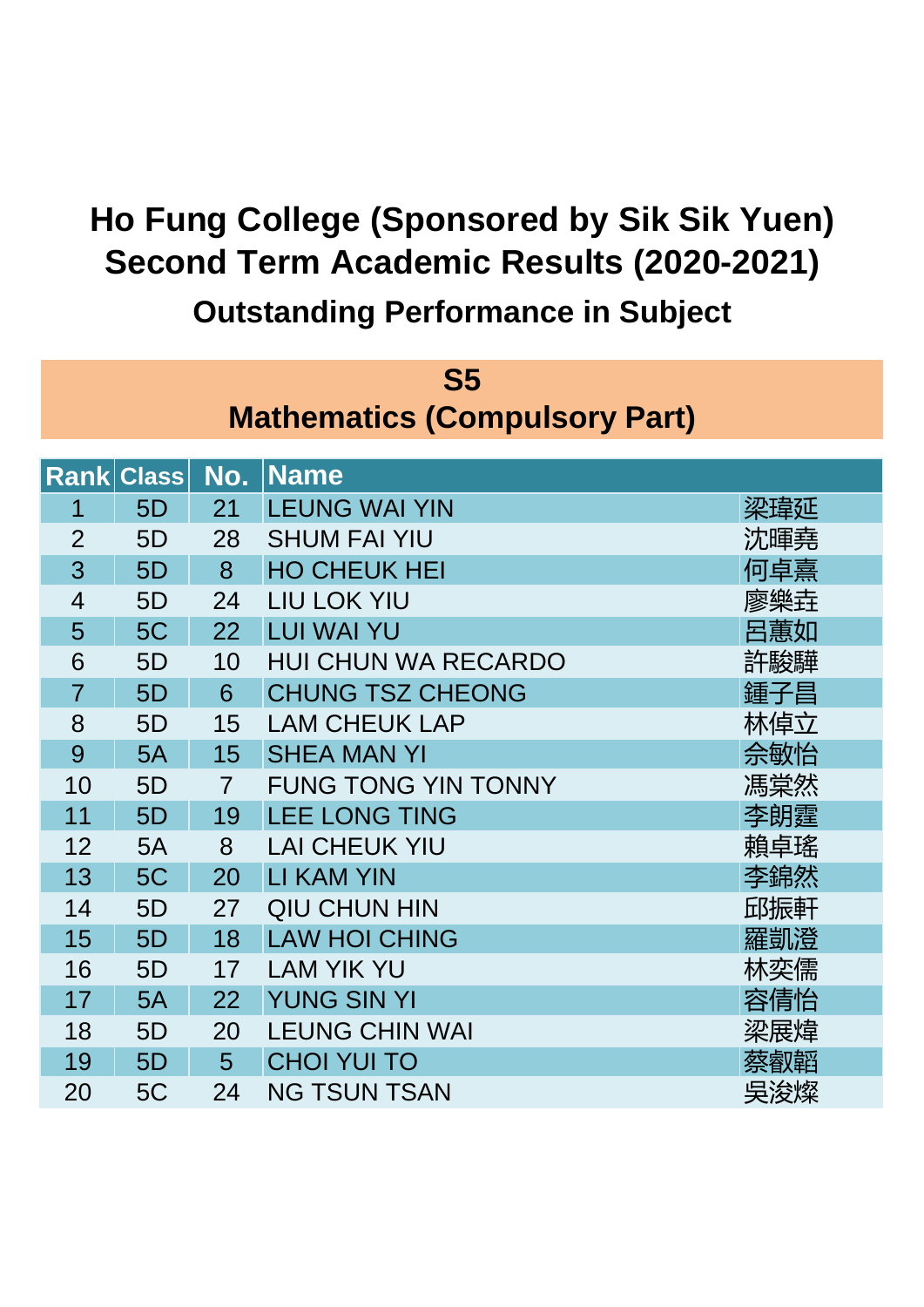# Ho Fung College (Sponsored by Sik Sik Yuen)
# Second Term Academic Results (2020-2021)
## Outstanding Performance in Subject

### S5
### Mathematics (Compulsory Part)

| Rank | Class | No. | Name | |
|---|---|---|---|---|
| 1 | 5D | 21 | LEUNG WAI YIN | 梁瑋延 |
| 2 | 5D | 28 | SHUM FAI YIU | 沈暉堯 |
| 3 | 5D | 8 | HO CHEUK HEI | 何卓熹 |
| 4 | 5D | 24 | LIU LOK YIU | 廖樂垚 |
| 5 | 5C | 22 | LUI WAI YU | 呂蕙如 |
| 6 | 5D | 10 | HUI CHUN WA RECARDO | 許駿驊 |
| 7 | 5D | 6 | CHUNG TSZ CHEONG | 鍾子昌 |
| 8 | 5D | 15 | LAM CHEUK LAP | 林倬立 |
| 9 | 5A | 15 | SHEA MAN YI | 佘敏怡 |
| 10 | 5D | 7 | FUNG TONG YIN TONNY | 馮棠然 |
| 11 | 5D | 19 | LEE LONG TING | 李朗霆 |
| 12 | 5A | 8 | LAI CHEUK YIU | 賴卓瑤 |
| 13 | 5C | 20 | LI KAM YIN | 李錦然 |
| 14 | 5D | 27 | QIU CHUN HIN | 邱振軒 |
| 15 | 5D | 18 | LAW HOI CHING | 羅凱澄 |
| 16 | 5D | 17 | LAM YIK YU | 林奕儒 |
| 17 | 5A | 22 | YUNG SIN YI | 容倩怡 |
| 18 | 5D | 20 | LEUNG CHIN WAI | 梁展煒 |
| 19 | 5D | 5 | CHOI YUI TO | 蔡叡韜 |
| 20 | 5C | 24 | NG TSUN TSAN | 吳浚燦 |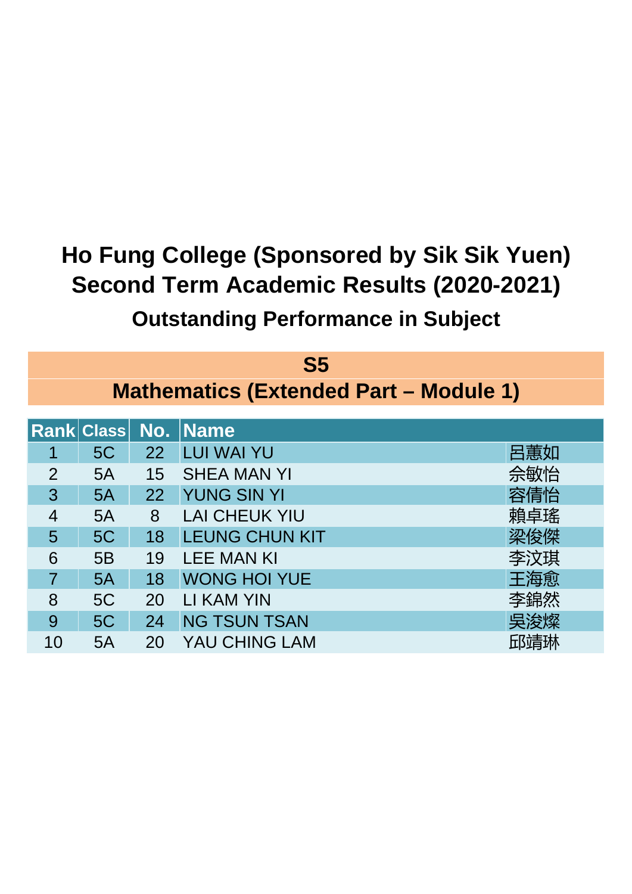# Ho Fung College (Sponsored by Sik Sik Yuen)
# Second Term Academic Results (2020-2021)
## Outstanding Performance in Subject

### S5
### Mathematics (Extended Part – Module 1)

| Rank | Class | No. | Name | |
|---|---|---|---|---|
| 1 | 5C | 22 | LUI WAI YU | 呂蕙如 |
| 2 | 5A | 15 | SHEA MAN YI | 佘敏怡 |
| 3 | 5A | 22 | YUNG SIN YI | 容倩怡 |
| 4 | 5A | 8 | LAI CHEUK YIU | 賴卓瑤 |
| 5 | 5C | 18 | LEUNG CHUN KIT | 梁俊傑 |
| 6 | 5B | 19 | LEE MAN KI | 李汶琪 |
| 7 | 5A | 18 | WONG HOI YUE | 王海愈 |
| 8 | 5C | 20 | LI KAM YIN | 李錦然 |
| 9 | 5C | 24 | NG TSUN TSAN | 吳浚燦 |
| 10 | 5A | 20 | YAU CHING LAM | 邱靖琳 |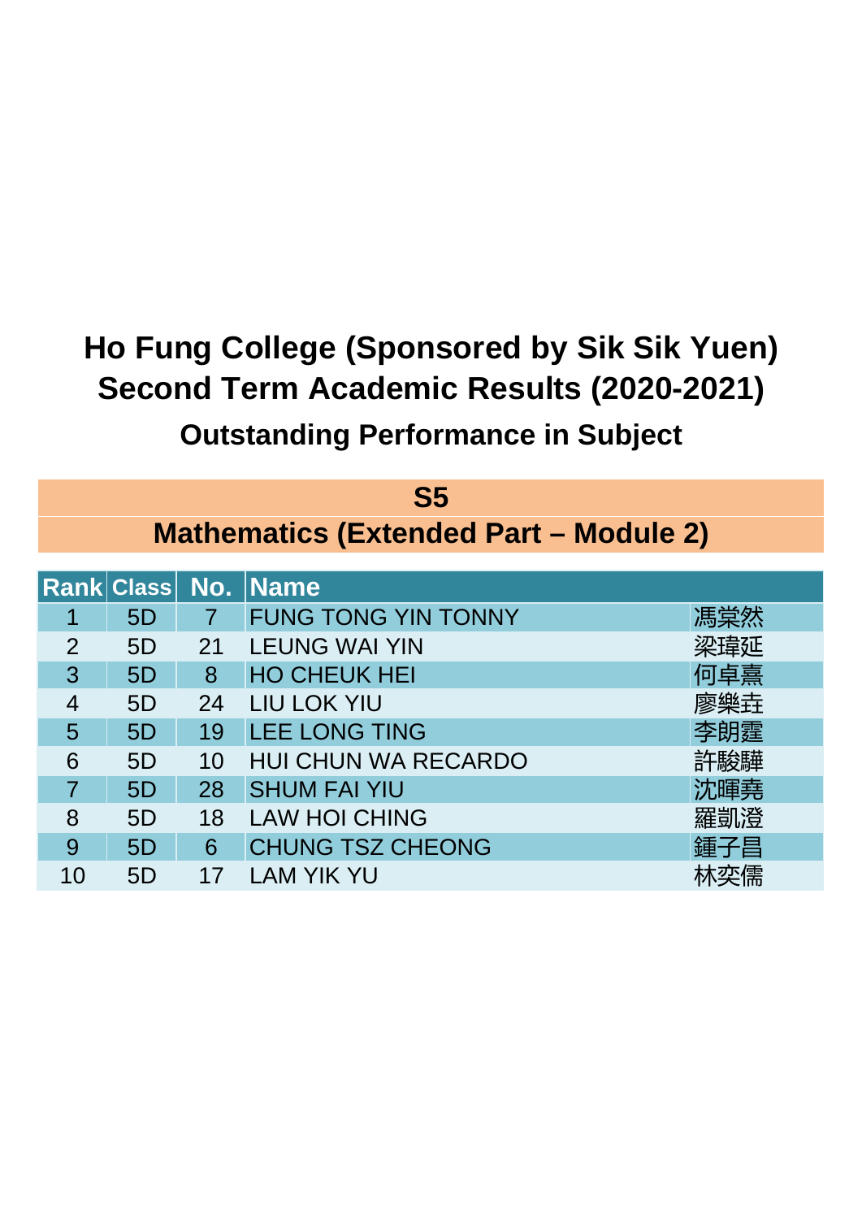# Ho Fung College (Sponsored by Sik Sik Yuen)
# Second Term Academic Results (2020-2021)
## Outstanding Performance in Subject

### S5
### Mathematics (Extended Part – Module 2)

| Rank | Class | No. | Name | |
|---|---|---|---|---|
| 1 | 5D | 7 | FUNG TONG YIN TONNY | 馮棠然 |
| 2 | 5D | 21 | LEUNG WAI YIN | 梁瑋延 |
| 3 | 5D | 8 | HO CHEUK HEI | 何卓熹 |
| 4 | 5D | 24 | LIU LOK YIU | 廖樂垚 |
| 5 | 5D | 19 | LEE LONG TING | 李朗霆 |
| 6 | 5D | 10 | HUI CHUN WA RECARDO | 許駿驊 |
| 7 | 5D | 28 | SHUM FAI YIU | 沈暉堯 |
| 8 | 5D | 18 | LAW HOI CHING | 羅凱澄 |
| 9 | 5D | 6 | CHUNG TSZ CHEONG | 鍾子昌 |
| 10 | 5D | 17 | LAM YIK YU | 林奕儒 |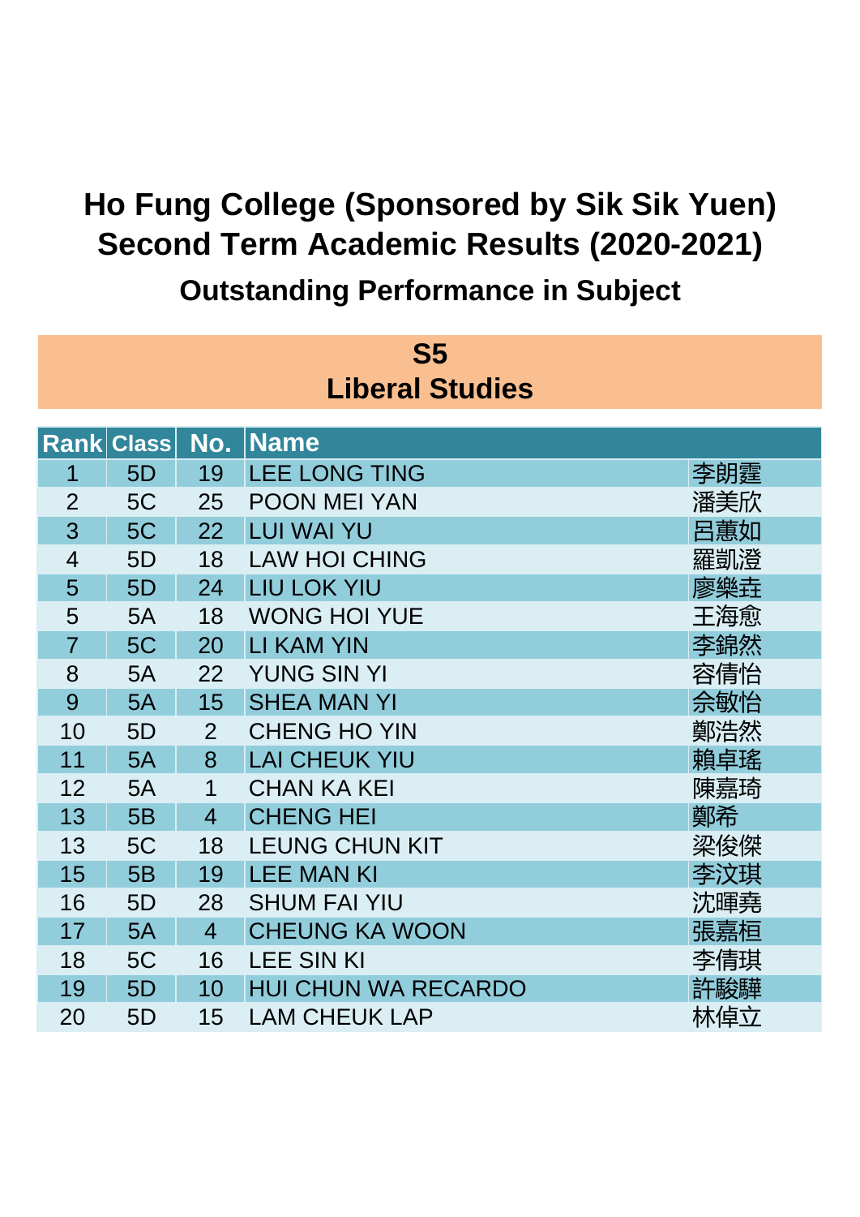# Ho Fung College (Sponsored by Sik Sik Yuen)
# Second Term Academic Results (2020-2021)
## Outstanding Performance in Subject

### S5
### Liberal Studies

| Rank | Class | No. | Name | |
|---|---|---|---|---|
| 1 | 5D | 19 | LEE LONG TING | 李朗霆 |
| 2 | 5C | 25 | POON MEI YAN | 潘美欣 |
| 3 | 5C | 22 | LUI WAI YU | 呂蕙如 |
| 4 | 5D | 18 | LAW HOI CHING | 羅凱澄 |
| 5 | 5D | 24 | LIU LOK YIU | 廖樂垚 |
| 5 | 5A | 18 | WONG HOI YUE | 王海愈 |
| 7 | 5C | 20 | LI KAM YIN | 李錦然 |
| 8 | 5A | 22 | YUNG SIN YI | 容倩怡 |
| 9 | 5A | 15 | SHEA MAN YI | 佘敏怡 |
| 10 | 5D | 2 | CHENG HO YIN | 鄭浩然 |
| 11 | 5A | 8 | LAI CHEUK YIU | 賴卓瑤 |
| 12 | 5A | 1 | CHAN KA KEI | 陳嘉琦 |
| 13 | 5B | 4 | CHENG HEI | 鄭希 |
| 13 | 5C | 18 | LEUNG CHUN KIT | 梁俊傑 |
| 15 | 5B | 19 | LEE MAN KI | 李汶琪 |
| 16 | 5D | 28 | SHUM FAI YIU | 沈暉堯 |
| 17 | 5A | 4 | CHEUNG KA WOON | 張嘉桓 |
| 18 | 5C | 16 | LEE SIN KI | 李倩琪 |
| 19 | 5D | 10 | HUI CHUN WA RECARDO | 許駿驊 |
| 20 | 5D | 15 | LAM CHEUK LAP | 林倬立 |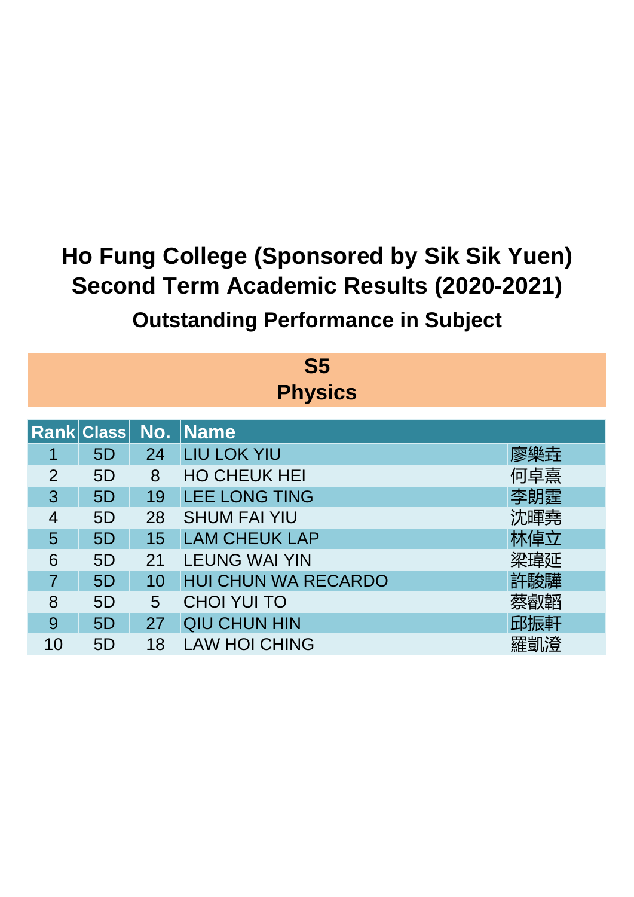# Ho Fung College (Sponsored by Sik Sik Yuen)
# Second Term Academic Results (2020-2021)
## Outstanding Performance in Subject

### S5
### Physics

| Rank | Class | No. | Name | |
|---|---|---|---|---|
| 1 | 5D | 24 | LIU LOK YIU | 廖樂垚 |
| 2 | 5D | 8 | HO CHEUK HEI | 何卓熹 |
| 3 | 5D | 19 | LEE LONG TING | 李朗霆 |
| 4 | 5D | 28 | SHUM FAI YIU | 沈暉堯 |
| 5 | 5D | 15 | LAM CHEUK LAP | 林倬立 |
| 6 | 5D | 21 | LEUNG WAI YIN | 梁瑋延 |
| 7 | 5D | 10 | HUI CHUN WA RECARDO | 許駿驊 |
| 8 | 5D | 5 | CHOI YUI TO | 蔡叡韜 |
| 9 | 5D | 27 | QIU CHUN HIN | 邱振軒 |
| 10 | 5D | 18 | LAW HOI CHING | 羅凱澄 |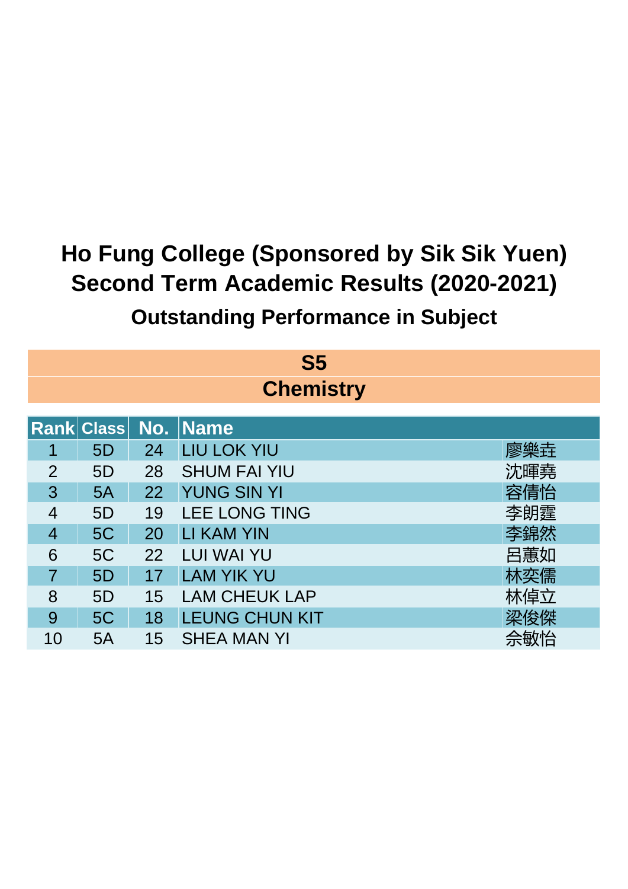# Ho Fung College (Sponsored by Sik Sik Yuen)
# Second Term Academic Results (2020-2021)
## Outstanding Performance in Subject

### S5
### Chemistry

| Rank | Class | No. | Name | |
|---|---|---|---|---|
| 1 | 5D | 24 | LIU LOK YIU | 廖樂垚 |
| 2 | 5D | 28 | SHUM FAI YIU | 沈暉堯 |
| 3 | 5A | 22 | YUNG SIN YI | 容倩怡 |
| 4 | 5D | 19 | LEE LONG TING | 李朗霆 |
| 4 | 5C | 20 | LI KAM YIN | 李錦然 |
| 6 | 5C | 22 | LUI WAI YU | 呂蕙如 |
| 7 | 5D | 17 | LAM YIK YU | 林奕儒 |
| 8 | 5D | 15 | LAM CHEUK LAP | 林倬立 |
| 9 | 5C | 18 | LEUNG CHUN KIT | 梁俊傑 |
| 10 | 5A | 15 | SHEA MAN YI | 佘敏怡 |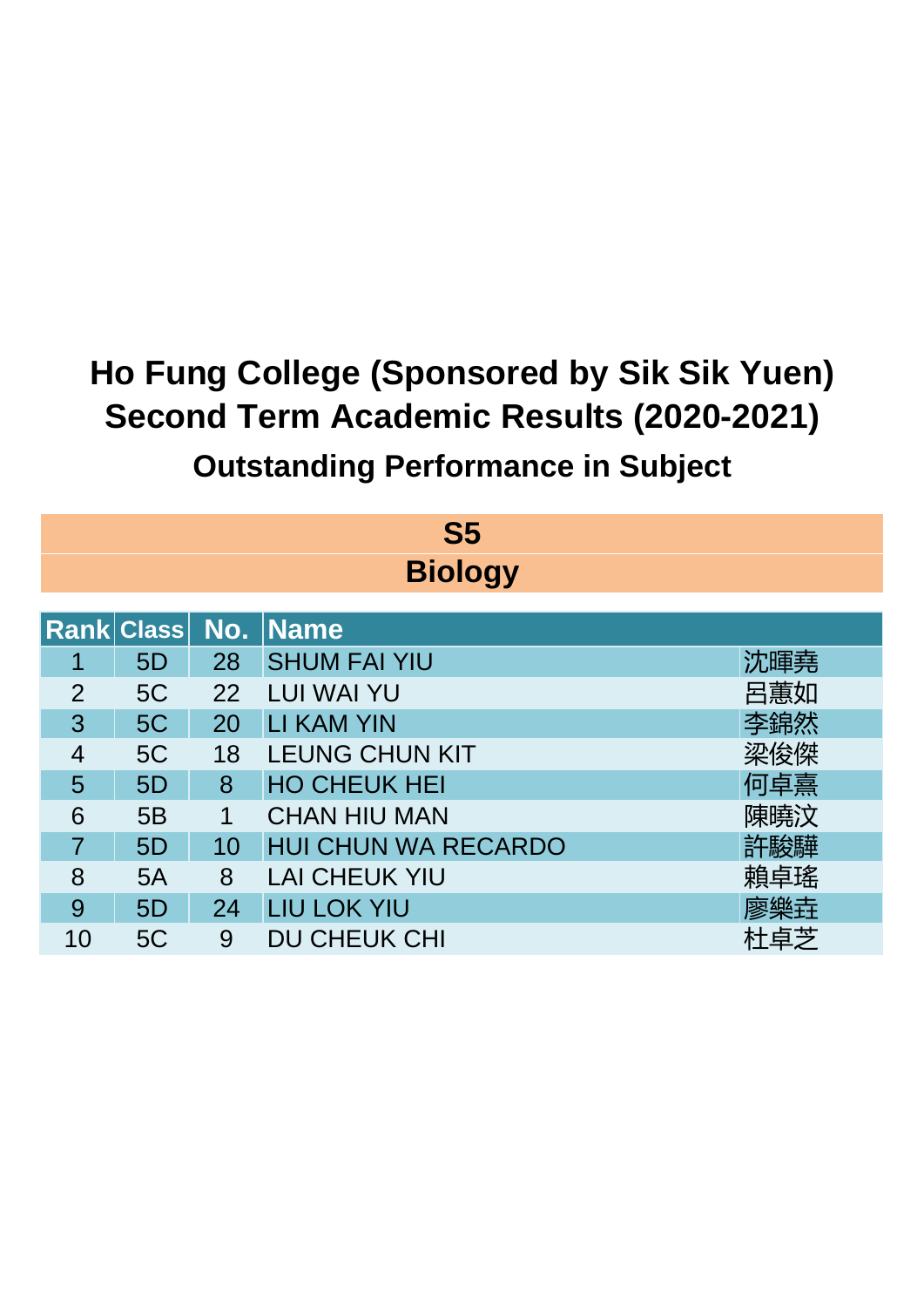# Ho Fung College (Sponsored by Sik Sik Yuen)
# Second Term Academic Results (2020-2021)
## Outstanding Performance in Subject

### S5
### Biology

| Rank | Class | No. | Name | |
|---|---|---|---|---|
| 1 | 5D | 28 | SHUM FAI YIU | 沈暉堯 |
| 2 | 5C | 22 | LUI WAI YU | 呂蕙如 |
| 3 | 5C | 20 | LI KAM YIN | 李錦然 |
| 4 | 5C | 18 | LEUNG CHUN KIT | 梁俊傑 |
| 5 | 5D | 8 | HO CHEUK HEI | 何卓熹 |
| 6 | 5B | 1 | CHAN HIU MAN | 陳曉汶 |
| 7 | 5D | 10 | HUI CHUN WA RECARDO | 許駿驊 |
| 8 | 5A | 8 | LAI CHEUK YIU | 賴卓瑤 |
| 9 | 5D | 24 | LIU LOK YIU | 廖樂垚 |
| 10 | 5C | 9 | DU CHEUK CHI | 杜卓芝 |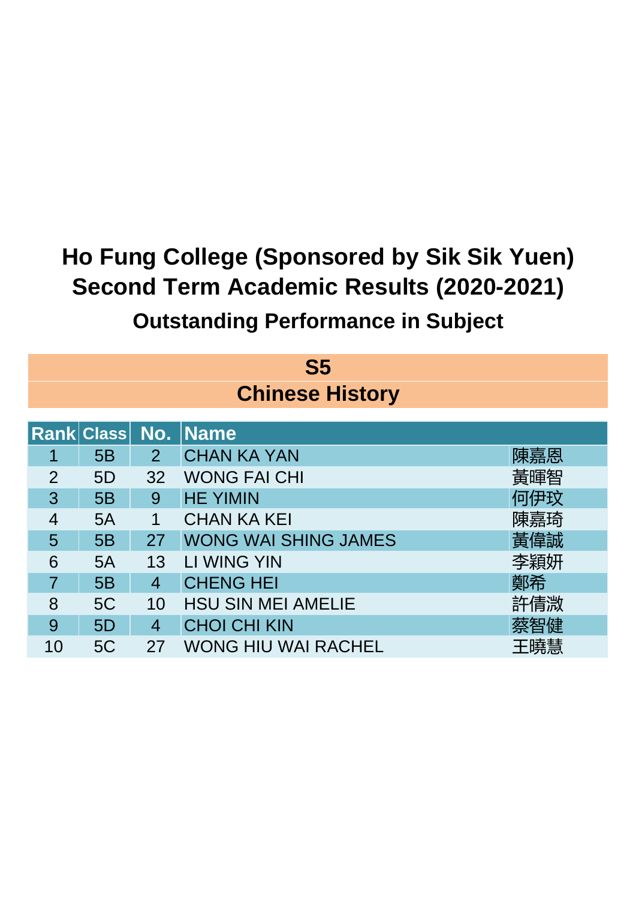# Ho Fung College (Sponsored by Sik Sik Yuen)
# Second Term Academic Results (2020-2021)
## Outstanding Performance in Subject

### S5
### Chinese History

| Rank | Class | No. | Name | |
|---|---|---|---|---|
| 1 | 5B | 2 | CHAN KA YAN | 陳嘉恩 |
| 2 | 5D | 32 | WONG FAI CHI | 黃暉智 |
| 3 | 5B | 9 | HE YIMIN | 何伊玟 |
| 4 | 5A | 1 | CHAN KA KEI | 陳嘉琦 |
| 5 | 5B | 27 | WONG WAI SHING JAMES | 黃偉誠 |
| 6 | 5A | 13 | LI WING YIN | 李穎妍 |
| 7 | 5B | 4 | CHENG HEI | 鄭希 |
| 8 | 5C | 10 | HSU SIN MEI AMELIE | 許倩微 |
| 9 | 5D | 4 | CHOI CHI KIN | 蔡智健 |
| 10 | 5C | 27 | WONG HIU WAI RACHEL | 王曉慧 |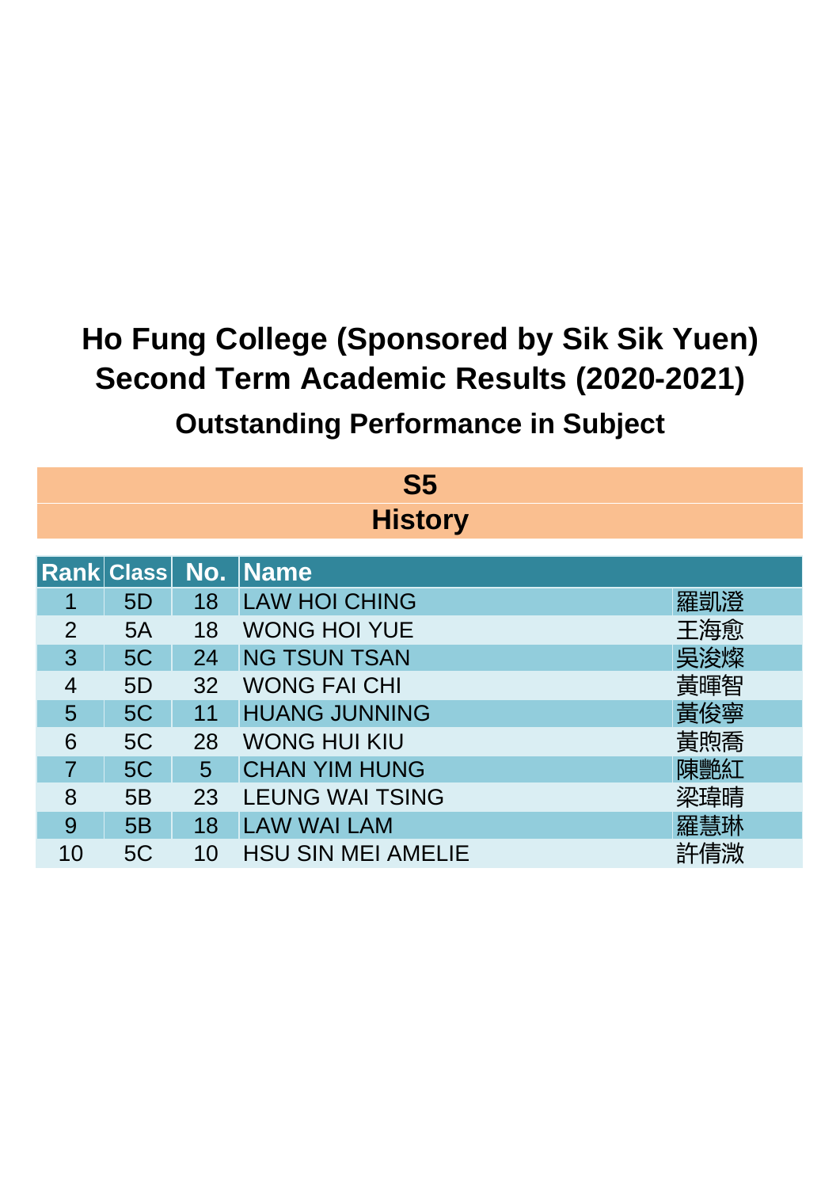# Ho Fung College (Sponsored by Sik Sik Yuen)
# Second Term Academic Results (2020-2021)
## Outstanding Performance in Subject

### S5
### History

| Rank | Class | No. | Name | |
|---|---|---|---|---|
| 1 | 5D | 18 | LAW HOI CHING | 羅凱澄 |
| 2 | 5A | 18 | WONG HOI YUE | 王海愈 |
| 3 | 5C | 24 | NG TSUN TSAN | 吳浚燦 |
| 4 | 5D | 32 | WONG FAI CHI | 黃暉智 |
| 5 | 5C | 11 | HUANG JUNNING | 黃俊寧 |
| 6 | 5C | 28 | WONG HUI KIU | 黃煦喬 |
| 7 | 5C | 5 | CHAN YIM HUNG | 陳艷紅 |
| 8 | 5B | 23 | LEUNG WAI TSING | 梁瑋晴 |
| 9 | 5B | 18 | LAW WAI LAM | 羅慧琳 |
| 10 | 5C | 10 | HSU SIN MEI AMELIE | 許倩微 |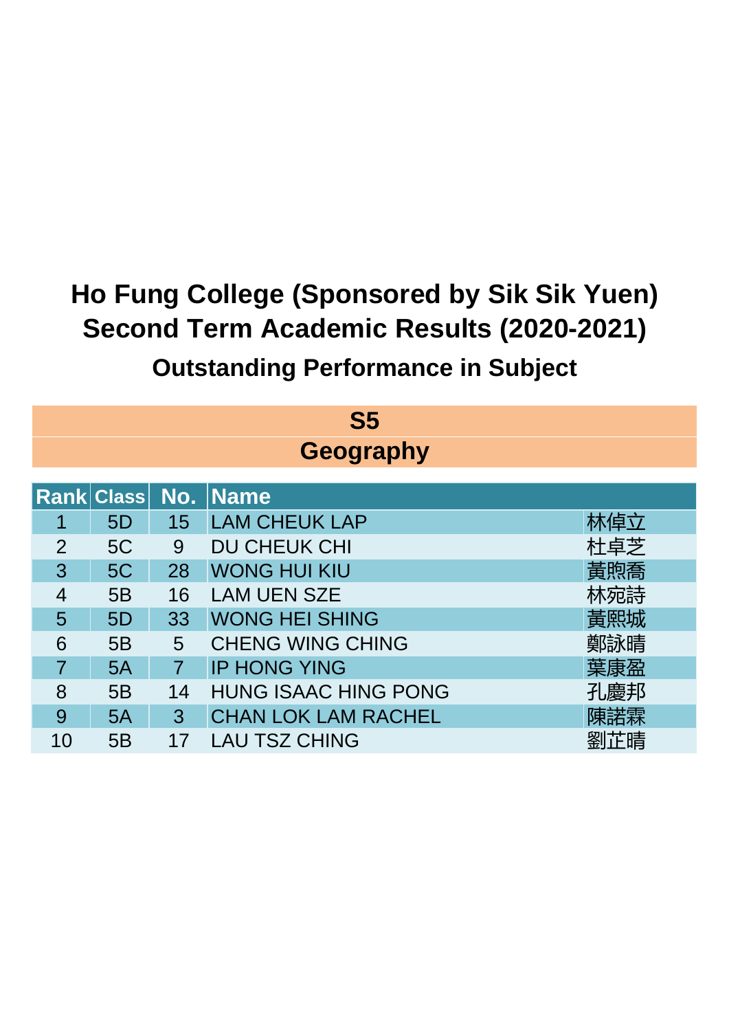# Ho Fung College (Sponsored by Sik Sik Yuen)
# Second Term Academic Results (2020-2021)
## Outstanding Performance in Subject

## S5
## Geography

| Rank | Class | No. | Name | |
|---|---|---|---|---|
| 1 | 5D | 15 | LAM CHEUK LAP | 林倬立 |
| 2 | 5C | 9 | DU CHEUK CHI | 杜卓芝 |
| 3 | 5C | 28 | WONG HUI KIU | 黃煦喬 |
| 4 | 5B | 16 | LAM UEN SZE | 林宛詩 |
| 5 | 5D | 33 | WONG HEI SHING | 黃熙城 |
| 6 | 5B | 5 | CHENG WING CHING | 鄭詠晴 |
| 7 | 5A | 7 | IP HONG YING | 葉康盈 |
| 8 | 5B | 14 | HUNG ISAAC HING PONG | 孔慶邦 |
| 9 | 5A | 3 | CHAN LOK LAM RACHEL | 陳諾霖 |
| 10 | 5B | 17 | LAU TSZ CHING | 劉芷晴 |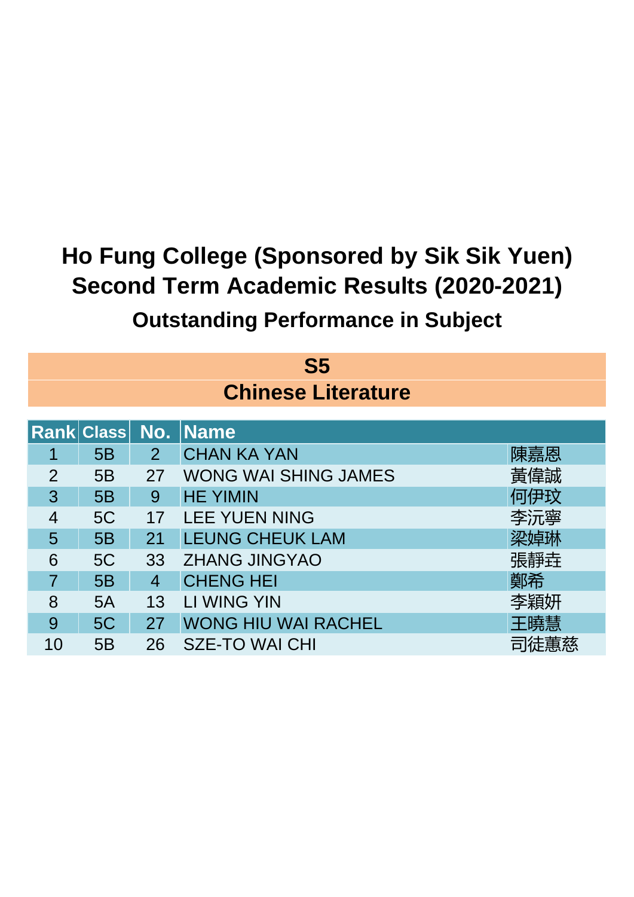# Ho Fung College (Sponsored by Sik Sik Yuen)
# Second Term Academic Results (2020-2021)
## Outstanding Performance in Subject

### S5
### Chinese Literature

| Rank | Class | No. | Name | |
|---|---|---|---|---|
| 1 | 5B | 2 | CHAN KA YAN | 陳嘉恩 |
| 2 | 5B | 27 | WONG WAI SHING JAMES | 黃偉誠 |
| 3 | 5B | 9 | HE YIMIN | 何伊玟 |
| 4 | 5C | 17 | LEE YUEN NING | 李沅寧 |
| 5 | 5B | 21 | LEUNG CHEUK LAM | 梁婥琳 |
| 6 | 5C | 33 | ZHANG JINGYAO | 張靜垚 |
| 7 | 5B | 4 | CHENG HEI | 鄭希 |
| 8 | 5A | 13 | LI WING YIN | 李穎妍 |
| 9 | 5C | 27 | WONG HIU WAI RACHEL | 王曉慧 |
| 10 | 5B | 26 | SZE-TO WAI CHI | 司徒蕙慈 |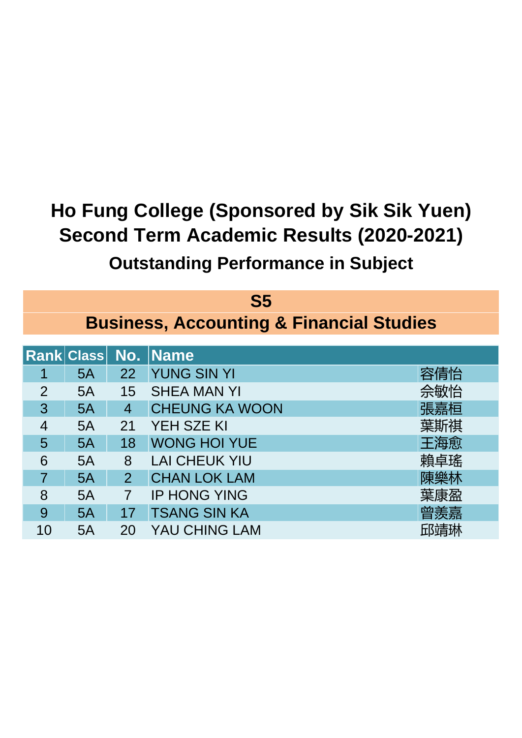# Ho Fung College (Sponsored by Sik Sik Yuen)
# Second Term Academic Results (2020-2021)
## Outstanding Performance in Subject

### S5
### Business, Accounting & Financial Studies

| Rank | Class | No. | Name | |
|---|---|---|---|---|
| 1 | 5A | 22 | YUNG SIN YI | 容倩怡 |
| 2 | 5A | 15 | SHEA MAN YI | 佘敏怡 |
| 3 | 5A | 4 | CHEUNG KA WOON | 張嘉桓 |
| 4 | 5A | 21 | YEH SZE KI | 葉斯祺 |
| 5 | 5A | 18 | WONG HOI YUE | 王海愈 |
| 6 | 5A | 8 | LAI CHEUK YIU | 賴卓瑤 |
| 7 | 5A | 2 | CHAN LOK LAM | 陳樂林 |
| 8 | 5A | 7 | IP HONG YING | 葉康盈 |
| 9 | 5A | 17 | TSANG SIN KA | 曾羨嘉 |
| 10 | 5A | 20 | YAU CHING LAM | 邱靖琳 |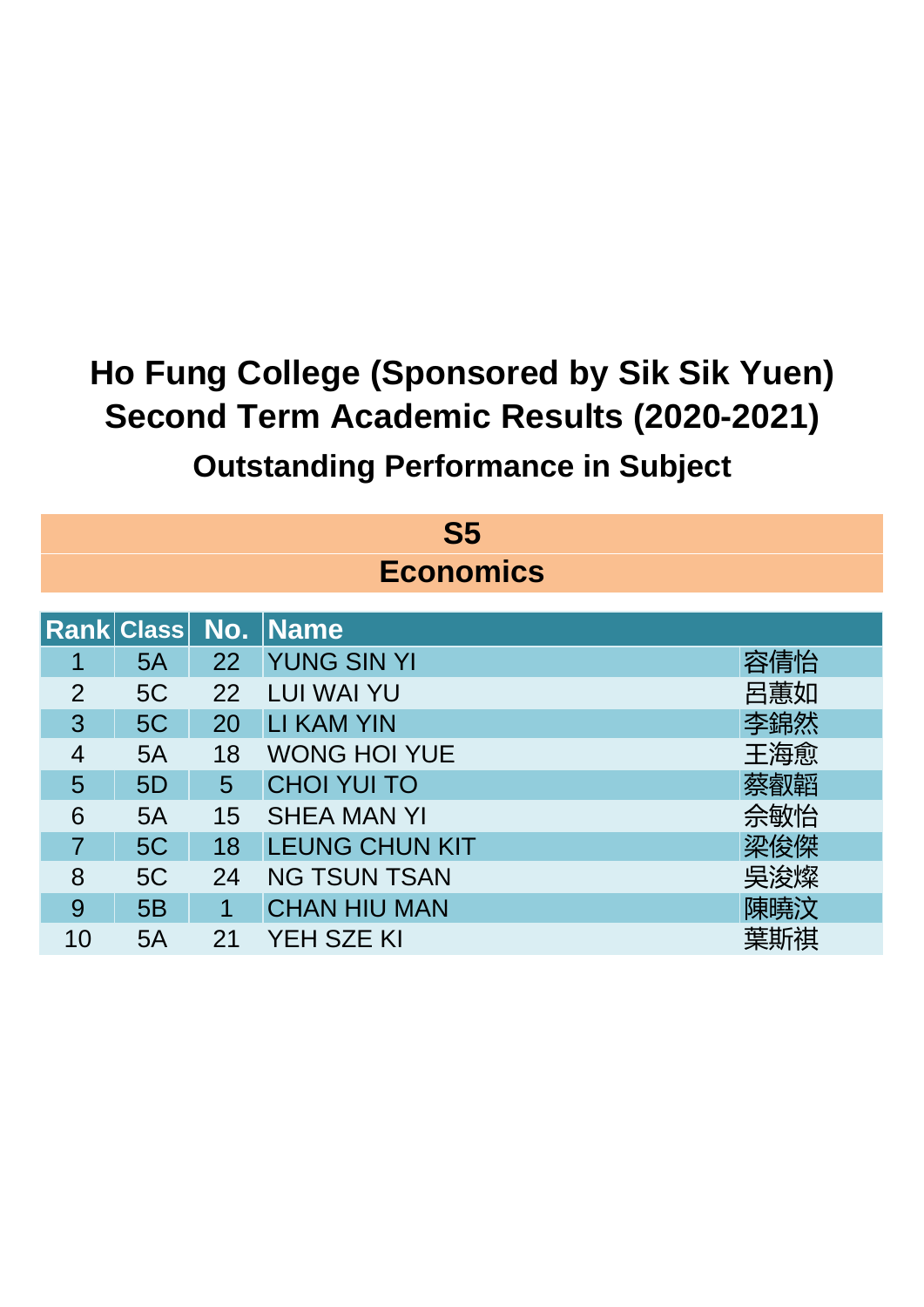# Ho Fung College (Sponsored by Sik Sik Yuen)
# Second Term Academic Results (2020-2021)
## Outstanding Performance in Subject

### S5
### Economics

| Rank | Class | No. | Name | |
|---|---|---|---|---|
| 1 | 5A | 22 | YUNG SIN YI | 容倩怡 |
| 2 | 5C | 22 | LUI WAI YU | 呂蕙如 |
| 3 | 5C | 20 | LI KAM YIN | 李錦然 |
| 4 | 5A | 18 | WONG HOI YUE | 王海愈 |
| 5 | 5D | 5 | CHOI YUI TO | 蔡叡韜 |
| 6 | 5A | 15 | SHEA MAN YI | 佘敏怡 |
| 7 | 5C | 18 | LEUNG CHUN KIT | 梁俊傑 |
| 8 | 5C | 24 | NG TSUN TSAN | 吳浚燦 |
| 9 | 5B | 1 | CHAN HIU MAN | 陳曉汶 |
| 10 | 5A | 21 | YEH SZE KI | 葉斯祺 |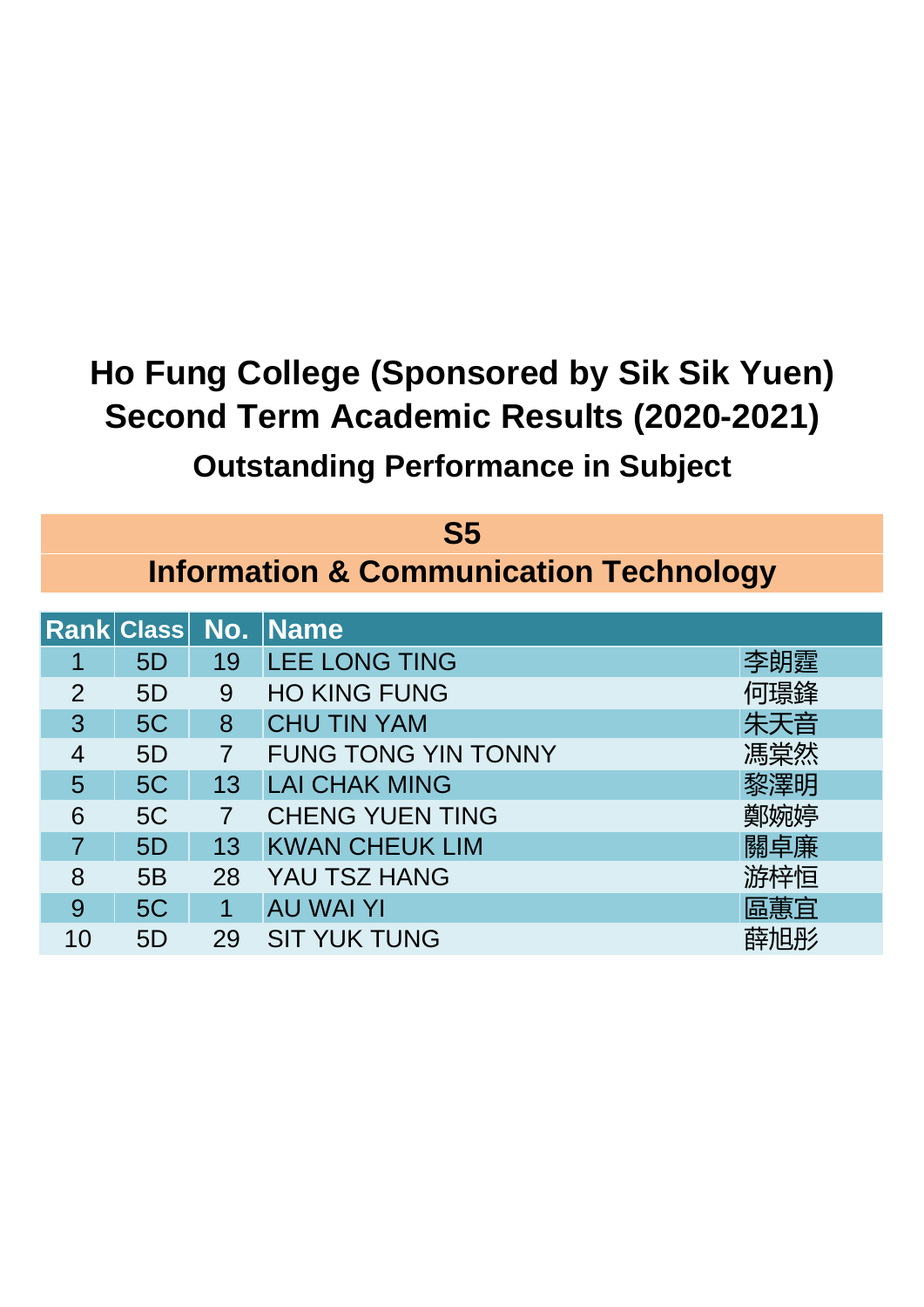# Ho Fung College (Sponsored by Sik Sik Yuen)
# Second Term Academic Results (2020-2021)
## Outstanding Performance in Subject

### S5
### Information & Communication Technology

| Rank | Class | No. | Name | |
|---|---|---|---|---|
| 1 | 5D | 19 | LEE LONG TING | 李朗霆 |
| 2 | 5D | 9 | HO KING FUNG | 何璟鋒 |
| 3 | 5C | 8 | CHU TIN YAM | 朱天音 |
| 4 | 5D | 7 | FUNG TONG YIN TONNY | 馮棠然 |
| 5 | 5C | 13 | LAI CHAK MING | 黎澤明 |
| 6 | 5C | 7 | CHENG YUEN TING | 鄭婉婷 |
| 7 | 5D | 13 | KWAN CHEUK LIM | 關卓廉 |
| 8 | 5B | 28 | YAU TSZ HANG | 游梓恒 |
| 9 | 5C | 1 | AU WAI YI | 區蕙宜 |
| 10 | 5D | 29 | SIT YUK TUNG | 薛旭彤 |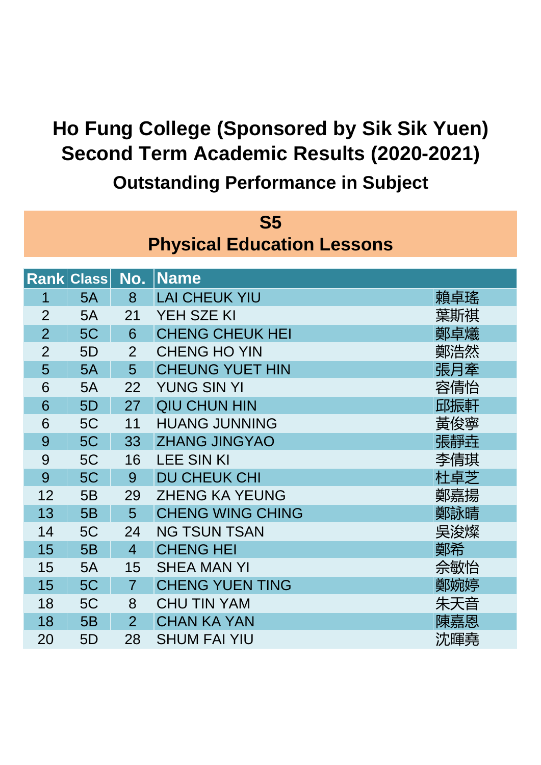# Ho Fung College (Sponsored by Sik Sik Yuen)
# Second Term Academic Results (2020-2021)
## Outstanding Performance in Subject

### S5
### Physical Education Lessons

| Rank | Class | No. | Name | |
|---|---|---|---|---|
| 1 | 5A | 8 | LAI CHEUK YIU | 賴卓瑤 |
| 2 | 5A | 21 | YEH SZE KI | 葉斯祺 |
| 2 | 5C | 6 | CHENG CHEUK HEI | 鄭卓爔 |
| 2 | 5D | 2 | CHENG HO YIN | 鄭浩然 |
| 5 | 5A | 5 | CHEUNG YUET HIN | 張月牽 |
| 6 | 5A | 22 | YUNG SIN YI | 容倩怡 |
| 6 | 5D | 27 | QIU CHUN HIN | 邱振軒 |
| 6 | 5C | 11 | HUANG JUNNING | 黃俊寧 |
| 9 | 5C | 33 | ZHANG JINGYAO | 張靜垚 |
| 9 | 5C | 16 | LEE SIN KI | 李倩琪 |
| 9 | 5C | 9 | DU CHEUK CHI | 杜卓芝 |
| 12 | 5B | 29 | ZHENG KA YEUNG | 鄭嘉揚 |
| 13 | 5B | 5 | CHENG WING CHING | 鄭詠晴 |
| 14 | 5C | 24 | NG TSUN TSAN | 吳浚燦 |
| 15 | 5B | 4 | CHENG HEI | 鄭希 |
| 15 | 5A | 15 | SHEA MAN YI | 佘敏怡 |
| 15 | 5C | 7 | CHENG YUEN TING | 鄭婉婷 |
| 18 | 5C | 8 | CHU TIN YAM | 朱天音 |
| 18 | 5B | 2 | CHAN KA YAN | 陳嘉恩 |
| 20 | 5D | 28 | SHUM FAI YIU | 沈暉堯 |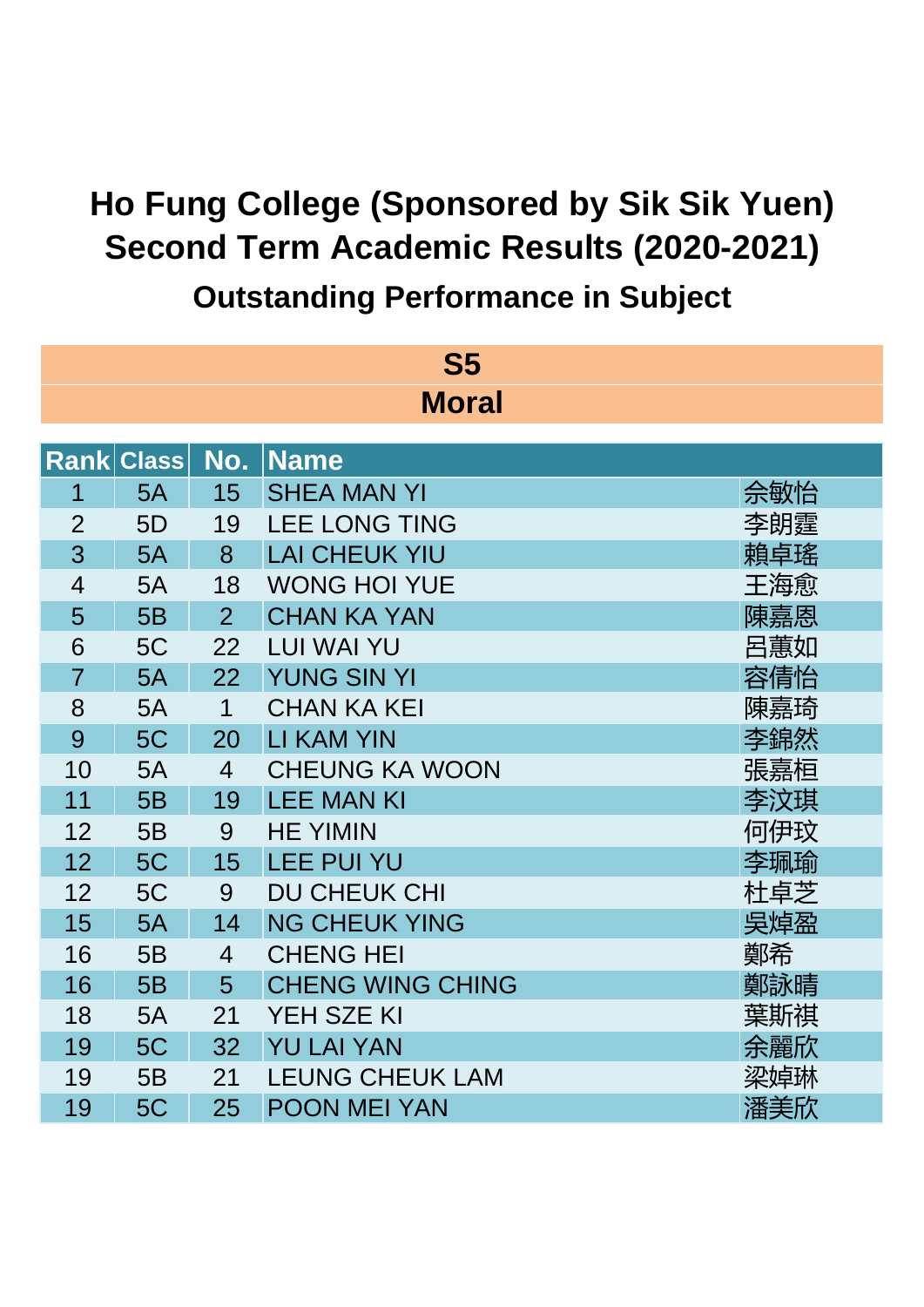# Ho Fung College (Sponsored by Sik Sik Yuen)
# Second Term Academic Results (2020-2021)
## Outstanding Performance in Subject

### S5
### Moral

| Rank | Class | No. | Name | |
|---|---|---|---|---|
| 1 | 5A | 15 | SHEA MAN YI | 佘敏怡 |
| 2 | 5D | 19 | LEE LONG TING | 李朗霆 |
| 3 | 5A | 8 | LAI CHEUK YIU | 賴卓瑤 |
| 4 | 5A | 18 | WONG HOI YUE | 王海愈 |
| 5 | 5B | 2 | CHAN KA YAN | 陳嘉恩 |
| 6 | 5C | 22 | LUI WAI YU | 呂蕙如 |
| 7 | 5A | 22 | YUNG SIN YI | 容倩怡 |
| 8 | 5A | 1 | CHAN KA KEI | 陳嘉琦 |
| 9 | 5C | 20 | LI KAM YIN | 李錦然 |
| 10 | 5A | 4 | CHEUNG KA WOON | 張嘉桓 |
| 11 | 5B | 19 | LEE MAN KI | 李汶琪 |
| 12 | 5B | 9 | HE YIMIN | 何伊玟 |
| 12 | 5C | 15 | LEE PUI YU | 李珮瑜 |
| 12 | 5C | 9 | DU CHEUK CHI | 杜卓芝 |
| 15 | 5A | 14 | NG CHEUK YING | 吳焯盈 |
| 16 | 5B | 4 | CHENG HEI | 鄭希 |
| 16 | 5B | 5 | CHENG WING CHING | 鄭詠晴 |
| 18 | 5A | 21 | YEH SZE KI | 葉斯祺 |
| 19 | 5C | 32 | YU LAI YAN | 余麗欣 |
| 19 | 5B | 21 | LEUNG CHEUK LAM | 梁婥琳 |
| 19 | 5C | 25 | POON MEI YAN | 潘美欣 |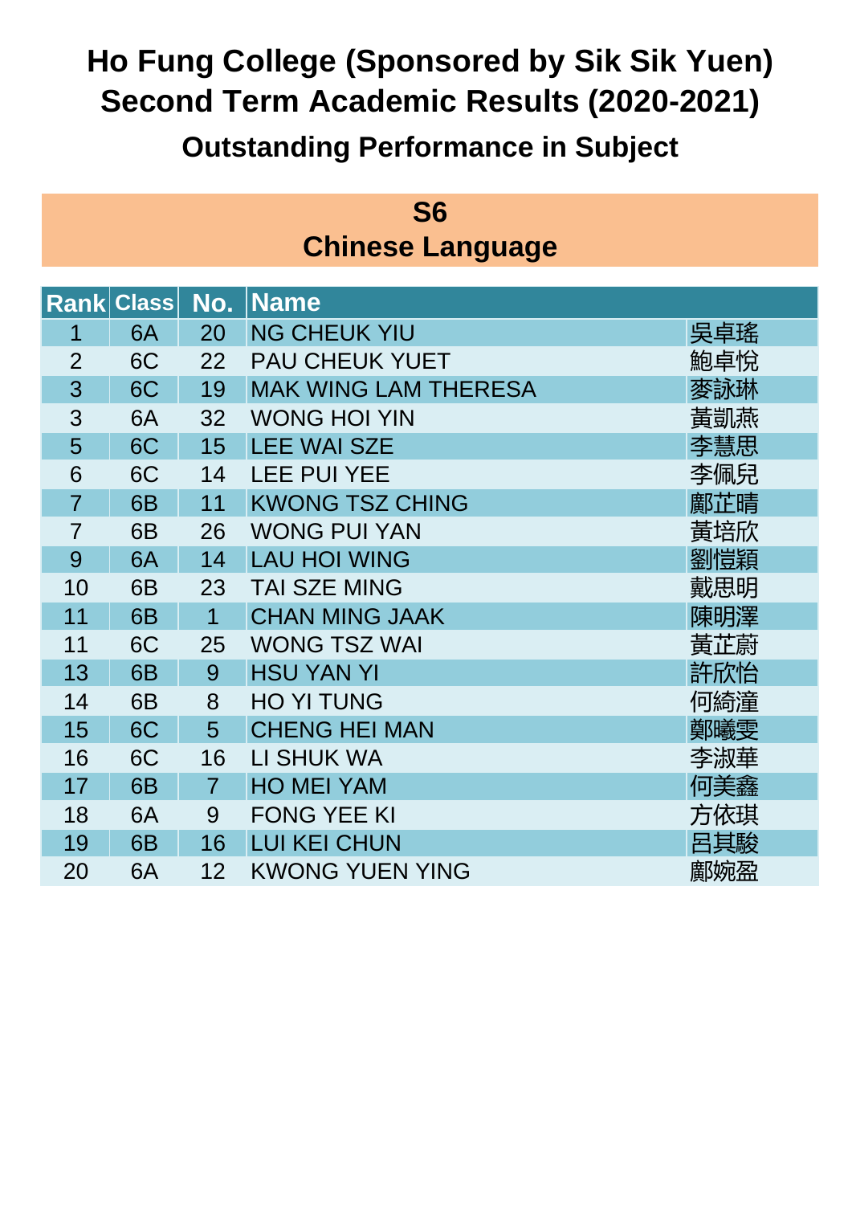# Ho Fung College (Sponsored by Sik Sik Yuen)
# Second Term Academic Results (2020-2021)
## Outstanding Performance in Subject

### S6
### Chinese Language

| Rank | Class | No. | Name | |
|---|---|---|---|---|
| 1 | 6A | 20 | NG CHEUK YIU | 吳卓瑤 |
| 2 | 6C | 22 | PAU CHEUK YUET | 鮑卓悅 |
| 3 | 6C | 19 | MAK WING LAM THERESA | 麥詠琳 |
| 3 | 6A | 32 | WONG HOI YIN | 黃凱燕 |
| 5 | 6C | 15 | LEE WAI SZE | 李慧思 |
| 6 | 6C | 14 | LEE PUI YEE | 李佩兒 |
| 7 | 6B | 11 | KWONG TSZ CHING | 鄺芷晴 |
| 7 | 6B | 26 | WONG PUI YAN | 黃培欣 |
| 9 | 6A | 14 | LAU HOI WING | 劉愷穎 |
| 10 | 6B | 23 | TAI SZE MING | 戴思明 |
| 11 | 6B | 1 | CHAN MING JAAK | 陳明澤 |
| 11 | 6C | 25 | WONG TSZ WAI | 黃芷蔚 |
| 13 | 6B | 9 | HSU YAN YI | 許欣怡 |
| 14 | 6B | 8 | HO YI TUNG | 何綺潼 |
| 15 | 6C | 5 | CHENG HEI MAN | 鄭曦雯 |
| 16 | 6C | 16 | LI SHUK WA | 李淑華 |
| 17 | 6B | 7 | HO MEI YAM | 何美鑫 |
| 18 | 6A | 9 | FONG YEE KI | 方依琪 |
| 19 | 6B | 16 | LUI KEI CHUN | 呂其駿 |
| 20 | 6A | 12 | KWONG YUEN YING | 鄺婉盈 |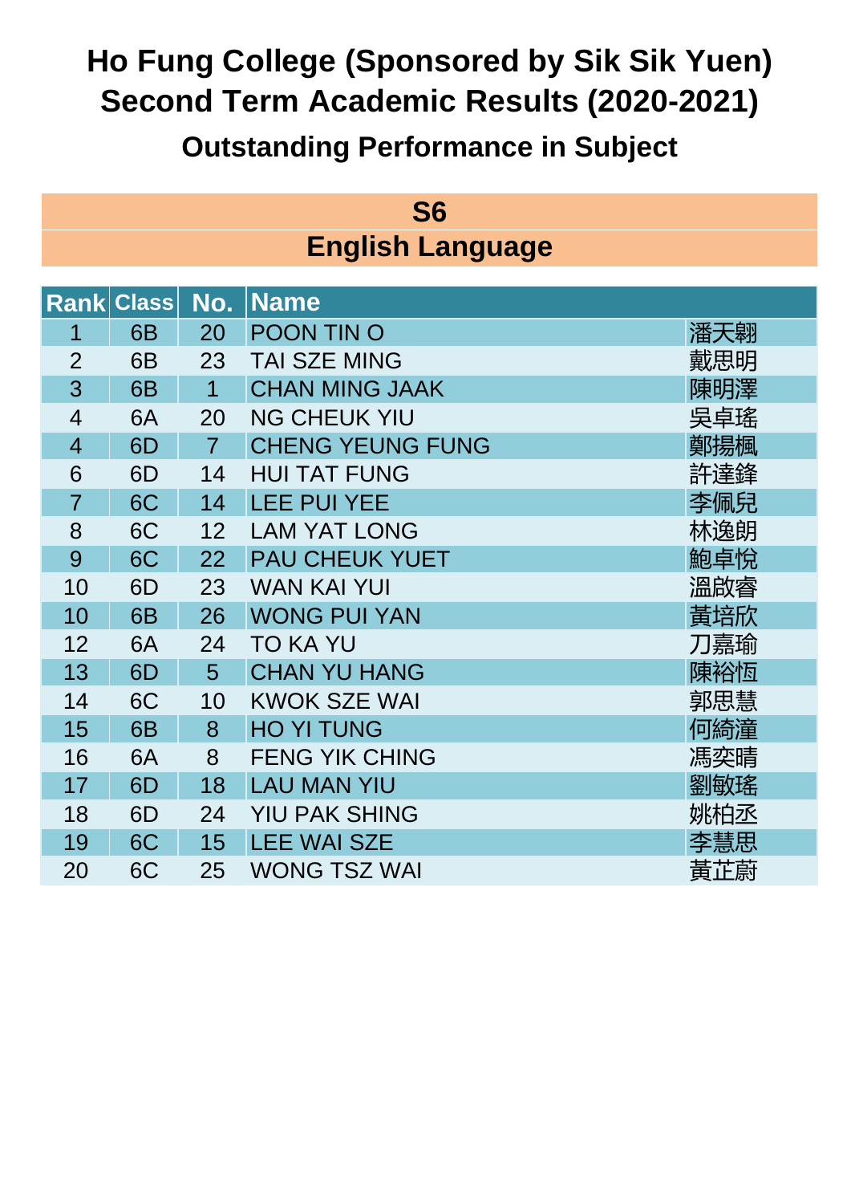# Ho Fung College (Sponsored by Sik Sik Yuen)
# Second Term Academic Results (2020-2021)
## Outstanding Performance in Subject

### S6
### English Language

| Rank | Class | No. | Name | |
|---|---|---|---|---|
| 1 | 6B | 20 | POON TIN O | 潘天翺 |
| 2 | 6B | 23 | TAI SZE MING | 戴思明 |
| 3 | 6B | 1 | CHAN MING JAAK | 陳明澤 |
| 4 | 6A | 20 | NG CHEUK YIU | 吳卓瑤 |
| 4 | 6D | 7 | CHENG YEUNG FUNG | 鄭揚楓 |
| 6 | 6D | 14 | HUI TAT FUNG | 許達鋒 |
| 7 | 6C | 14 | LEE PUI YEE | 李佩兒 |
| 8 | 6C | 12 | LAM YAT LONG | 林逸朗 |
| 9 | 6C | 22 | PAU CHEUK YUET | 鮑卓悅 |
| 10 | 6D | 23 | WAN KAI YUI | 溫啟睿 |
| 10 | 6B | 26 | WONG PUI YAN | 黃培欣 |
| 12 | 6A | 24 | TO KA YU | 刀嘉瑜 |
| 13 | 6D | 5 | CHAN YU HANG | 陳裕恆 |
| 14 | 6C | 10 | KWOK SZE WAI | 郭思慧 |
| 15 | 6B | 8 | HO YI TUNG | 何綺潼 |
| 16 | 6A | 8 | FENG YIK CHING | 馮奕晴 |
| 17 | 6D | 18 | LAU MAN YIU | 劉敏瑤 |
| 18 | 6D | 24 | YIU PAK SHING | 姚柏丞 |
| 19 | 6C | 15 | LEE WAI SZE | 李慧思 |
| 20 | 6C | 25 | WONG TSZ WAI | 黃芷蔚 |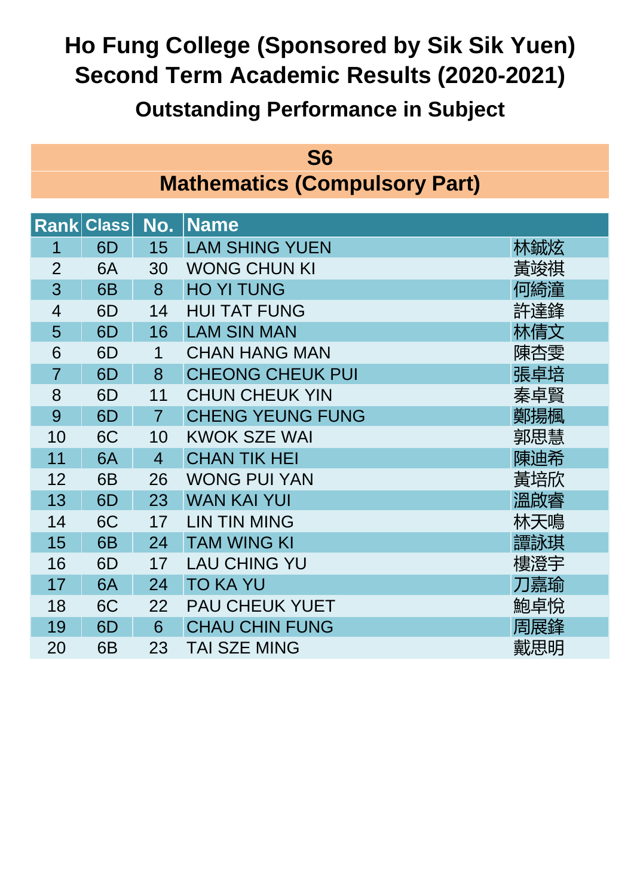# Ho Fung College (Sponsored by Sik Sik Yuen)
# Second Term Academic Results (2020-2021)
## Outstanding Performance in Subject

### S6
### Mathematics (Compulsory Part)

| Rank | Class | No. | Name | |
|---|---|---|---|---|
| 1 | 6D | 15 | LAM SHING YUEN | 林鋮炫 |
| 2 | 6A | 30 | WONG CHUN KI | 黃竣祺 |
| 3 | 6B | 8 | HO YI TUNG | 何綺潼 |
| 4 | 6D | 14 | HUI TAT FUNG | 許達鋒 |
| 5 | 6D | 16 | LAM SIN MAN | 林倩文 |
| 6 | 6D | 1 | CHAN HANG MAN | 陳杏雯 |
| 7 | 6D | 8 | CHEONG CHEUK PUI | 張卓培 |
| 8 | 6D | 11 | CHUN CHEUK YIN | 秦卓賢 |
| 9 | 6D | 7 | CHENG YEUNG FUNG | 鄭揚楓 |
| 10 | 6C | 10 | KWOK SZE WAI | 郭思慧 |
| 11 | 6A | 4 | CHAN TIK HEI | 陳迪希 |
| 12 | 6B | 26 | WONG PUI YAN | 黃培欣 |
| 13 | 6D | 23 | WAN KAI YUI | 溫啟睿 |
| 14 | 6C | 17 | LIN TIN MING | 林天鳴 |
| 15 | 6B | 24 | TAM WING KI | 譚詠琪 |
| 16 | 6D | 17 | LAU CHING YU | 樓澄宇 |
| 17 | 6A | 24 | TO KA YU | 刀嘉瑜 |
| 18 | 6C | 22 | PAU CHEUK YUET | 鮑卓悅 |
| 19 | 6D | 6 | CHAU CHIN FUNG | 周展鋒 |
| 20 | 6B | 23 | TAI SZE MING | 戴思明 |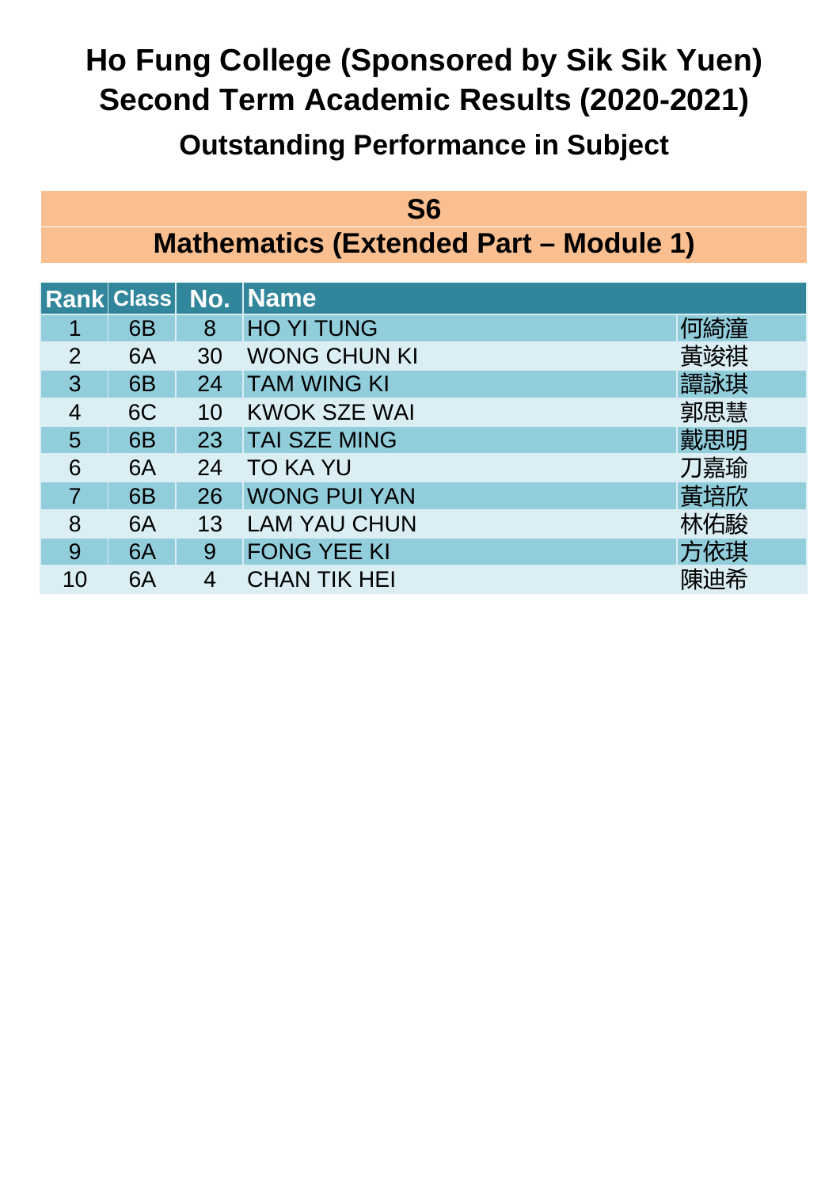# Ho Fung College (Sponsored by Sik Sik Yuen)
# Second Term Academic Results (2020-2021)
## Outstanding Performance in Subject

### S6
### Mathematics (Extended Part – Module 1)

| Rank | Class | No. | Name | |
|---|---|---|---|---|
| 1 | 6B | 8 | HO YI TUNG | 何綺潼 |
| 2 | 6A | 30 | WONG CHUN KI | 黃竣祺 |
| 3 | 6B | 24 | TAM WING KI | 譚詠琪 |
| 4 | 6C | 10 | KWOK SZE WAI | 郭思慧 |
| 5 | 6B | 23 | TAI SZE MING | 戴思明 |
| 6 | 6A | 24 | TO KA YU | 刀嘉瑜 |
| 7 | 6B | 26 | WONG PUI YAN | 黃培欣 |
| 8 | 6A | 13 | LAM YAU CHUN | 林佑駿 |
| 9 | 6A | 9 | FONG YEE KI | 方依琪 |
| 10 | 6A | 4 | CHAN TIK HEI | 陳迪希 |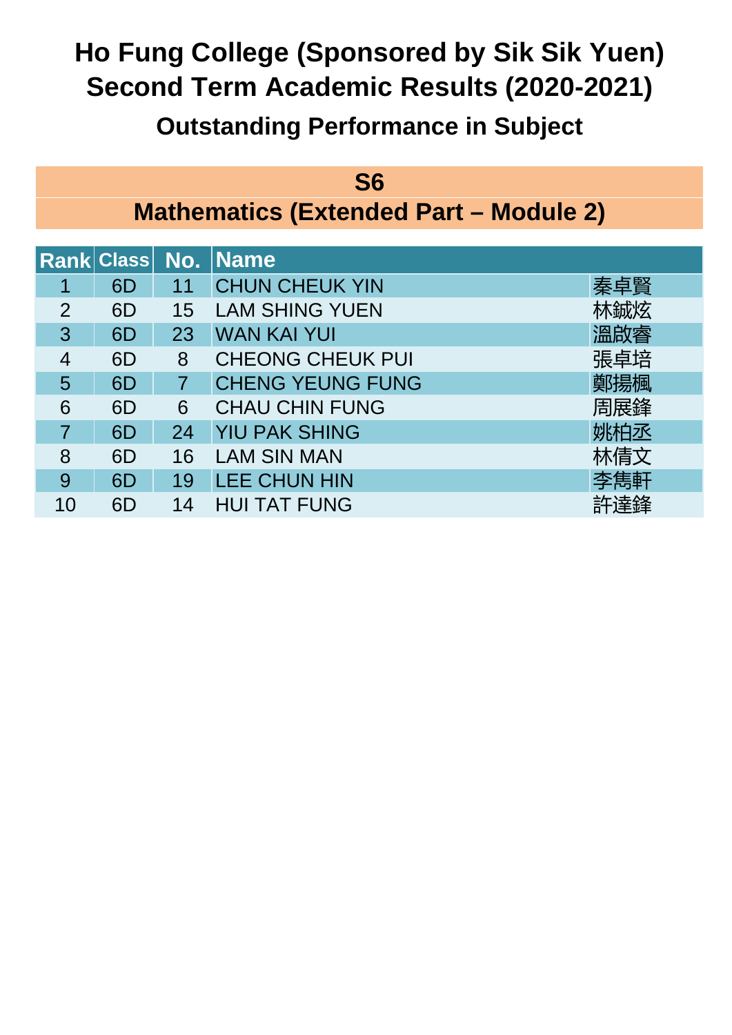# Ho Fung College (Sponsored by Sik Sik Yuen)
# Second Term Academic Results (2020-2021)
## Outstanding Performance in Subject

### S6
### Mathematics (Extended Part – Module 2)

| Rank | Class | No. | Name | |
|---|---|---|---|---|
| 1 | 6D | 11 | CHUN CHEUK YIN | 秦卓賢 |
| 2 | 6D | 15 | LAM SHING YUEN | 林鋮炫 |
| 3 | 6D | 23 | WAN KAI YUI | 溫啟睿 |
| 4 | 6D | 8 | CHEONG CHEUK PUI | 張卓培 |
| 5 | 6D | 7 | CHENG YEUNG FUNG | 鄭揚楓 |
| 6 | 6D | 6 | CHAU CHIN FUNG | 周展鋒 |
| 7 | 6D | 24 | YIU PAK SHING | 姚柏丞 |
| 8 | 6D | 16 | LAM SIN MAN | 林倩文 |
| 9 | 6D | 19 | LEE CHUN HIN | 李雋軒 |
| 10 | 6D | 14 | HUI TAT FUNG | 許達鋒 |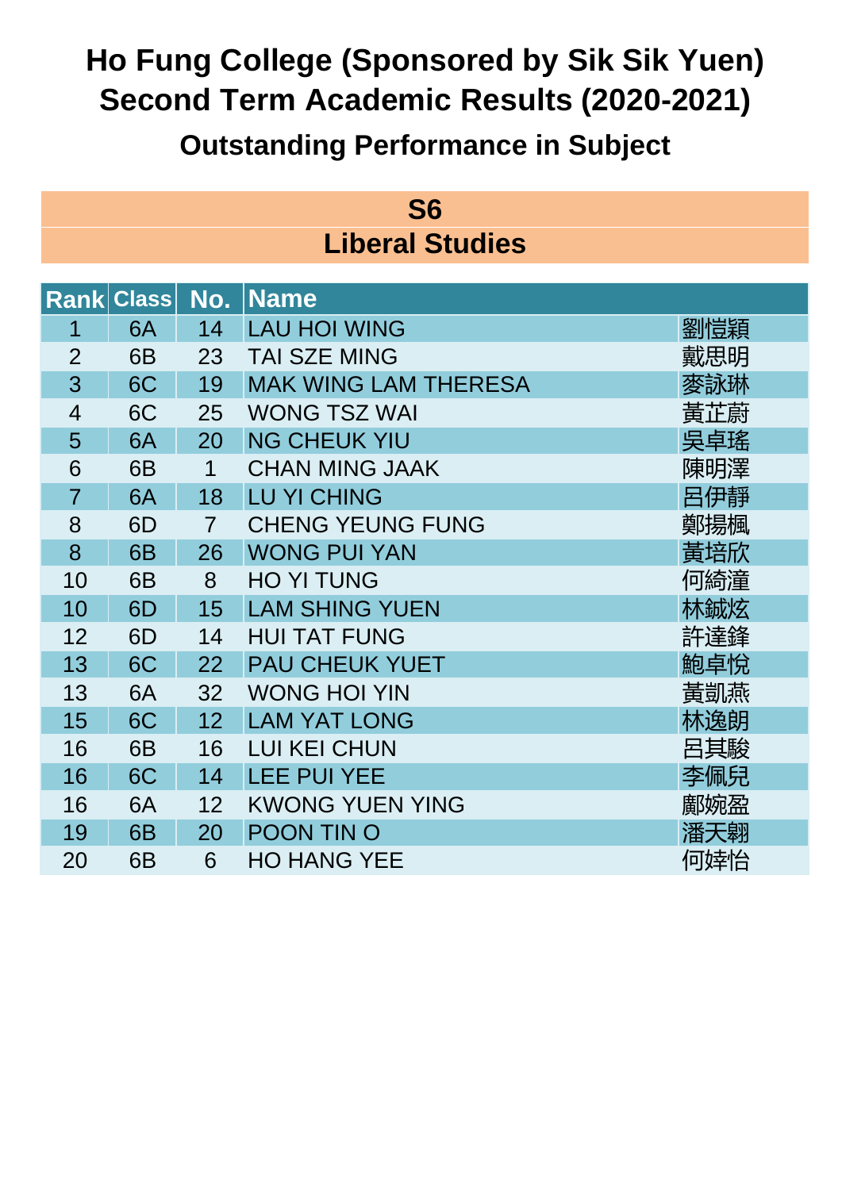# Ho Fung College (Sponsored by Sik Sik Yuen)
# Second Term Academic Results (2020-2021)
## Outstanding Performance in Subject

### S6
### Liberal Studies

| Rank | Class | No. | Name | |
|---|---|---|---|---|
| 1 | 6A | 14 | LAU HOI WING | 劉愷穎 |
| 2 | 6B | 23 | TAI SZE MING | 戴思明 |
| 3 | 6C | 19 | MAK WING LAM THERESA | 麥詠琳 |
| 4 | 6C | 25 | WONG TSZ WAI | 黃芷蔚 |
| 5 | 6A | 20 | NG CHEUK YIU | 吳卓瑤 |
| 6 | 6B | 1 | CHAN MING JAAK | 陳明澤 |
| 7 | 6A | 18 | LU YI CHING | 呂伊靜 |
| 8 | 6D | 7 | CHENG YEUNG FUNG | 鄭揚楓 |
| 8 | 6B | 26 | WONG PUI YAN | 黃培欣 |
| 10 | 6B | 8 | HO YI TUNG | 何綺潼 |
| 10 | 6D | 15 | LAM SHING YUEN | 林鋮炫 |
| 12 | 6D | 14 | HUI TAT FUNG | 許達鋒 |
| 13 | 6C | 22 | PAU CHEUK YUET | 鮑卓悅 |
| 13 | 6A | 32 | WONG HOI YIN | 黃凱燕 |
| 15 | 6C | 12 | LAM YAT LONG | 林逸朗 |
| 16 | 6B | 16 | LUI KEI CHUN | 呂其駿 |
| 16 | 6C | 14 | LEE PUI YEE | 李佩兒 |
| 16 | 6A | 12 | KWONG YUEN YING | 鄺婉盈 |
| 19 | 6B | 20 | POON TIN O | 潘天翺 |
| 20 | 6B | 6 | HO HANG YEE | 何婞怡 |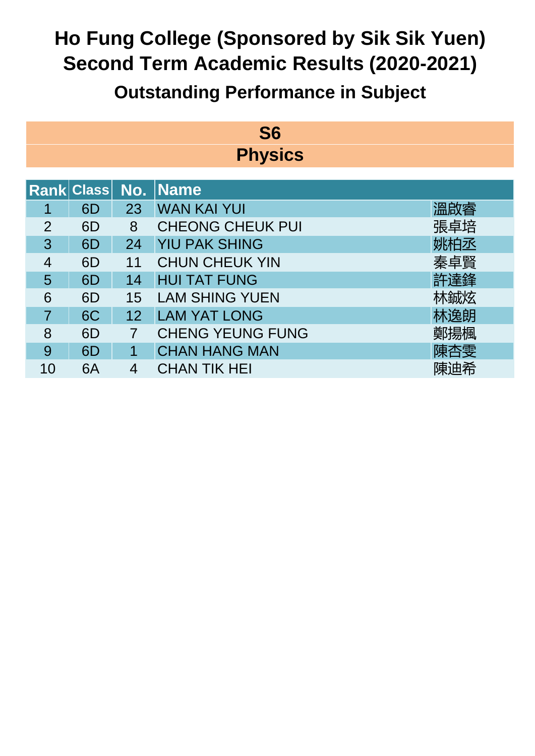# Ho Fung College (Sponsored by Sik Sik Yuen)
# Second Term Academic Results (2020-2021)
## Outstanding Performance in Subject

### S6
### Physics

| Rank | Class | No. | Name | |
|---|---|---|---|---|
| 1 | 6D | 23 | WAN KAI YUI | 溫啟睿 |
| 2 | 6D | 8 | CHEONG CHEUK PUI | 張卓培 |
| 3 | 6D | 24 | YIU PAK SHING | 姚柏丞 |
| 4 | 6D | 11 | CHUN CHEUK YIN | 秦卓賢 |
| 5 | 6D | 14 | HUI TAT FUNG | 許達鋒 |
| 6 | 6D | 15 | LAM SHING YUEN | 林鋮炫 |
| 7 | 6C | 12 | LAM YAT LONG | 林逸朗 |
| 8 | 6D | 7 | CHENG YEUNG FUNG | 鄭揚楓 |
| 9 | 6D | 1 | CHAN HANG MAN | 陳杏雯 |
| 10 | 6A | 4 | CHAN TIK HEI | 陳迪希 |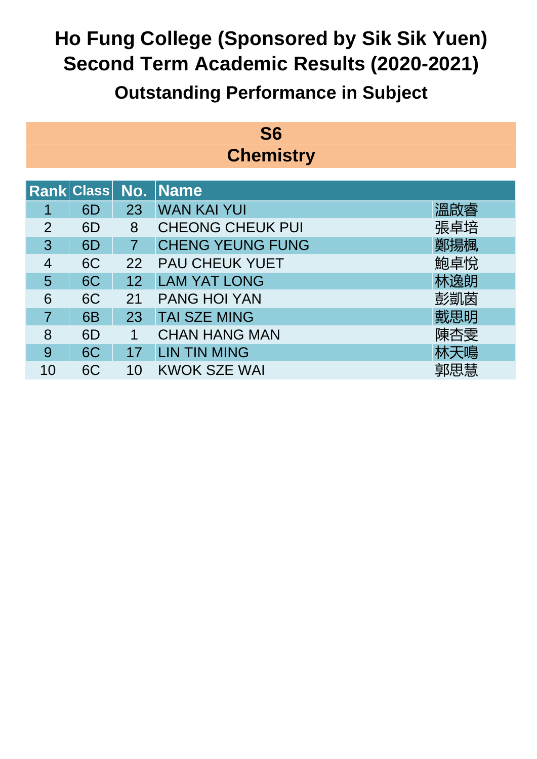# Ho Fung College (Sponsored by Sik Sik Yuen)
# Second Term Academic Results (2020-2021)
## Outstanding Performance in Subject

### S6
### Chemistry

| Rank | Class | No. | Name | |
|---|---|---|---|---|
| 1 | 6D | 23 | WAN KAI YUI | 溫啟睿 |
| 2 | 6D | 8 | CHEONG CHEUK PUI | 張卓培 |
| 3 | 6D | 7 | CHENG YEUNG FUNG | 鄭揚楓 |
| 4 | 6C | 22 | PAU CHEUK YUET | 鮑卓悅 |
| 5 | 6C | 12 | LAM YAT LONG | 林逸朗 |
| 6 | 6C | 21 | PANG HOI YAN | 彭凱茵 |
| 7 | 6B | 23 | TAI SZE MING | 戴思明 |
| 8 | 6D | 1 | CHAN HANG MAN | 陳杏雯 |
| 9 | 6C | 17 | LIN TIN MING | 林天鳴 |
| 10 | 6C | 10 | KWOK SZE WAI | 郭思慧 |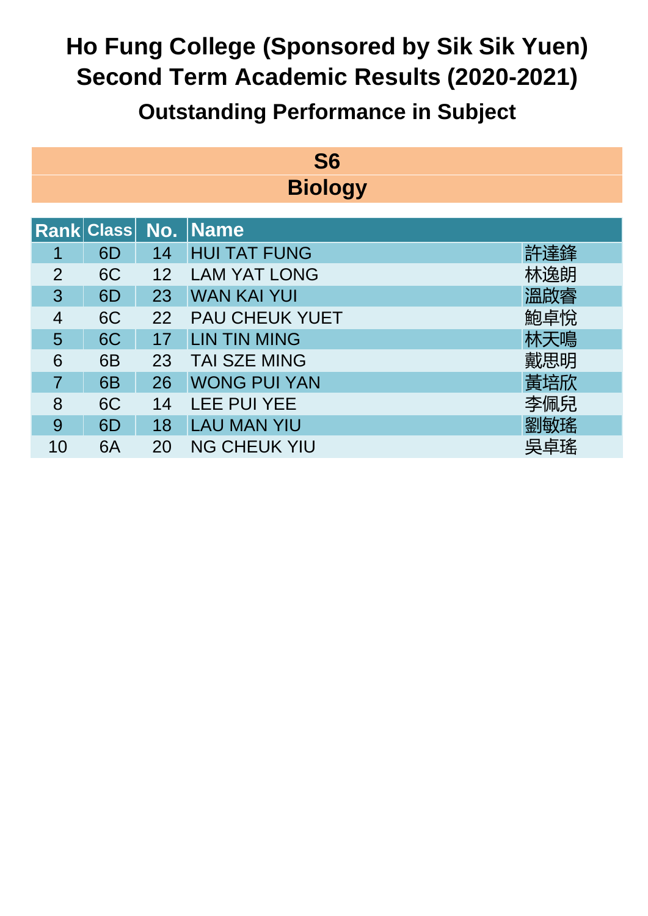# Ho Fung College (Sponsored by Sik Sik Yuen)
# Second Term Academic Results (2020-2021)
## Outstanding Performance in Subject

### S6
### Biology

| Rank | Class | No. | Name | |
|---|---|---|---|---|
| 1 | 6D | 14 | HUI TAT FUNG | 許達鋒 |
| 2 | 6C | 12 | LAM YAT LONG | 林逸朗 |
| 3 | 6D | 23 | WAN KAI YUI | 溫啟睿 |
| 4 | 6C | 22 | PAU CHEUK YUET | 鮑卓悅 |
| 5 | 6C | 17 | LIN TIN MING | 林天鳴 |
| 6 | 6B | 23 | TAI SZE MING | 戴思明 |
| 7 | 6B | 26 | WONG PUI YAN | 黃培欣 |
| 8 | 6C | 14 | LEE PUI YEE | 李佩兒 |
| 9 | 6D | 18 | LAU MAN YIU | 劉敏瑤 |
| 10 | 6A | 20 | NG CHEUK YIU | 吳卓瑤 |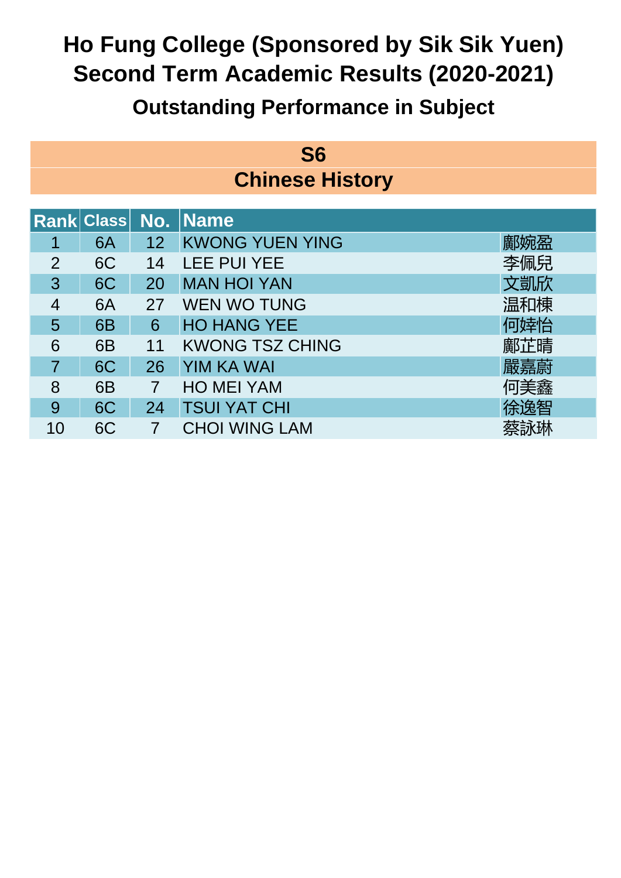# Ho Fung College (Sponsored by Sik Sik Yuen)
# Second Term Academic Results (2020-2021)
## Outstanding Performance in Subject

### S6
### Chinese History

| Rank | Class | No. | Name | |
|---|---|---|---|---|
| 1 | 6A | 12 | KWONG YUEN YING | 鄺婉盈 |
| 2 | 6C | 14 | LEE PUI YEE | 李佩兒 |
| 3 | 6C | 20 | MAN HOI YAN | 文凱欣 |
| 4 | 6A | 27 | WEN WO TUNG | 温和棟 |
| 5 | 6B | 6 | HO HANG YEE | 何婞怡 |
| 6 | 6B | 11 | KWONG TSZ CHING | 鄺芷晴 |
| 7 | 6C | 26 | YIM KA WAI | 嚴嘉蔚 |
| 8 | 6B | 7 | HO MEI YAM | 何美鑫 |
| 9 | 6C | 24 | TSUI YAT CHI | 徐逸智 |
| 10 | 6C | 7 | CHOI WING LAM | 蔡詠琳 |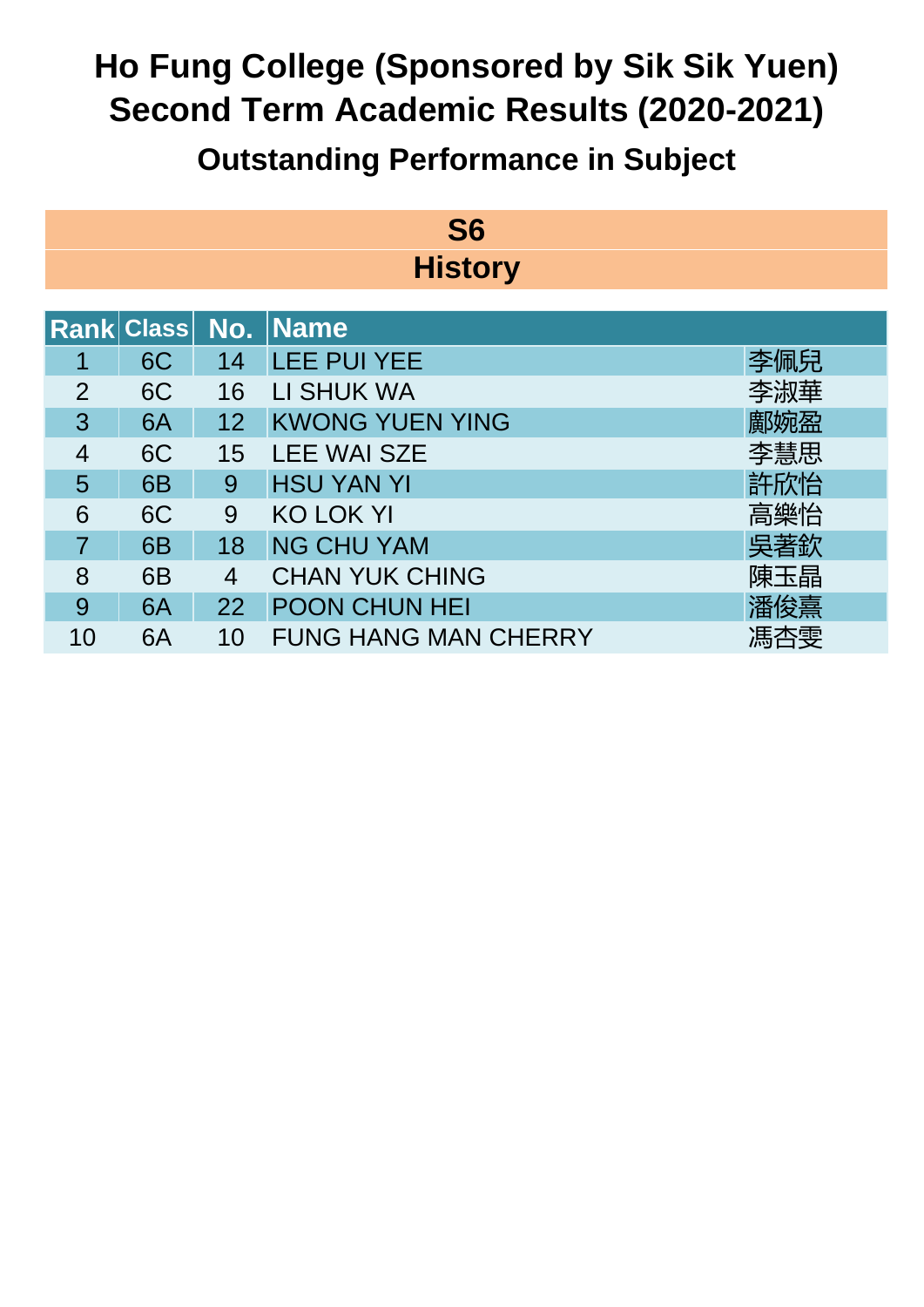# Ho Fung College (Sponsored by Sik Sik Yuen)
# Second Term Academic Results (2020-2021)
## Outstanding Performance in Subject

### S6
### History

| Rank | Class | No. | Name | |
|---|---|---|---|---|
| 1 | 6C | 14 | LEE PUI YEE | 李佩兒 |
| 2 | 6C | 16 | LI SHUK WA | 李淑華 |
| 3 | 6A | 12 | KWONG YUEN YING | 鄺婉盈 |
| 4 | 6C | 15 | LEE WAI SZE | 李慧思 |
| 5 | 6B | 9 | HSU YAN YI | 許欣怡 |
| 6 | 6C | 9 | KO LOK YI | 高樂怡 |
| 7 | 6B | 18 | NG CHU YAM | 吳著欽 |
| 8 | 6B | 4 | CHAN YUK CHING | 陳玉晶 |
| 9 | 6A | 22 | POON CHUN HEI | 潘俊熹 |
| 10 | 6A | 10 | FUNG HANG MAN CHERRY | 馮杏雯 |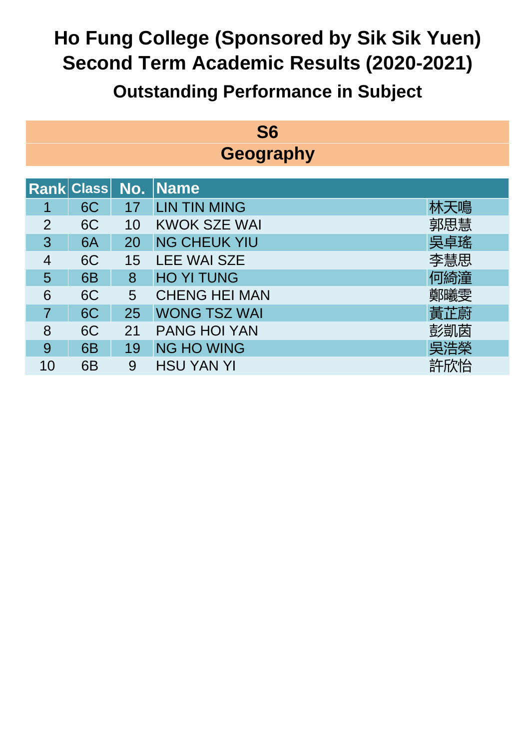# Ho Fung College (Sponsored by Sik Sik Yuen)
# Second Term Academic Results (2020-2021)
## Outstanding Performance in Subject

### S6
### Geography

| Rank | Class | No. | Name | |
|---|---|---|---|---|
| 1 | 6C | 17 | LIN TIN MING | 林天鳴 |
| 2 | 6C | 10 | KWOK SZE WAI | 郭思慧 |
| 3 | 6A | 20 | NG CHEUK YIU | 吳卓瑤 |
| 4 | 6C | 15 | LEE WAI SZE | 李慧思 |
| 5 | 6B | 8 | HO YI TUNG | 何綺潼 |
| 6 | 6C | 5 | CHENG HEI MAN | 鄭曦雯 |
| 7 | 6C | 25 | WONG TSZ WAI | 黃芷蔚 |
| 8 | 6C | 21 | PANG HOI YAN | 彭凱茵 |
| 9 | 6B | 19 | NG HO WING | 吳浩榮 |
| 10 | 6B | 9 | HSU YAN YI | 許欣怡 |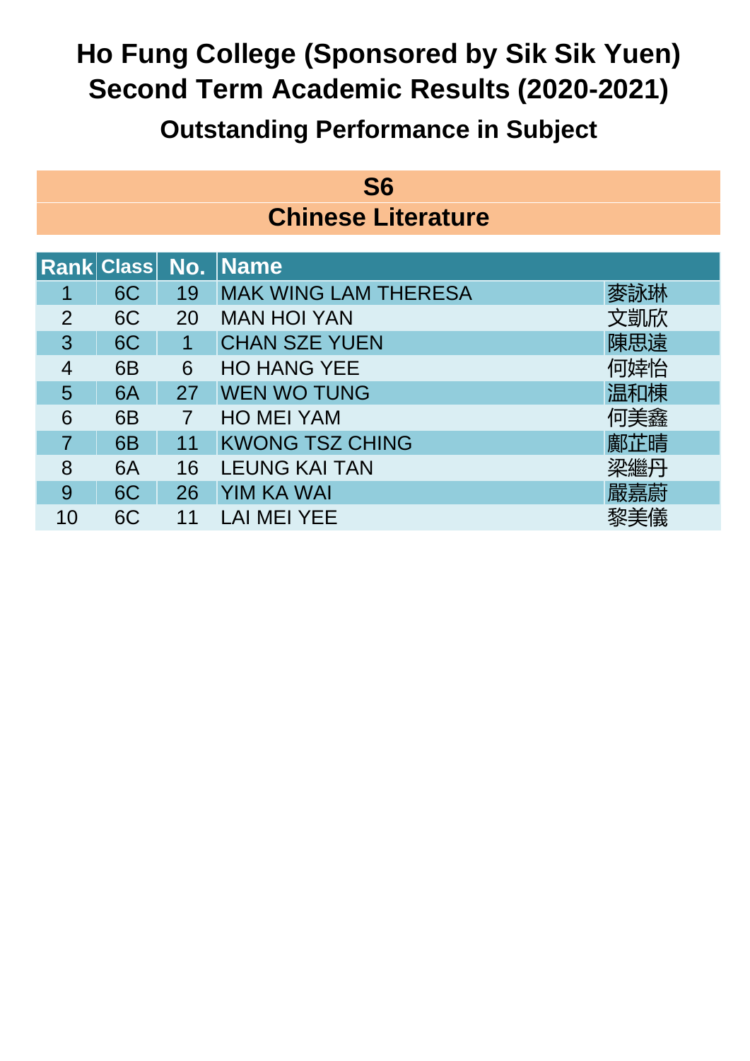# Ho Fung College (Sponsored by Sik Sik Yuen)
# Second Term Academic Results (2020-2021)
## Outstanding Performance in Subject

### S6
### Chinese Literature

| Rank | Class | No. | Name | |
|---|---|---|---|---|
| 1 | 6C | 19 | MAK WING LAM THERESA | 麥詠琳 |
| 2 | 6C | 20 | MAN HOI YAN | 文凱欣 |
| 3 | 6C | 1 | CHAN SZE YUEN | 陳思遠 |
| 4 | 6B | 6 | HO HANG YEE | 何婞怡 |
| 5 | 6A | 27 | WEN WO TUNG | 温和棟 |
| 6 | 6B | 7 | HO MEI YAM | 何美鑫 |
| 7 | 6B | 11 | KWONG TSZ CHING | 鄺芷晴 |
| 8 | 6A | 16 | LEUNG KAI TAN | 梁繼丹 |
| 9 | 6C | 26 | YIM KA WAI | 嚴嘉蔚 |
| 10 | 6C | 11 | LAI MEI YEE | 黎美儀 |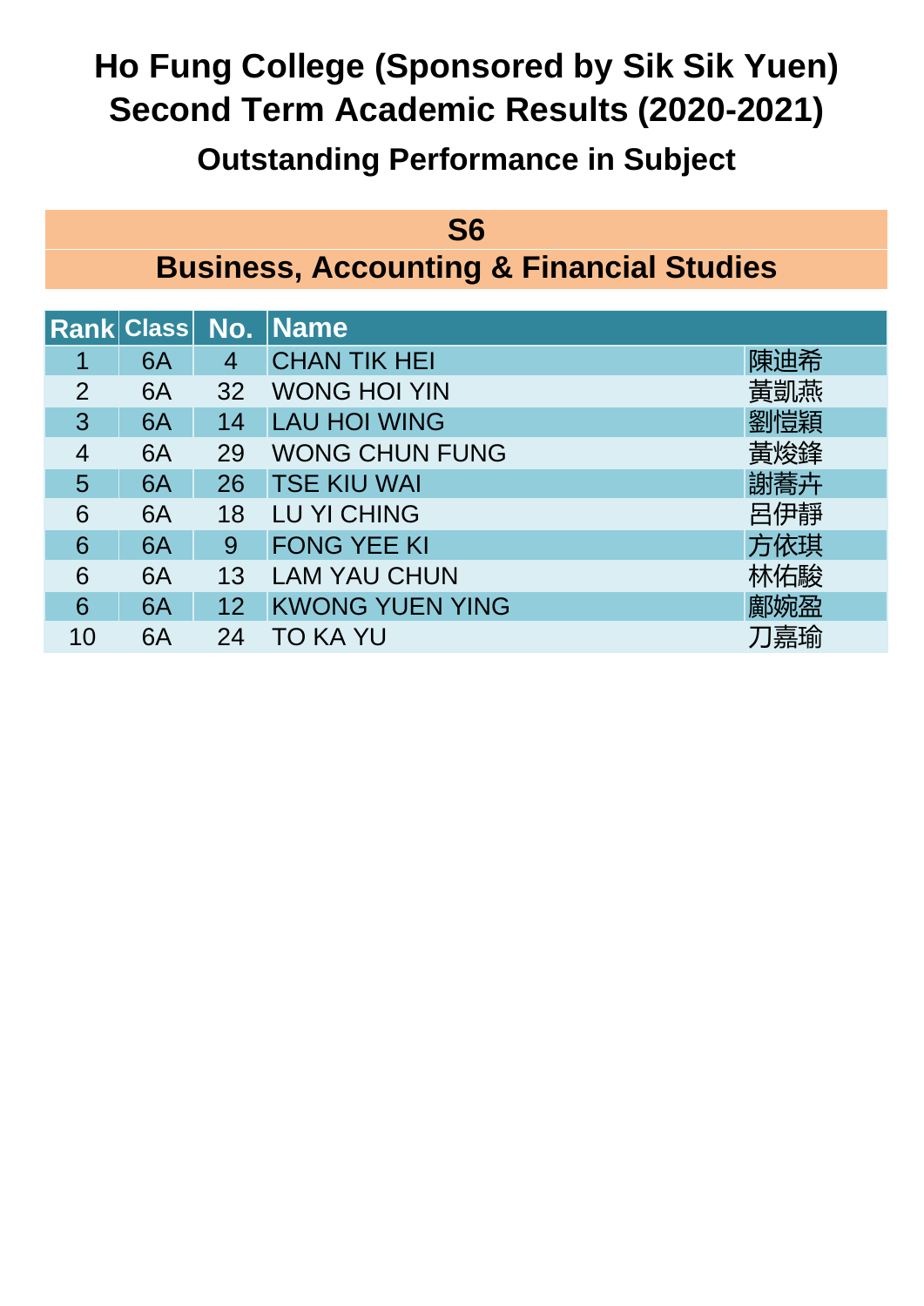# Ho Fung College (Sponsored by Sik Sik Yuen)
# Second Term Academic Results (2020-2021)
## Outstanding Performance in Subject

### S6
### Business, Accounting & Financial Studies

| Rank | Class | No. | Name | |
|---|---|---|---|---|
| 1 | 6A | 4 | CHAN TIK HEI | 陳迪希 |
| 2 | 6A | 32 | WONG HOI YIN | 黃凱燕 |
| 3 | 6A | 14 | LAU HOI WING | 劉愷穎 |
| 4 | 6A | 29 | WONG CHUN FUNG | 黃焌鋒 |
| 5 | 6A | 26 | TSE KIU WAI | 謝蕎卉 |
| 6 | 6A | 18 | LU YI CHING | 呂伊靜 |
| 6 | 6A | 9 | FONG YEE KI | 方依琪 |
| 6 | 6A | 13 | LAM YAU CHUN | 林佑駿 |
| 6 | 6A | 12 | KWONG YUEN YING | 鄺婉盈 |
| 10 | 6A | 24 | TO KA YU | 刀嘉瑜 |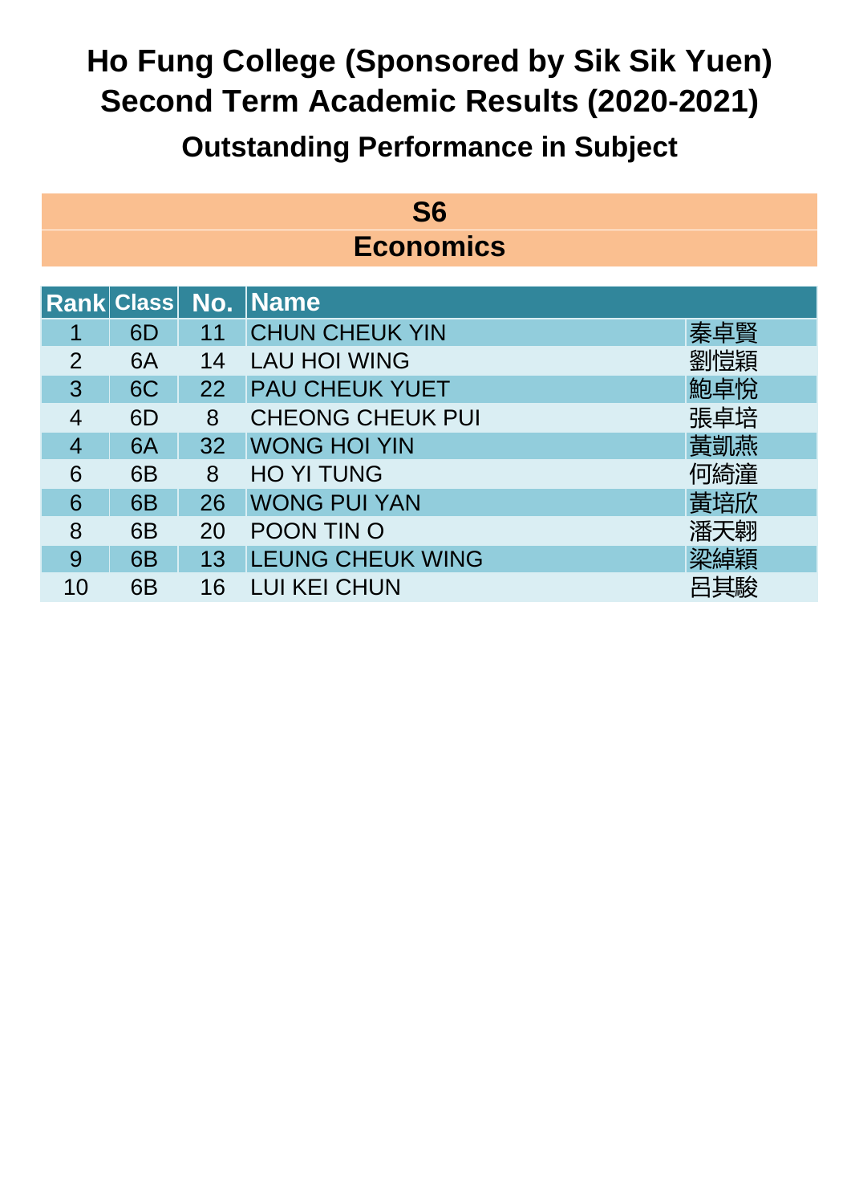# Ho Fung College (Sponsored by Sik Sik Yuen)
# Second Term Academic Results (2020-2021)
## Outstanding Performance in Subject

### S6
### Economics

| Rank | Class | No. | Name | |
|---|---|---|---|---|
| 1 | 6D | 11 | CHUN CHEUK YIN | 秦卓賢 |
| 2 | 6A | 14 | LAU HOI WING | 劉愷穎 |
| 3 | 6C | 22 | PAU CHEUK YUET | 鮑卓悅 |
| 4 | 6D | 8 | CHEONG CHEUK PUI | 張卓培 |
| 4 | 6A | 32 | WONG HOI YIN | 黃凱燕 |
| 6 | 6B | 8 | HO YI TUNG | 何綺潼 |
| 6 | 6B | 26 | WONG PUI YAN | 黃培欣 |
| 8 | 6B | 20 | POON TIN O | 潘天翺 |
| 9 | 6B | 13 | LEUNG CHEUK WING | 梁綽穎 |
| 10 | 6B | 16 | LUI KEI CHUN | 呂其駿 |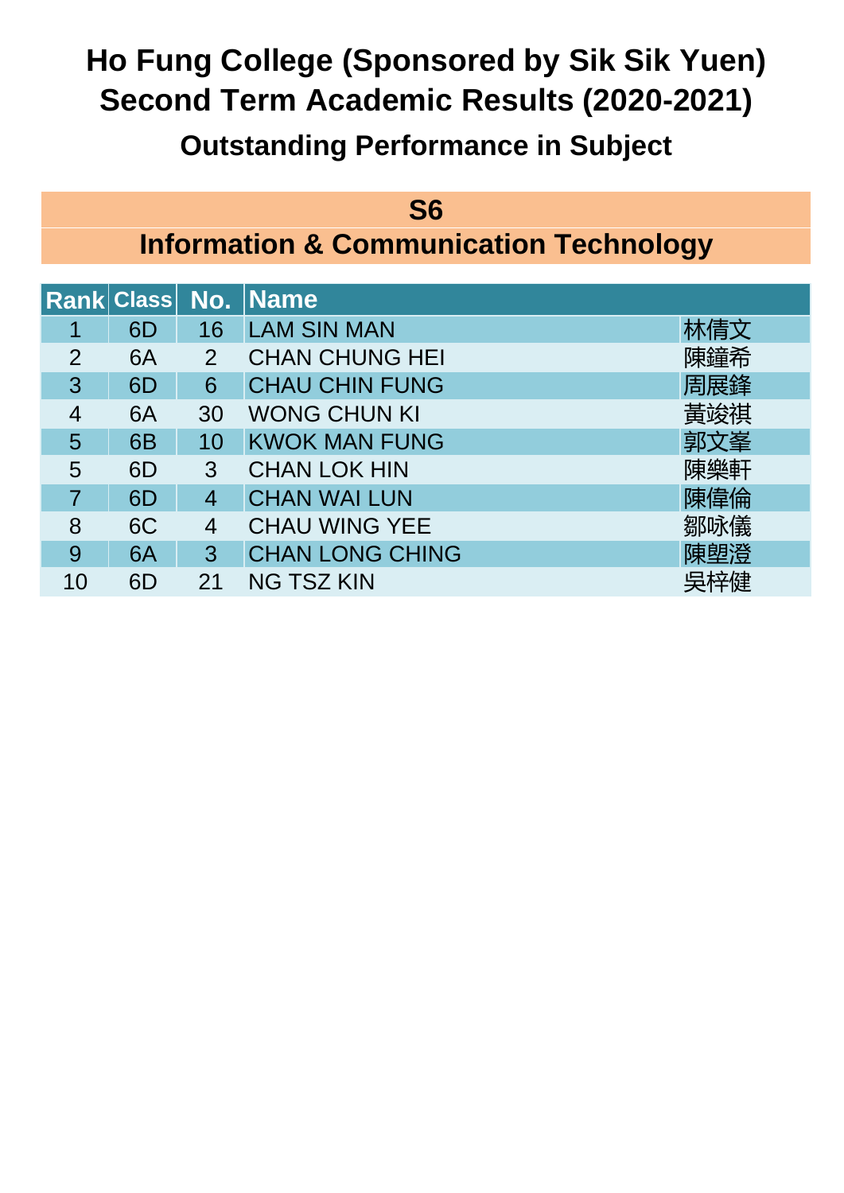# Ho Fung College (Sponsored by Sik Sik Yuen)
# Second Term Academic Results (2020-2021)
## Outstanding Performance in Subject

### S6
### Information & Communication Technology

| Rank | Class | No. | Name | |
|---|---|---|---|---|
| 1 | 6D | 16 | LAM SIN MAN | 林倩文 |
| 2 | 6A | 2 | CHAN CHUNG HEI | 陳鐘希 |
| 3 | 6D | 6 | CHAU CHIN FUNG | 周展鋒 |
| 4 | 6A | 30 | WONG CHUN KI | 黃竣祺 |
| 5 | 6B | 10 | KWOK MAN FUNG | 郭文峯 |
| 5 | 6D | 3 | CHAN LOK HIN | 陳樂軒 |
| 7 | 6D | 4 | CHAN WAI LUN | 陳偉倫 |
| 8 | 6C | 4 | CHAU WING YEE | 鄒咏儀 |
| 9 | 6A | 3 | CHAN LONG CHING | 陳塱澄 |
| 10 | 6D | 21 | NG TSZ KIN | 吳梓健 |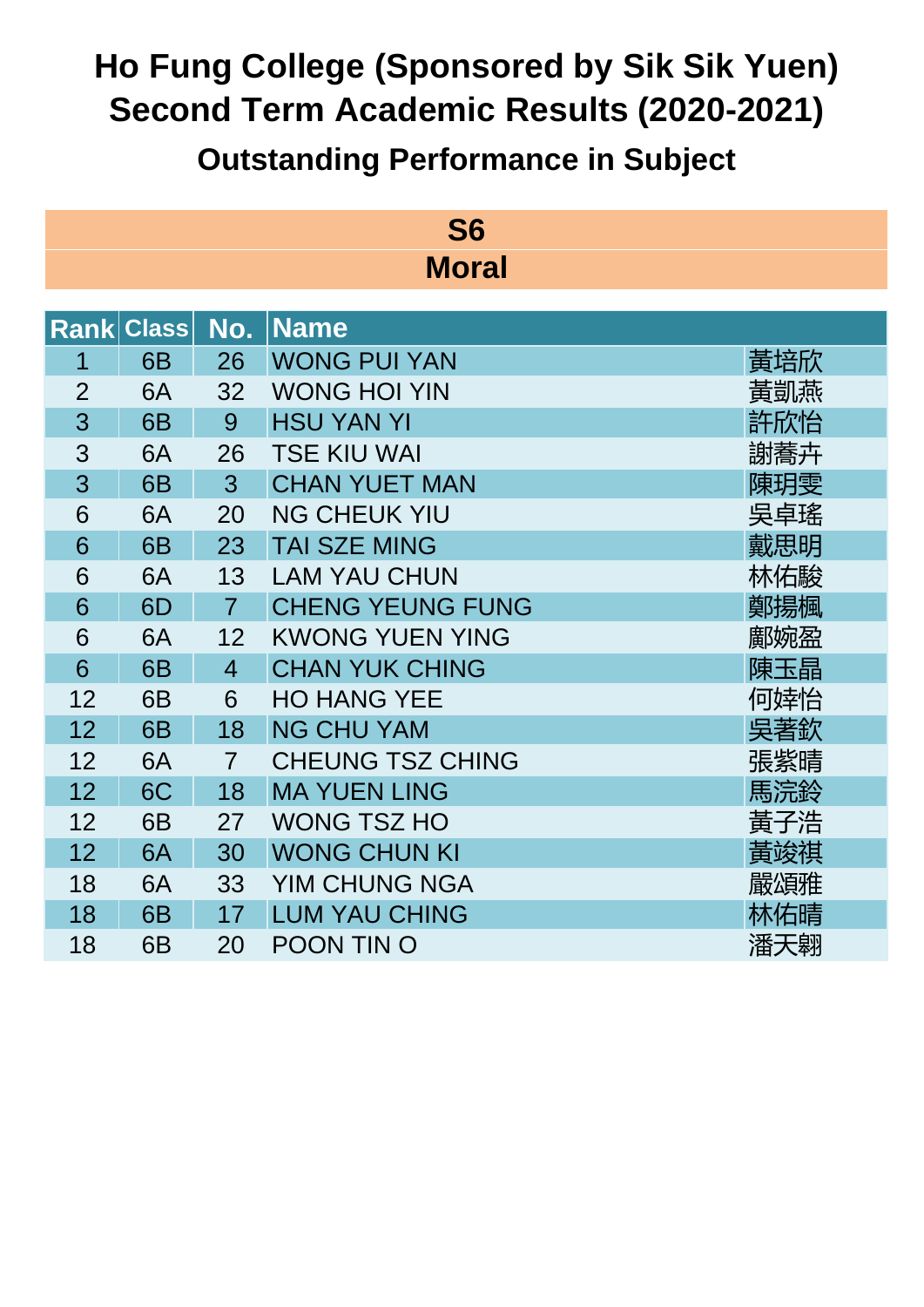# Ho Fung College (Sponsored by Sik Sik Yuen)
# Second Term Academic Results (2020-2021)
## Outstanding Performance in Subject

### S6
### Moral

| Rank | Class | No. | Name | |
|---|---|---|---|---|
| 1 | 6B | 26 | WONG PUI YAN | 黃培欣 |
| 2 | 6A | 32 | WONG HOI YIN | 黃凱燕 |
| 3 | 6B | 9 | HSU YAN YI | 許欣怡 |
| 3 | 6A | 26 | TSE KIU WAI | 謝蕎卉 |
| 3 | 6B | 3 | CHAN YUET MAN | 陳玥雯 |
| 6 | 6A | 20 | NG CHEUK YIU | 吳卓瑤 |
| 6 | 6B | 23 | TAI SZE MING | 戴思明 |
| 6 | 6A | 13 | LAM YAU CHUN | 林佑駿 |
| 6 | 6D | 7 | CHENG YEUNG FUNG | 鄭揚楓 |
| 6 | 6A | 12 | KWONG YUEN YING | 鄺婉盈 |
| 6 | 6B | 4 | CHAN YUK CHING | 陳玉晶 |
| 12 | 6B | 6 | HO HANG YEE | 何婞怡 |
| 12 | 6B | 18 | NG CHU YAM | 吳著欽 |
| 12 | 6A | 7 | CHEUNG TSZ CHING | 張紫晴 |
| 12 | 6C | 18 | MA YUEN LING | 馬浣鈴 |
| 12 | 6B | 27 | WONG TSZ HO | 黃子浩 |
| 12 | 6A | 30 | WONG CHUN KI | 黃竣祺 |
| 18 | 6A | 33 | YIM CHUNG NGA | 嚴頌雅 |
| 18 | 6B | 17 | LUM YAU CHING | 林佑晴 |
| 18 | 6B | 20 | POON TIN O | 潘天翱 |